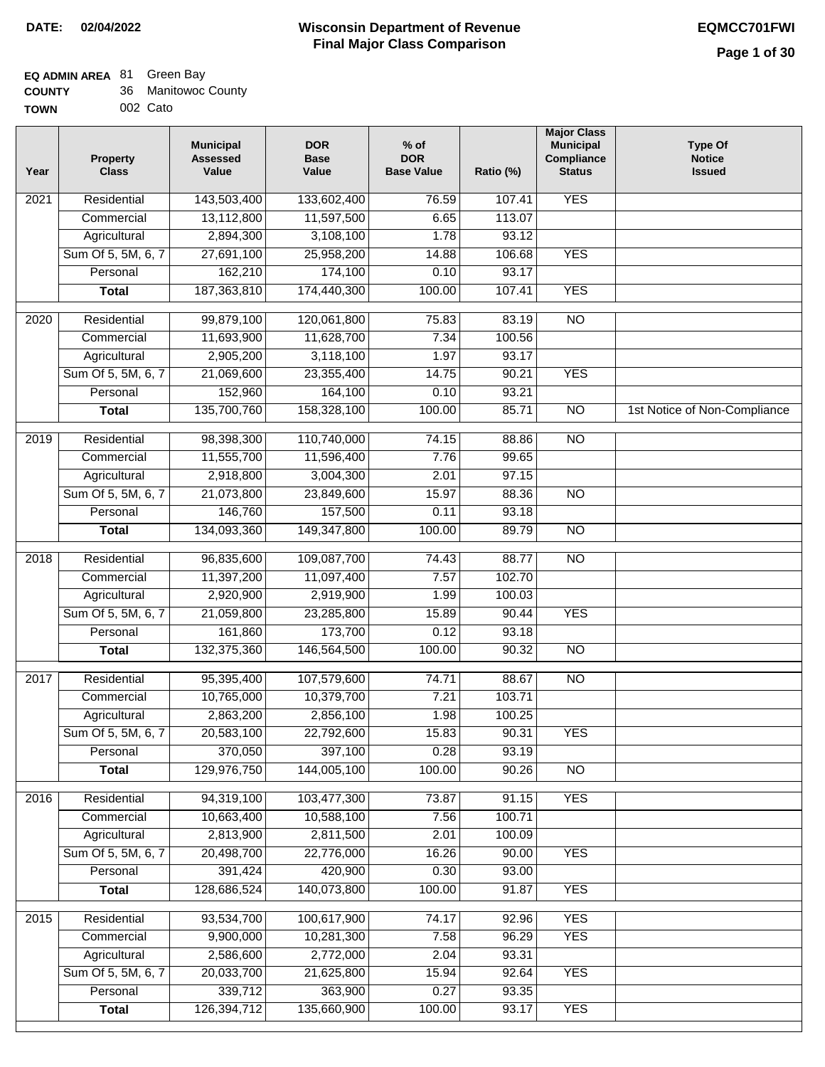**DATE:** 02/04/2022

# Wisconsin Department of Revenue
## Final Major Class Comparison

EQMCC701FWI

**EQ ADMIN AREA** 81 Green Bay
**COUNTY** 36 Manitowoc County
**TOWN** 002 Cato

| Year | Property Class | Municipal Assessed Value | DOR Base Value | % of DOR Base Value | Ratio (%) | Major Class Municipal Compliance Status | Type Of Notice Issued |
|---|---|---|---|---|---|---|---|
| 2021 | Residential | 143,503,400 | 133,602,400 | 76.59 | 107.41 | YES | |
| | Commercial | 13,112,800 | 11,597,500 | 6.65 | 113.07 | | |
| | Agricultural | 2,894,300 | 3,108,100 | 1.78 | 93.12 | | |
| | Sum Of 5, 5M, 6, 7 | 27,691,100 | 25,958,200 | 14.88 | 106.68 | YES | |
| | Personal | 162,210 | 174,100 | 0.10 | 93.17 | | |
| | **Total** | 187,363,810 | 174,440,300 | 100.00 | 107.41 | YES | |
| 2020 | Residential | 99,879,100 | 120,061,800 | 75.83 | 83.19 | NO | |
| | Commercial | 11,693,900 | 11,628,700 | 7.34 | 100.56 | | |
| | Agricultural | 2,905,200 | 3,118,100 | 1.97 | 93.17 | | |
| | Sum Of 5, 5M, 6, 7 | 21,069,600 | 23,355,400 | 14.75 | 90.21 | YES | |
| | Personal | 152,960 | 164,100 | 0.10 | 93.21 | | |
| | **Total** | 135,700,760 | 158,328,100 | 100.00 | 85.71 | NO | 1st Notice of Non-Compliance |
| 2019 | Residential | 98,398,300 | 110,740,000 | 74.15 | 88.86 | NO | |
| | Commercial | 11,555,700 | 11,596,400 | 7.76 | 99.65 | | |
| | Agricultural | 2,918,800 | 3,004,300 | 2.01 | 97.15 | | |
| | Sum Of 5, 5M, 6, 7 | 21,073,800 | 23,849,600 | 15.97 | 88.36 | NO | |
| | Personal | 146,760 | 157,500 | 0.11 | 93.18 | | |
| | **Total** | 134,093,360 | 149,347,800 | 100.00 | 89.79 | NO | |
| 2018 | Residential | 96,835,600 | 109,087,700 | 74.43 | 88.77 | NO | |
| | Commercial | 11,397,200 | 11,097,400 | 7.57 | 102.70 | | |
| | Agricultural | 2,920,900 | 2,919,900 | 1.99 | 100.03 | | |
| | Sum Of 5, 5M, 6, 7 | 21,059,800 | 23,285,800 | 15.89 | 90.44 | YES | |
| | Personal | 161,860 | 173,700 | 0.12 | 93.18 | | |
| | **Total** | 132,375,360 | 146,564,500 | 100.00 | 90.32 | NO | |
| 2017 | Residential | 95,395,400 | 107,579,600 | 74.71 | 88.67 | NO | |
| | Commercial | 10,765,000 | 10,379,700 | 7.21 | 103.71 | | |
| | Agricultural | 2,863,200 | 2,856,100 | 1.98 | 100.25 | | |
| | Sum Of 5, 5M, 6, 7 | 20,583,100 | 22,792,600 | 15.83 | 90.31 | YES | |
| | Personal | 370,050 | 397,100 | 0.28 | 93.19 | | |
| | **Total** | 129,976,750 | 144,005,100 | 100.00 | 90.26 | NO | |
| 2016 | Residential | 94,319,100 | 103,477,300 | 73.87 | 91.15 | YES | |
| | Commercial | 10,663,400 | 10,588,100 | 7.56 | 100.71 | | |
| | Agricultural | 2,813,900 | 2,811,500 | 2.01 | 100.09 | | |
| | Sum Of 5, 5M, 6, 7 | 20,498,700 | 22,776,000 | 16.26 | 90.00 | YES | |
| | Personal | 391,424 | 420,900 | 0.30 | 93.00 | | |
| | **Total** | 128,686,524 | 140,073,800 | 100.00 | 91.87 | YES | |
| 2015 | Residential | 93,534,700 | 100,617,900 | 74.17 | 92.96 | YES | |
| | Commercial | 9,900,000 | 10,281,300 | 7.58 | 96.29 | YES | |
| | Agricultural | 2,586,600 | 2,772,000 | 2.04 | 93.31 | | |
| | Sum Of 5, 5M, 6, 7 | 20,033,700 | 21,625,800 | 15.94 | 92.64 | YES | |
| | Personal | 339,712 | 363,900 | 0.27 | 93.35 | | |
| | **Total** | 126,394,712 | 135,660,900 | 100.00 | 93.17 | YES | |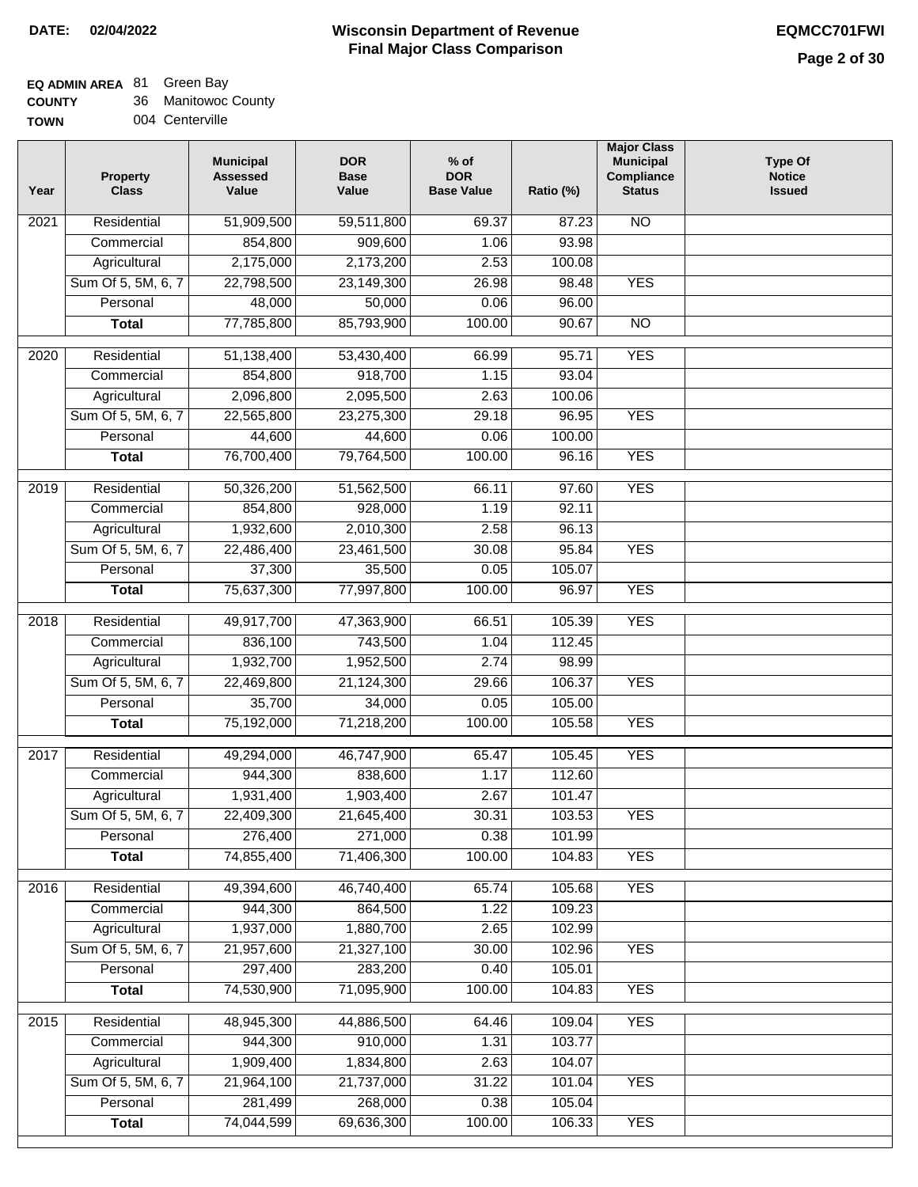**DATE:** 02/04/2022

# Wisconsin Department of Revenue
## Final Major Class Comparison

**EQMCC701FWI**

**EQ ADMIN AREA** 81 Green Bay
**COUNTY** 36 Manitowoc County
**TOWN** 004 Centerville

| Year | Property Class | Municipal Assessed Value | DOR Base Value | % of DOR Base Value | Ratio (%) | Major Class Municipal Compliance Status | Type Of Notice Issued |
|---|---|---|---|---|---|---|---|
| 2021 | Residential | 51,909,500 | 59,511,800 | 69.37 | 87.23 | NO | |
| | Commercial | 854,800 | 909,600 | 1.06 | 93.98 | | |
| | Agricultural | 2,175,000 | 2,173,200 | 2.53 | 100.08 | | |
| | Sum Of 5, 5M, 6, 7 | 22,798,500 | 23,149,300 | 26.98 | 98.48 | YES | |
| | Personal | 48,000 | 50,000 | 0.06 | 96.00 | | |
| | **Total** | 77,785,800 | 85,793,900 | 100.00 | 90.67 | NO | |
| 2020 | Residential | 51,138,400 | 53,430,400 | 66.99 | 95.71 | YES | |
| | Commercial | 854,800 | 918,700 | 1.15 | 93.04 | | |
| | Agricultural | 2,096,800 | 2,095,500 | 2.63 | 100.06 | | |
| | Sum Of 5, 5M, 6, 7 | 22,565,800 | 23,275,300 | 29.18 | 96.95 | YES | |
| | Personal | 44,600 | 44,600 | 0.06 | 100.00 | | |
| | **Total** | 76,700,400 | 79,764,500 | 100.00 | 96.16 | YES | |
| 2019 | Residential | 50,326,200 | 51,562,500 | 66.11 | 97.60 | YES | |
| | Commercial | 854,800 | 928,000 | 1.19 | 92.11 | | |
| | Agricultural | 1,932,600 | 2,010,300 | 2.58 | 96.13 | | |
| | Sum Of 5, 5M, 6, 7 | 22,486,400 | 23,461,500 | 30.08 | 95.84 | YES | |
| | Personal | 37,300 | 35,500 | 0.05 | 105.07 | | |
| | **Total** | 75,637,300 | 77,997,800 | 100.00 | 96.97 | YES | |
| 2018 | Residential | 49,917,700 | 47,363,900 | 66.51 | 105.39 | YES | |
| | Commercial | 836,100 | 743,500 | 1.04 | 112.45 | | |
| | Agricultural | 1,932,700 | 1,952,500 | 2.74 | 98.99 | | |
| | Sum Of 5, 5M, 6, 7 | 22,469,800 | 21,124,300 | 29.66 | 106.37 | YES | |
| | Personal | 35,700 | 34,000 | 0.05 | 105.00 | | |
| | **Total** | 75,192,000 | 71,218,200 | 100.00 | 105.58 | YES | |
| 2017 | Residential | 49,294,000 | 46,747,900 | 65.47 | 105.45 | YES | |
| | Commercial | 944,300 | 838,600 | 1.17 | 112.60 | | |
| | Agricultural | 1,931,400 | 1,903,400 | 2.67 | 101.47 | | |
| | Sum Of 5, 5M, 6, 7 | 22,409,300 | 21,645,400 | 30.31 | 103.53 | YES | |
| | Personal | 276,400 | 271,000 | 0.38 | 101.99 | | |
| | **Total** | 74,855,400 | 71,406,300 | 100.00 | 104.83 | YES | |
| 2016 | Residential | 49,394,600 | 46,740,400 | 65.74 | 105.68 | YES | |
| | Commercial | 944,300 | 864,500 | 1.22 | 109.23 | | |
| | Agricultural | 1,937,000 | 1,880,700 | 2.65 | 102.99 | | |
| | Sum Of 5, 5M, 6, 7 | 21,957,600 | 21,327,100 | 30.00 | 102.96 | YES | |
| | Personal | 297,400 | 283,200 | 0.40 | 105.01 | | |
| | **Total** | 74,530,900 | 71,095,900 | 100.00 | 104.83 | YES | |
| 2015 | Residential | 48,945,300 | 44,886,500 | 64.46 | 109.04 | YES | |
| | Commercial | 944,300 | 910,000 | 1.31 | 103.77 | | |
| | Agricultural | 1,909,400 | 1,834,800 | 2.63 | 104.07 | | |
| | Sum Of 5, 5M, 6, 7 | 21,964,100 | 21,737,000 | 31.22 | 101.04 | YES | |
| | Personal | 281,499 | 268,000 | 0.38 | 105.04 | | |
| | **Total** | 74,044,599 | 69,636,300 | 100.00 | 106.33 | YES | |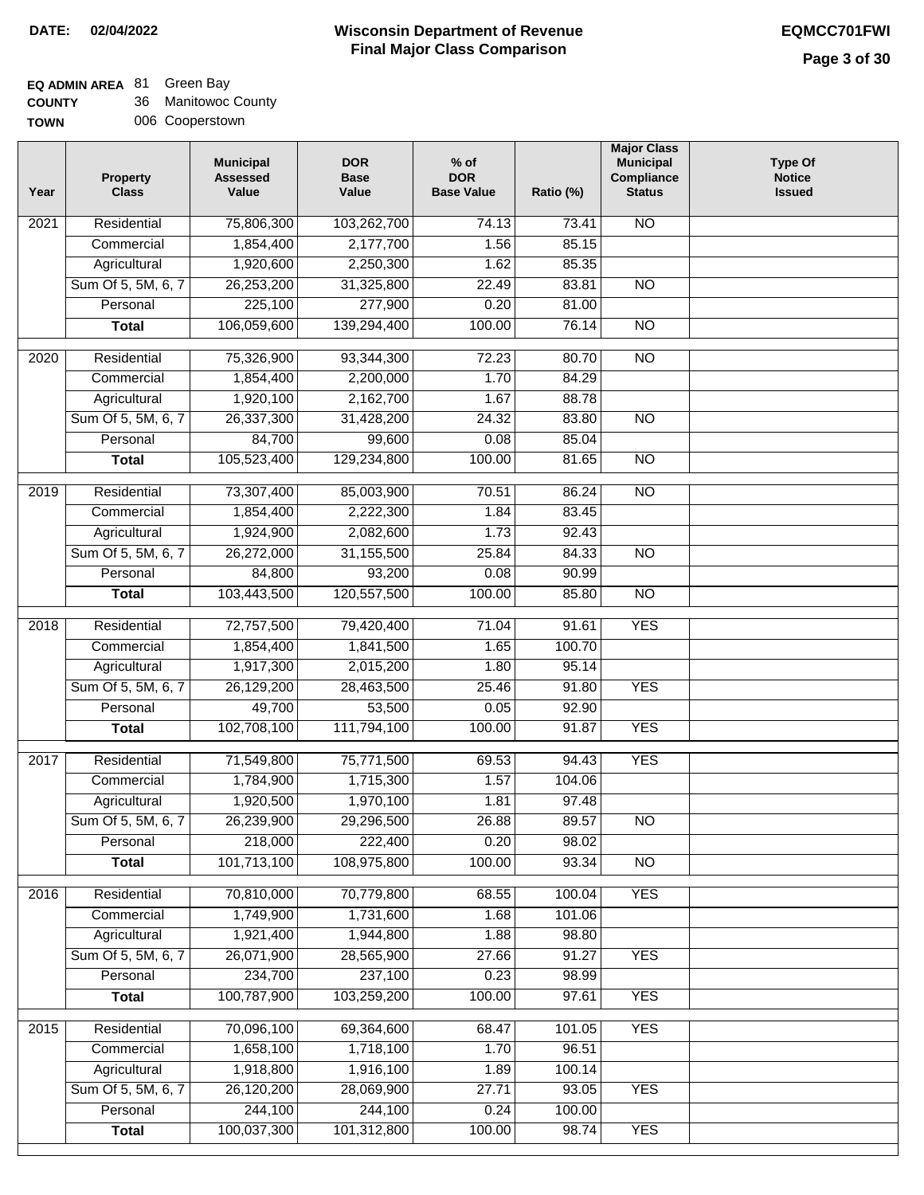**DATE:** 02/04/2022

# Wisconsin Department of Revenue
## Final Major Class Comparison

**EQMCC701FWI**

**EQ ADMIN AREA** 81 Green Bay
**COUNTY** 36 Manitowoc County
**TOWN** 006 Cooperstown

| Year | Property Class | Municipal Assessed Value | DOR Base Value | % of DOR Base Value | Ratio (%) | Major Class Municipal Compliance Status | Type Of Notice Issued |
|---|---|---|---|---|---|---|---|
| 2021 | Residential | 75,806,300 | 103,262,700 | 74.13 | 73.41 | NO | |
| | Commercial | 1,854,400 | 2,177,700 | 1.56 | 85.15 | | |
| | Agricultural | 1,920,600 | 2,250,300 | 1.62 | 85.35 | | |
| | Sum Of 5, 5M, 6, 7 | 26,253,200 | 31,325,800 | 22.49 | 83.81 | NO | |
| | Personal | 225,100 | 277,900 | 0.20 | 81.00 | | |
| | **Total** | 106,059,600 | 139,294,400 | 100.00 | 76.14 | NO | |
| 2020 | Residential | 75,326,900 | 93,344,300 | 72.23 | 80.70 | NO | |
| | Commercial | 1,854,400 | 2,200,000 | 1.70 | 84.29 | | |
| | Agricultural | 1,920,100 | 2,162,700 | 1.67 | 88.78 | | |
| | Sum Of 5, 5M, 6, 7 | 26,337,300 | 31,428,200 | 24.32 | 83.80 | NO | |
| | Personal | 84,700 | 99,600 | 0.08 | 85.04 | | |
| | **Total** | 105,523,400 | 129,234,800 | 100.00 | 81.65 | NO | |
| 2019 | Residential | 73,307,400 | 85,003,900 | 70.51 | 86.24 | NO | |
| | Commercial | 1,854,400 | 2,222,300 | 1.84 | 83.45 | | |
| | Agricultural | 1,924,900 | 2,082,600 | 1.73 | 92.43 | | |
| | Sum Of 5, 5M, 6, 7 | 26,272,000 | 31,155,500 | 25.84 | 84.33 | NO | |
| | Personal | 84,800 | 93,200 | 0.08 | 90.99 | | |
| | **Total** | 103,443,500 | 120,557,500 | 100.00 | 85.80 | NO | |
| 2018 | Residential | 72,757,500 | 79,420,400 | 71.04 | 91.61 | YES | |
| | Commercial | 1,854,400 | 1,841,500 | 1.65 | 100.70 | | |
| | Agricultural | 1,917,300 | 2,015,200 | 1.80 | 95.14 | | |
| | Sum Of 5, 5M, 6, 7 | 26,129,200 | 28,463,500 | 25.46 | 91.80 | YES | |
| | Personal | 49,700 | 53,500 | 0.05 | 92.90 | | |
| | **Total** | 102,708,100 | 111,794,100 | 100.00 | 91.87 | YES | |
| 2017 | Residential | 71,549,800 | 75,771,500 | 69.53 | 94.43 | YES | |
| | Commercial | 1,784,900 | 1,715,300 | 1.57 | 104.06 | | |
| | Agricultural | 1,920,500 | 1,970,100 | 1.81 | 97.48 | | |
| | Sum Of 5, 5M, 6, 7 | 26,239,900 | 29,296,500 | 26.88 | 89.57 | NO | |
| | Personal | 218,000 | 222,400 | 0.20 | 98.02 | | |
| | **Total** | 101,713,100 | 108,975,800 | 100.00 | 93.34 | NO | |
| 2016 | Residential | 70,810,000 | 70,779,800 | 68.55 | 100.04 | YES | |
| | Commercial | 1,749,900 | 1,731,600 | 1.68 | 101.06 | | |
| | Agricultural | 1,921,400 | 1,944,800 | 1.88 | 98.80 | | |
| | Sum Of 5, 5M, 6, 7 | 26,071,900 | 28,565,900 | 27.66 | 91.27 | YES | |
| | Personal | 234,700 | 237,100 | 0.23 | 98.99 | | |
| | **Total** | 100,787,900 | 103,259,200 | 100.00 | 97.61 | YES | |
| 2015 | Residential | 70,096,100 | 69,364,600 | 68.47 | 101.05 | YES | |
| | Commercial | 1,658,100 | 1,718,100 | 1.70 | 96.51 | | |
| | Agricultural | 1,918,800 | 1,916,100 | 1.89 | 100.14 | | |
| | Sum Of 5, 5M, 6, 7 | 26,120,200 | 28,069,900 | 27.71 | 93.05 | YES | |
| | Personal | 244,100 | 244,100 | 0.24 | 100.00 | | |
| | **Total** | 100,037,300 | 101,312,800 | 100.00 | 98.74 | YES | |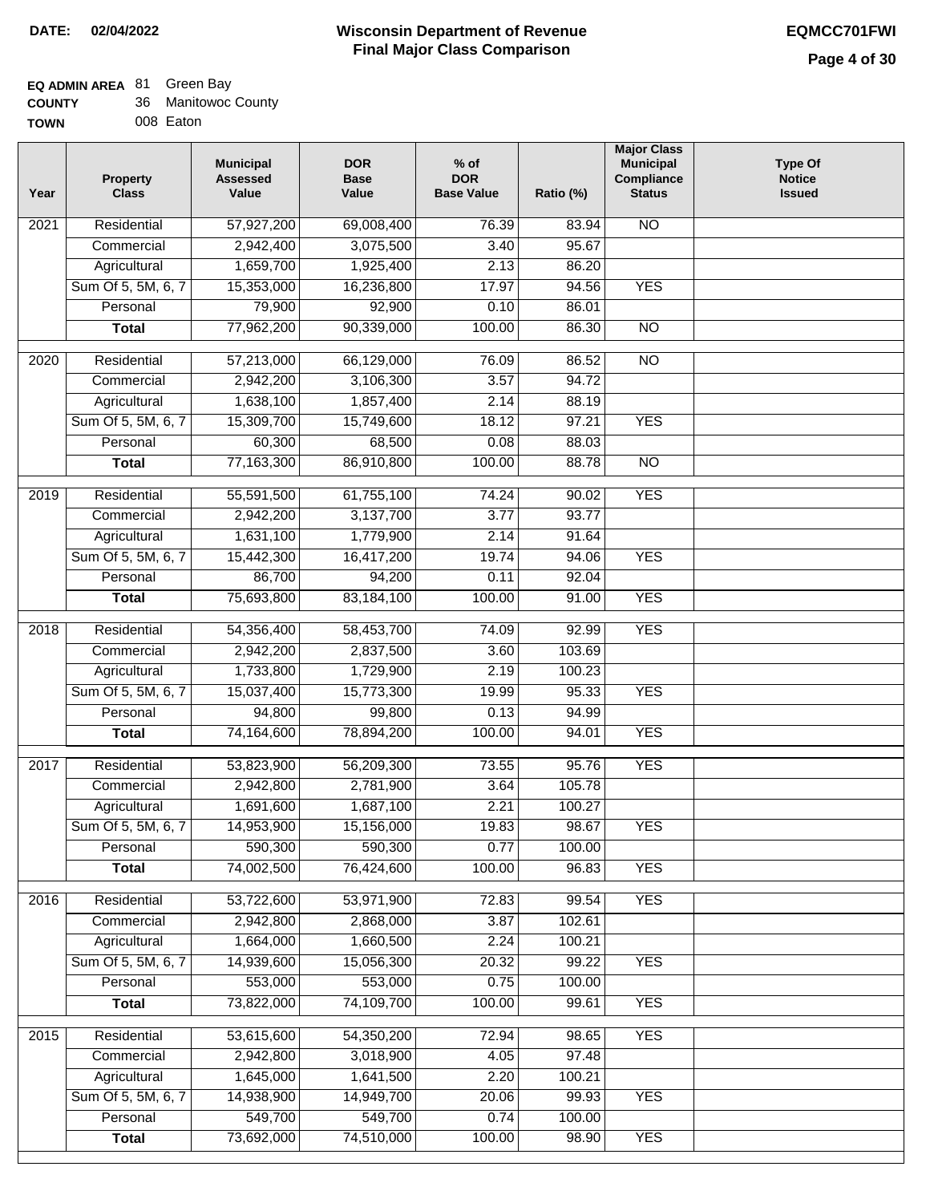**DATE: 02/04/2022**

# Wisconsin Department of Revenue
## Final Major Class Comparison

**EQMCC701FWI**

**EQ ADMIN AREA** 81 Green Bay
**COUNTY** 36 Manitowoc County
**TOWN** 008 Eaton

| Year | Property Class | Municipal Assessed Value | DOR Base Value | % of DOR Base Value | Ratio (%) | Major Class Municipal Compliance Status | Type Of Notice Issued |
|---|---|---|---|---|---|---|---|
| 2021 | Residential | 57,927,200 | 69,008,400 | 76.39 | 83.94 | NO | |
| | Commercial | 2,942,400 | 3,075,500 | 3.40 | 95.67 | | |
| | Agricultural | 1,659,700 | 1,925,400 | 2.13 | 86.20 | | |
| | Sum Of 5, 5M, 6, 7 | 15,353,000 | 16,236,800 | 17.97 | 94.56 | YES | |
| | Personal | 79,900 | 92,900 | 0.10 | 86.01 | | |
| | **Total** | 77,962,200 | 90,339,000 | 100.00 | 86.30 | NO | |
| 2020 | Residential | 57,213,000 | 66,129,000 | 76.09 | 86.52 | NO | |
| | Commercial | 2,942,200 | 3,106,300 | 3.57 | 94.72 | | |
| | Agricultural | 1,638,100 | 1,857,400 | 2.14 | 88.19 | | |
| | Sum Of 5, 5M, 6, 7 | 15,309,700 | 15,749,600 | 18.12 | 97.21 | YES | |
| | Personal | 60,300 | 68,500 | 0.08 | 88.03 | | |
| | **Total** | 77,163,300 | 86,910,800 | 100.00 | 88.78 | NO | |
| 2019 | Residential | 55,591,500 | 61,755,100 | 74.24 | 90.02 | YES | |
| | Commercial | 2,942,200 | 3,137,700 | 3.77 | 93.77 | | |
| | Agricultural | 1,631,100 | 1,779,900 | 2.14 | 91.64 | | |
| | Sum Of 5, 5M, 6, 7 | 15,442,300 | 16,417,200 | 19.74 | 94.06 | YES | |
| | Personal | 86,700 | 94,200 | 0.11 | 92.04 | | |
| | **Total** | 75,693,800 | 83,184,100 | 100.00 | 91.00 | YES | |
| 2018 | Residential | 54,356,400 | 58,453,700 | 74.09 | 92.99 | YES | |
| | Commercial | 2,942,200 | 2,837,500 | 3.60 | 103.69 | | |
| | Agricultural | 1,733,800 | 1,729,900 | 2.19 | 100.23 | | |
| | Sum Of 5, 5M, 6, 7 | 15,037,400 | 15,773,300 | 19.99 | 95.33 | YES | |
| | Personal | 94,800 | 99,800 | 0.13 | 94.99 | | |
| | **Total** | 74,164,600 | 78,894,200 | 100.00 | 94.01 | YES | |
| 2017 | Residential | 53,823,900 | 56,209,300 | 73.55 | 95.76 | YES | |
| | Commercial | 2,942,800 | 2,781,900 | 3.64 | 105.78 | | |
| | Agricultural | 1,691,600 | 1,687,100 | 2.21 | 100.27 | | |
| | Sum Of 5, 5M, 6, 7 | 14,953,900 | 15,156,000 | 19.83 | 98.67 | YES | |
| | Personal | 590,300 | 590,300 | 0.77 | 100.00 | | |
| | **Total** | 74,002,500 | 76,424,600 | 100.00 | 96.83 | YES | |
| 2016 | Residential | 53,722,600 | 53,971,900 | 72.83 | 99.54 | YES | |
| | Commercial | 2,942,800 | 2,868,000 | 3.87 | 102.61 | | |
| | Agricultural | 1,664,000 | 1,660,500 | 2.24 | 100.21 | | |
| | Sum Of 5, 5M, 6, 7 | 14,939,600 | 15,056,300 | 20.32 | 99.22 | YES | |
| | Personal | 553,000 | 553,000 | 0.75 | 100.00 | | |
| | **Total** | 73,822,000 | 74,109,700 | 100.00 | 99.61 | YES | |
| 2015 | Residential | 53,615,600 | 54,350,200 | 72.94 | 98.65 | YES | |
| | Commercial | 2,942,800 | 3,018,900 | 4.05 | 97.48 | | |
| | Agricultural | 1,645,000 | 1,641,500 | 2.20 | 100.21 | | |
| | Sum Of 5, 5M, 6, 7 | 14,938,900 | 14,949,700 | 20.06 | 99.93 | YES | |
| | Personal | 549,700 | 549,700 | 0.74 | 100.00 | | |
| | **Total** | 73,692,000 | 74,510,000 | 100.00 | 98.90 | YES | |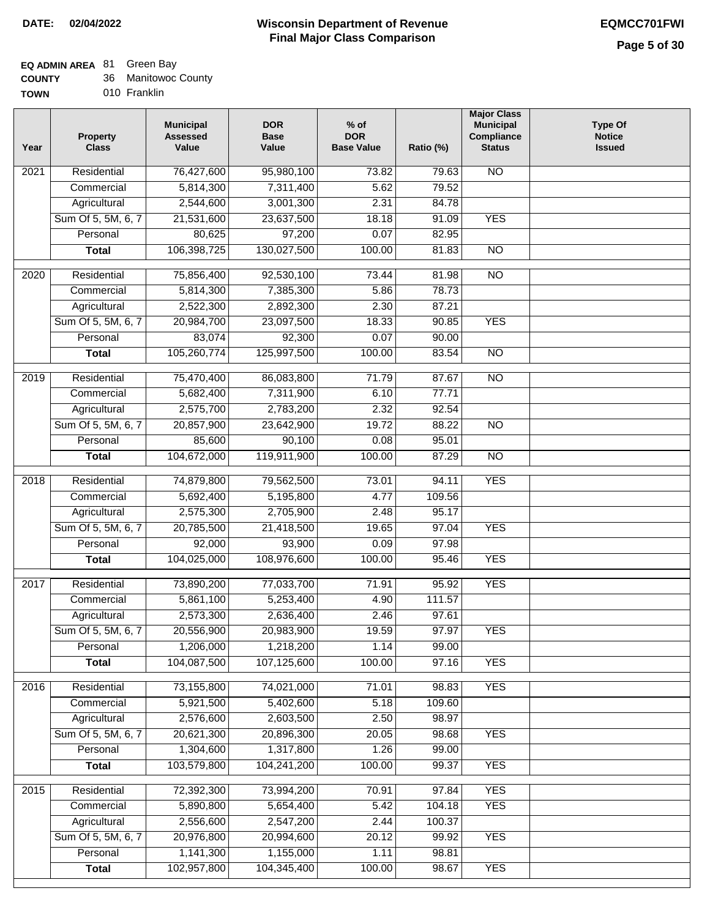**DATE:** 02/04/2022

# Wisconsin Department of Revenue
## Final Major Class Comparison

**EQMCC701FWI**

**EQ ADMIN AREA** 81 Green Bay
**COUNTY** 36 Manitowoc County
**TOWN** 010 Franklin

| Year | Property Class | Municipal Assessed Value | DOR Base Value | % of DOR Base Value | Ratio (%) | Major Class Municipal Compliance Status | Type Of Notice Issued |
|---|---|---|---|---|---|---|---|
| 2021 | Residential | 76,427,600 | 95,980,100 | 73.82 | 79.63 | NO | |
| | Commercial | 5,814,300 | 7,311,400 | 5.62 | 79.52 | | |
| | Agricultural | 2,544,600 | 3,001,300 | 2.31 | 84.78 | | |
| | Sum Of 5, 5M, 6, 7 | 21,531,600 | 23,637,500 | 18.18 | 91.09 | YES | |
| | Personal | 80,625 | 97,200 | 0.07 | 82.95 | | |
| | **Total** | 106,398,725 | 130,027,500 | 100.00 | 81.83 | NO | |
| 2020 | Residential | 75,856,400 | 92,530,100 | 73.44 | 81.98 | NO | |
| | Commercial | 5,814,300 | 7,385,300 | 5.86 | 78.73 | | |
| | Agricultural | 2,522,300 | 2,892,300 | 2.30 | 87.21 | | |
| | Sum Of 5, 5M, 6, 7 | 20,984,700 | 23,097,500 | 18.33 | 90.85 | YES | |
| | Personal | 83,074 | 92,300 | 0.07 | 90.00 | | |
| | **Total** | 105,260,774 | 125,997,500 | 100.00 | 83.54 | NO | |
| 2019 | Residential | 75,470,400 | 86,083,800 | 71.79 | 87.67 | NO | |
| | Commercial | 5,682,400 | 7,311,900 | 6.10 | 77.71 | | |
| | Agricultural | 2,575,700 | 2,783,200 | 2.32 | 92.54 | | |
| | Sum Of 5, 5M, 6, 7 | 20,857,900 | 23,642,900 | 19.72 | 88.22 | NO | |
| | Personal | 85,600 | 90,100 | 0.08 | 95.01 | | |
| | **Total** | 104,672,000 | 119,911,900 | 100.00 | 87.29 | NO | |
| 2018 | Residential | 74,879,800 | 79,562,500 | 73.01 | 94.11 | YES | |
| | Commercial | 5,692,400 | 5,195,800 | 4.77 | 109.56 | | |
| | Agricultural | 2,575,300 | 2,705,900 | 2.48 | 95.17 | | |
| | Sum Of 5, 5M, 6, 7 | 20,785,500 | 21,418,500 | 19.65 | 97.04 | YES | |
| | Personal | 92,000 | 93,900 | 0.09 | 97.98 | | |
| | **Total** | 104,025,000 | 108,976,600 | 100.00 | 95.46 | YES | |
| 2017 | Residential | 73,890,200 | 77,033,700 | 71.91 | 95.92 | YES | |
| | Commercial | 5,861,100 | 5,253,400 | 4.90 | 111.57 | | |
| | Agricultural | 2,573,300 | 2,636,400 | 2.46 | 97.61 | | |
| | Sum Of 5, 5M, 6, 7 | 20,556,900 | 20,983,900 | 19.59 | 97.97 | YES | |
| | Personal | 1,206,000 | 1,218,200 | 1.14 | 99.00 | | |
| | **Total** | 104,087,500 | 107,125,600 | 100.00 | 97.16 | YES | |
| 2016 | Residential | 73,155,800 | 74,021,000 | 71.01 | 98.83 | YES | |
| | Commercial | 5,921,500 | 5,402,600 | 5.18 | 109.60 | | |
| | Agricultural | 2,576,600 | 2,603,500 | 2.50 | 98.97 | | |
| | Sum Of 5, 5M, 6, 7 | 20,621,300 | 20,896,300 | 20.05 | 98.68 | YES | |
| | Personal | 1,304,600 | 1,317,800 | 1.26 | 99.00 | | |
| | **Total** | 103,579,800 | 104,241,200 | 100.00 | 99.37 | YES | |
| 2015 | Residential | 72,392,300 | 73,994,200 | 70.91 | 97.84 | YES | |
| | Commercial | 5,890,800 | 5,654,400 | 5.42 | 104.18 | YES | |
| | Agricultural | 2,556,600 | 2,547,200 | 2.44 | 100.37 | | |
| | Sum Of 5, 5M, 6, 7 | 20,976,800 | 20,994,600 | 20.12 | 99.92 | YES | |
| | Personal | 1,141,300 | 1,155,000 | 1.11 | 98.81 | | |
| | **Total** | 102,957,800 | 104,345,400 | 100.00 | 98.67 | YES | |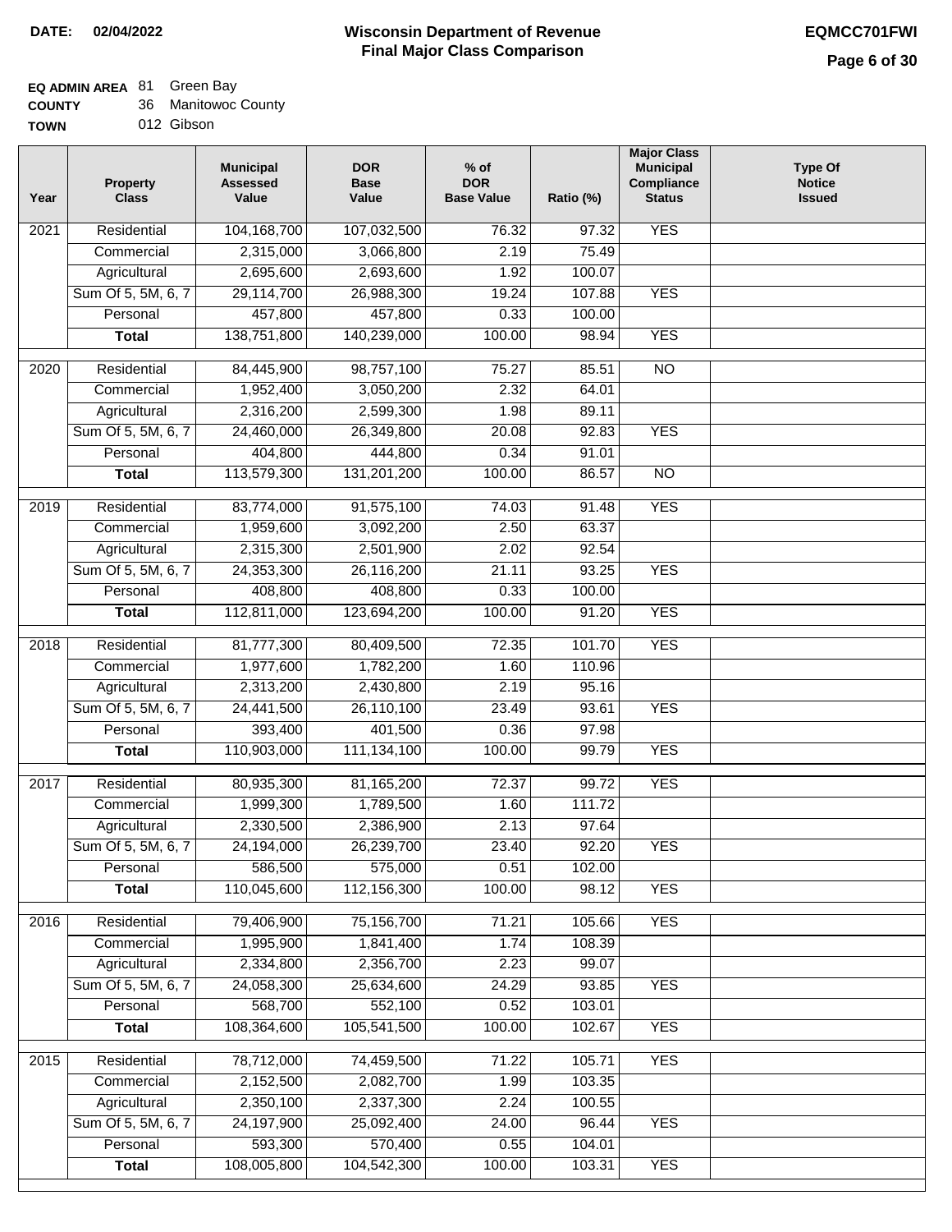**DATE: 02/04/2022**

# Wisconsin Department of Revenue
## Final Major Class Comparison

**EQMCC701FWI**

**EQ ADMIN AREA** 81 Green Bay
**COUNTY** 36 Manitowoc County
**TOWN** 012 Gibson

| Year | Property Class | Municipal Assessed Value | DOR Base Value | % of DOR Base Value | Ratio (%) | Major Class Municipal Compliance Status | Type Of Notice Issued |
|---|---|---|---|---|---|---|---|
| 2021 | Residential | 104,168,700 | 107,032,500 | 76.32 | 97.32 | YES | |
| | Commercial | 2,315,000 | 3,066,800 | 2.19 | 75.49 | | |
| | Agricultural | 2,695,600 | 2,693,600 | 1.92 | 100.07 | | |
| | Sum Of 5, 5M, 6, 7 | 29,114,700 | 26,988,300 | 19.24 | 107.88 | YES | |
| | Personal | 457,800 | 457,800 | 0.33 | 100.00 | | |
| | **Total** | 138,751,800 | 140,239,000 | 100.00 | 98.94 | YES | |
| 2020 | Residential | 84,445,900 | 98,757,100 | 75.27 | 85.51 | NO | |
| | Commercial | 1,952,400 | 3,050,200 | 2.32 | 64.01 | | |
| | Agricultural | 2,316,200 | 2,599,300 | 1.98 | 89.11 | | |
| | Sum Of 5, 5M, 6, 7 | 24,460,000 | 26,349,800 | 20.08 | 92.83 | YES | |
| | Personal | 404,800 | 444,800 | 0.34 | 91.01 | | |
| | **Total** | 113,579,300 | 131,201,200 | 100.00 | 86.57 | NO | |
| 2019 | Residential | 83,774,000 | 91,575,100 | 74.03 | 91.48 | YES | |
| | Commercial | 1,959,600 | 3,092,200 | 2.50 | 63.37 | | |
| | Agricultural | 2,315,300 | 2,501,900 | 2.02 | 92.54 | | |
| | Sum Of 5, 5M, 6, 7 | 24,353,300 | 26,116,200 | 21.11 | 93.25 | YES | |
| | Personal | 408,800 | 408,800 | 0.33 | 100.00 | | |
| | **Total** | 112,811,000 | 123,694,200 | 100.00 | 91.20 | YES | |
| 2018 | Residential | 81,777,300 | 80,409,500 | 72.35 | 101.70 | YES | |
| | Commercial | 1,977,600 | 1,782,200 | 1.60 | 110.96 | | |
| | Agricultural | 2,313,200 | 2,430,800 | 2.19 | 95.16 | | |
| | Sum Of 5, 5M, 6, 7 | 24,441,500 | 26,110,100 | 23.49 | 93.61 | YES | |
| | Personal | 393,400 | 401,500 | 0.36 | 97.98 | | |
| | **Total** | 110,903,000 | 111,134,100 | 100.00 | 99.79 | YES | |
| 2017 | Residential | 80,935,300 | 81,165,200 | 72.37 | 99.72 | YES | |
| | Commercial | 1,999,300 | 1,789,500 | 1.60 | 111.72 | | |
| | Agricultural | 2,330,500 | 2,386,900 | 2.13 | 97.64 | | |
| | Sum Of 5, 5M, 6, 7 | 24,194,000 | 26,239,700 | 23.40 | 92.20 | YES | |
| | Personal | 586,500 | 575,000 | 0.51 | 102.00 | | |
| | **Total** | 110,045,600 | 112,156,300 | 100.00 | 98.12 | YES | |
| 2016 | Residential | 79,406,900 | 75,156,700 | 71.21 | 105.66 | YES | |
| | Commercial | 1,995,900 | 1,841,400 | 1.74 | 108.39 | | |
| | Agricultural | 2,334,800 | 2,356,700 | 2.23 | 99.07 | | |
| | Sum Of 5, 5M, 6, 7 | 24,058,300 | 25,634,600 | 24.29 | 93.85 | YES | |
| | Personal | 568,700 | 552,100 | 0.52 | 103.01 | | |
| | **Total** | 108,364,600 | 105,541,500 | 100.00 | 102.67 | YES | |
| 2015 | Residential | 78,712,000 | 74,459,500 | 71.22 | 105.71 | YES | |
| | Commercial | 2,152,500 | 2,082,700 | 1.99 | 103.35 | | |
| | Agricultural | 2,350,100 | 2,337,300 | 2.24 | 100.55 | | |
| | Sum Of 5, 5M, 6, 7 | 24,197,900 | 25,092,400 | 24.00 | 96.44 | YES | |
| | Personal | 593,300 | 570,400 | 0.55 | 104.01 | | |
| | **Total** | 108,005,800 | 104,542,300 | 100.00 | 103.31 | YES | |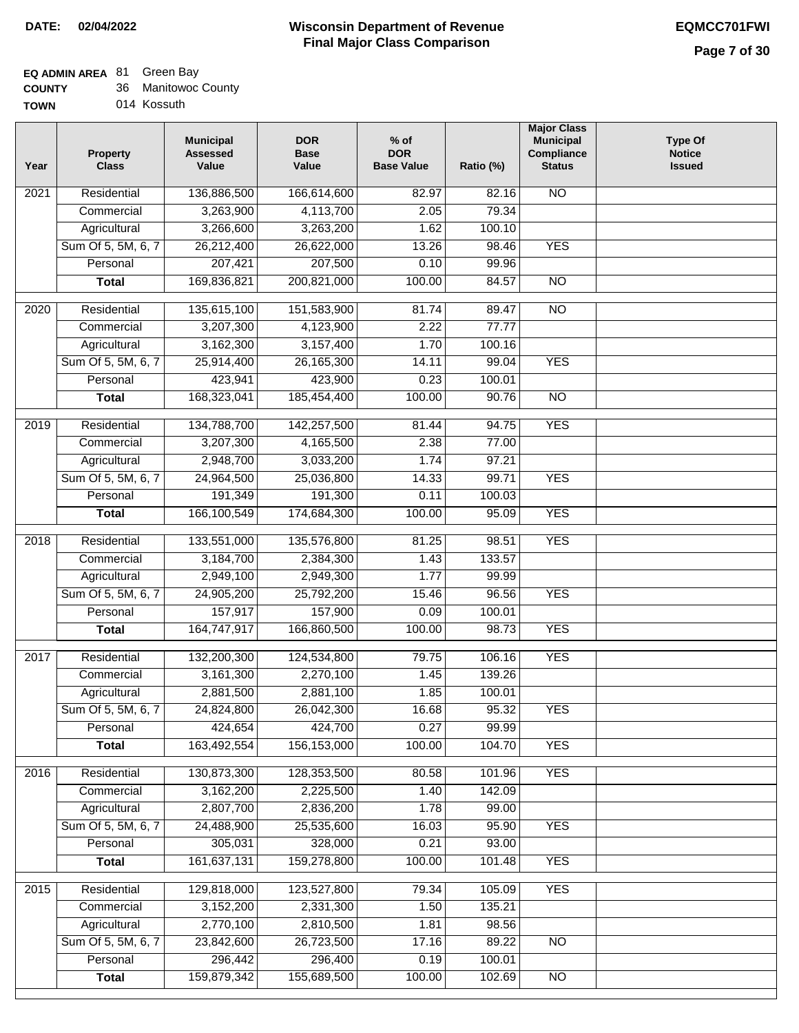**DATE: 02/04/2022**

# Wisconsin Department of Revenue
## Final Major Class Comparison

**EQMCC701FWI**

**EQ ADMIN AREA** 81 Green Bay
**COUNTY** 36 Manitowoc County
**TOWN** 014 Kossuth

| Year | Property Class | Municipal Assessed Value | DOR Base Value | % of DOR Base Value | Ratio (%) | Major Class Municipal Compliance Status | Type Of Notice Issued |
|---|---|---|---|---|---|---|---|
| 2021 | Residential | 136,886,500 | 166,614,600 | 82.97 | 82.16 | NO | |
| | Commercial | 3,263,900 | 4,113,700 | 2.05 | 79.34 | | |
| | Agricultural | 3,266,600 | 3,263,200 | 1.62 | 100.10 | | |
| | Sum Of 5, 5M, 6, 7 | 26,212,400 | 26,622,000 | 13.26 | 98.46 | YES | |
| | Personal | 207,421 | 207,500 | 0.10 | 99.96 | | |
| | **Total** | 169,836,821 | 200,821,000 | 100.00 | 84.57 | NO | |
| 2020 | Residential | 135,615,100 | 151,583,900 | 81.74 | 89.47 | NO | |
| | Commercial | 3,207,300 | 4,123,900 | 2.22 | 77.77 | | |
| | Agricultural | 3,162,300 | 3,157,400 | 1.70 | 100.16 | | |
| | Sum Of 5, 5M, 6, 7 | 25,914,400 | 26,165,300 | 14.11 | 99.04 | YES | |
| | Personal | 423,941 | 423,900 | 0.23 | 100.01 | | |
| | **Total** | 168,323,041 | 185,454,400 | 100.00 | 90.76 | NO | |
| 2019 | Residential | 134,788,700 | 142,257,500 | 81.44 | 94.75 | YES | |
| | Commercial | 3,207,300 | 4,165,500 | 2.38 | 77.00 | | |
| | Agricultural | 2,948,700 | 3,033,200 | 1.74 | 97.21 | | |
| | Sum Of 5, 5M, 6, 7 | 24,964,500 | 25,036,800 | 14.33 | 99.71 | YES | |
| | Personal | 191,349 | 191,300 | 0.11 | 100.03 | | |
| | **Total** | 166,100,549 | 174,684,300 | 100.00 | 95.09 | YES | |
| 2018 | Residential | 133,551,000 | 135,576,800 | 81.25 | 98.51 | YES | |
| | Commercial | 3,184,700 | 2,384,300 | 1.43 | 133.57 | | |
| | Agricultural | 2,949,100 | 2,949,300 | 1.77 | 99.99 | | |
| | Sum Of 5, 5M, 6, 7 | 24,905,200 | 25,792,200 | 15.46 | 96.56 | YES | |
| | Personal | 157,917 | 157,900 | 0.09 | 100.01 | | |
| | **Total** | 164,747,917 | 166,860,500 | 100.00 | 98.73 | YES | |
| 2017 | Residential | 132,200,300 | 124,534,800 | 79.75 | 106.16 | YES | |
| | Commercial | 3,161,300 | 2,270,100 | 1.45 | 139.26 | | |
| | Agricultural | 2,881,500 | 2,881,100 | 1.85 | 100.01 | | |
| | Sum Of 5, 5M, 6, 7 | 24,824,800 | 26,042,300 | 16.68 | 95.32 | YES | |
| | Personal | 424,654 | 424,700 | 0.27 | 99.99 | | |
| | **Total** | 163,492,554 | 156,153,000 | 100.00 | 104.70 | YES | |
| 2016 | Residential | 130,873,300 | 128,353,500 | 80.58 | 101.96 | YES | |
| | Commercial | 3,162,200 | 2,225,500 | 1.40 | 142.09 | | |
| | Agricultural | 2,807,700 | 2,836,200 | 1.78 | 99.00 | | |
| | Sum Of 5, 5M, 6, 7 | 24,488,900 | 25,535,600 | 16.03 | 95.90 | YES | |
| | Personal | 305,031 | 328,000 | 0.21 | 93.00 | | |
| | **Total** | 161,637,131 | 159,278,800 | 100.00 | 101.48 | YES | |
| 2015 | Residential | 129,818,000 | 123,527,800 | 79.34 | 105.09 | YES | |
| | Commercial | 3,152,200 | 2,331,300 | 1.50 | 135.21 | | |
| | Agricultural | 2,770,100 | 2,810,500 | 1.81 | 98.56 | | |
| | Sum Of 5, 5M, 6, 7 | 23,842,600 | 26,723,500 | 17.16 | 89.22 | NO | |
| | Personal | 296,442 | 296,400 | 0.19 | 100.01 | | |
| | **Total** | 159,879,342 | 155,689,500 | 100.00 | 102.69 | NO | |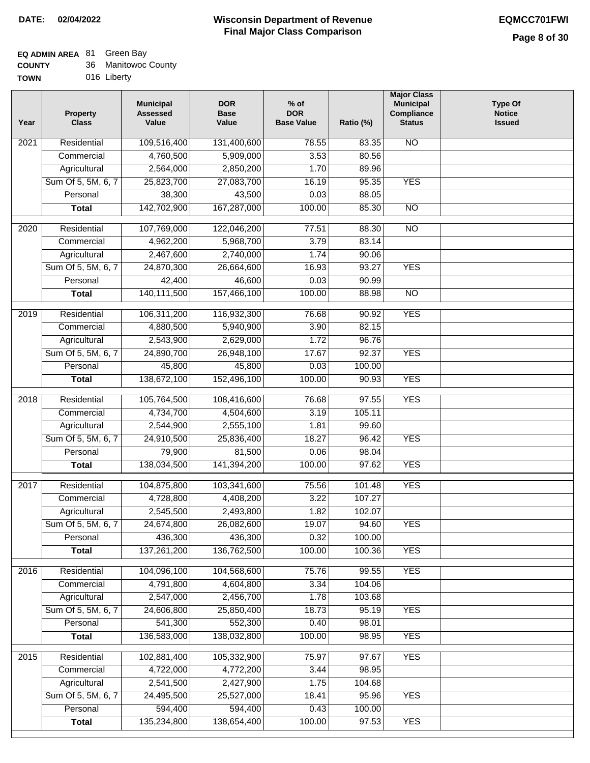**DATE:** 02/04/2022

# Wisconsin Department of Revenue
## Final Major Class Comparison

**EQMCC701FWI**

**EQ ADMIN AREA** 81 Green Bay
**COUNTY** 36 Manitowoc County
**TOWN** 016 Liberty

| Year | Property Class | Municipal Assessed Value | DOR Base Value | % of DOR Base Value | Ratio (%) | Major Class Municipal Compliance Status | Type Of Notice Issued |
|---|---|---|---|---|---|---|---|
| 2021 | Residential | 109,516,400 | 131,400,600 | 78.55 | 83.35 | NO | |
| | Commercial | 4,760,500 | 5,909,000 | 3.53 | 80.56 | | |
| | Agricultural | 2,564,000 | 2,850,200 | 1.70 | 89.96 | | |
| | Sum Of 5, 5M, 6, 7 | 25,823,700 | 27,083,700 | 16.19 | 95.35 | YES | |
| | Personal | 38,300 | 43,500 | 0.03 | 88.05 | | |
| | **Total** | 142,702,900 | 167,287,000 | 100.00 | 85.30 | NO | |
| 2020 | Residential | 107,769,000 | 122,046,200 | 77.51 | 88.30 | NO | |
| | Commercial | 4,962,200 | 5,968,700 | 3.79 | 83.14 | | |
| | Agricultural | 2,467,600 | 2,740,000 | 1.74 | 90.06 | | |
| | Sum Of 5, 5M, 6, 7 | 24,870,300 | 26,664,600 | 16.93 | 93.27 | YES | |
| | Personal | 42,400 | 46,600 | 0.03 | 90.99 | | |
| | **Total** | 140,111,500 | 157,466,100 | 100.00 | 88.98 | NO | |
| 2019 | Residential | 106,311,200 | 116,932,300 | 76.68 | 90.92 | YES | |
| | Commercial | 4,880,500 | 5,940,900 | 3.90 | 82.15 | | |
| | Agricultural | 2,543,900 | 2,629,000 | 1.72 | 96.76 | | |
| | Sum Of 5, 5M, 6, 7 | 24,890,700 | 26,948,100 | 17.67 | 92.37 | YES | |
| | Personal | 45,800 | 45,800 | 0.03 | 100.00 | | |
| | **Total** | 138,672,100 | 152,496,100 | 100.00 | 90.93 | YES | |
| 2018 | Residential | 105,764,500 | 108,416,600 | 76.68 | 97.55 | YES | |
| | Commercial | 4,734,700 | 4,504,600 | 3.19 | 105.11 | | |
| | Agricultural | 2,544,900 | 2,555,100 | 1.81 | 99.60 | | |
| | Sum Of 5, 5M, 6, 7 | 24,910,500 | 25,836,400 | 18.27 | 96.42 | YES | |
| | Personal | 79,900 | 81,500 | 0.06 | 98.04 | | |
| | **Total** | 138,034,500 | 141,394,200 | 100.00 | 97.62 | YES | |
| 2017 | Residential | 104,875,800 | 103,341,600 | 75.56 | 101.48 | YES | |
| | Commercial | 4,728,800 | 4,408,200 | 3.22 | 107.27 | | |
| | Agricultural | 2,545,500 | 2,493,800 | 1.82 | 102.07 | | |
| | Sum Of 5, 5M, 6, 7 | 24,674,800 | 26,082,600 | 19.07 | 94.60 | YES | |
| | Personal | 436,300 | 436,300 | 0.32 | 100.00 | | |
| | **Total** | 137,261,200 | 136,762,500 | 100.00 | 100.36 | YES | |
| 2016 | Residential | 104,096,100 | 104,568,600 | 75.76 | 99.55 | YES | |
| | Commercial | 4,791,800 | 4,604,800 | 3.34 | 104.06 | | |
| | Agricultural | 2,547,000 | 2,456,700 | 1.78 | 103.68 | | |
| | Sum Of 5, 5M, 6, 7 | 24,606,800 | 25,850,400 | 18.73 | 95.19 | YES | |
| | Personal | 541,300 | 552,300 | 0.40 | 98.01 | | |
| | **Total** | 136,583,000 | 138,032,800 | 100.00 | 98.95 | YES | |
| 2015 | Residential | 102,881,400 | 105,332,900 | 75.97 | 97.67 | YES | |
| | Commercial | 4,722,000 | 4,772,200 | 3.44 | 98.95 | | |
| | Agricultural | 2,541,500 | 2,427,900 | 1.75 | 104.68 | | |
| | Sum Of 5, 5M, 6, 7 | 24,495,500 | 25,527,000 | 18.41 | 95.96 | YES | |
| | Personal | 594,400 | 594,400 | 0.43 | 100.00 | | |
| | **Total** | 135,234,800 | 138,654,400 | 100.00 | 97.53 | YES | |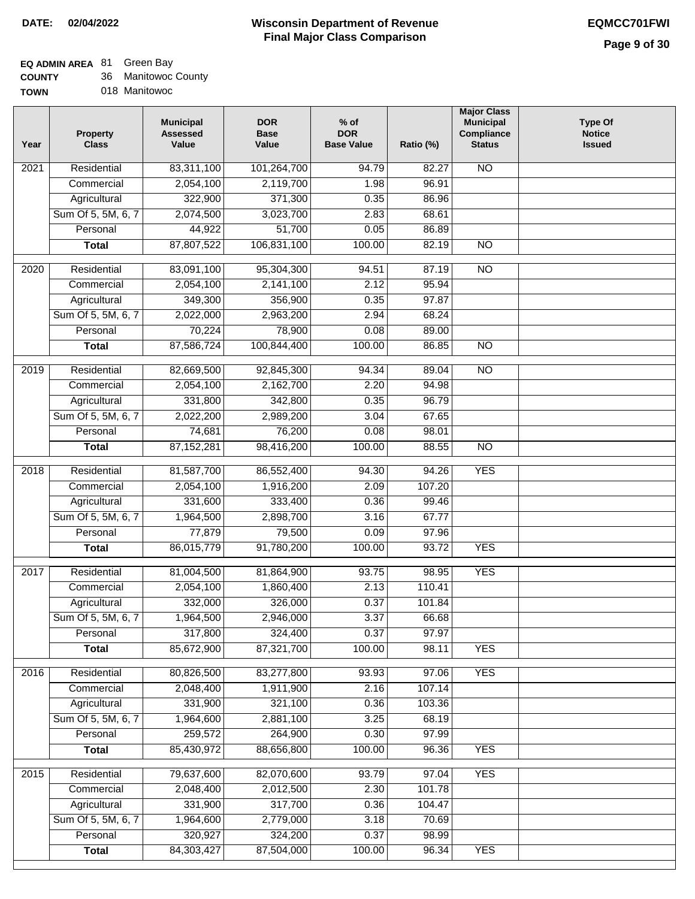**DATE: 02/04/2022**

# Wisconsin Department of Revenue
## Final Major Class Comparison

**EQMCC701FWI**

**EQ ADMIN AREA** 81 Green Bay
**COUNTY** 36 Manitowoc County
**TOWN** 018 Manitowoc

| Year | Property Class | Municipal Assessed Value | DOR Base Value | % of DOR Base Value | Ratio (%) | Major Class Municipal Compliance Status | Type Of Notice Issued |
|---|---|---|---|---|---|---|---|
| 2021 | Residential | 83,311,100 | 101,264,700 | 94.79 | 82.27 | NO | |
| | Commercial | 2,054,100 | 2,119,700 | 1.98 | 96.91 | | |
| | Agricultural | 322,900 | 371,300 | 0.35 | 86.96 | | |
| | Sum Of 5, 5M, 6, 7 | 2,074,500 | 3,023,700 | 2.83 | 68.61 | | |
| | Personal | 44,922 | 51,700 | 0.05 | 86.89 | | |
| | **Total** | 87,807,522 | 106,831,100 | 100.00 | 82.19 | NO | |
| 2020 | Residential | 83,091,100 | 95,304,300 | 94.51 | 87.19 | NO | |
| | Commercial | 2,054,100 | 2,141,100 | 2.12 | 95.94 | | |
| | Agricultural | 349,300 | 356,900 | 0.35 | 97.87 | | |
| | Sum Of 5, 5M, 6, 7 | 2,022,000 | 2,963,200 | 2.94 | 68.24 | | |
| | Personal | 70,224 | 78,900 | 0.08 | 89.00 | | |
| | **Total** | 87,586,724 | 100,844,400 | 100.00 | 86.85 | NO | |
| 2019 | Residential | 82,669,500 | 92,845,300 | 94.34 | 89.04 | NO | |
| | Commercial | 2,054,100 | 2,162,700 | 2.20 | 94.98 | | |
| | Agricultural | 331,800 | 342,800 | 0.35 | 96.79 | | |
| | Sum Of 5, 5M, 6, 7 | 2,022,200 | 2,989,200 | 3.04 | 67.65 | | |
| | Personal | 74,681 | 76,200 | 0.08 | 98.01 | | |
| | **Total** | 87,152,281 | 98,416,200 | 100.00 | 88.55 | NO | |
| 2018 | Residential | 81,587,700 | 86,552,400 | 94.30 | 94.26 | YES | |
| | Commercial | 2,054,100 | 1,916,200 | 2.09 | 107.20 | | |
| | Agricultural | 331,600 | 333,400 | 0.36 | 99.46 | | |
| | Sum Of 5, 5M, 6, 7 | 1,964,500 | 2,898,700 | 3.16 | 67.77 | | |
| | Personal | 77,879 | 79,500 | 0.09 | 97.96 | | |
| | **Total** | 86,015,779 | 91,780,200 | 100.00 | 93.72 | YES | |
| 2017 | Residential | 81,004,500 | 81,864,900 | 93.75 | 98.95 | YES | |
| | Commercial | 2,054,100 | 1,860,400 | 2.13 | 110.41 | | |
| | Agricultural | 332,000 | 326,000 | 0.37 | 101.84 | | |
| | Sum Of 5, 5M, 6, 7 | 1,964,500 | 2,946,000 | 3.37 | 66.68 | | |
| | Personal | 317,800 | 324,400 | 0.37 | 97.97 | | |
| | **Total** | 85,672,900 | 87,321,700 | 100.00 | 98.11 | YES | |
| 2016 | Residential | 80,826,500 | 83,277,800 | 93.93 | 97.06 | YES | |
| | Commercial | 2,048,400 | 1,911,900 | 2.16 | 107.14 | | |
| | Agricultural | 331,900 | 321,100 | 0.36 | 103.36 | | |
| | Sum Of 5, 5M, 6, 7 | 1,964,600 | 2,881,100 | 3.25 | 68.19 | | |
| | Personal | 259,572 | 264,900 | 0.30 | 97.99 | | |
| | **Total** | 85,430,972 | 88,656,800 | 100.00 | 96.36 | YES | |
| 2015 | Residential | 79,637,600 | 82,070,600 | 93.79 | 97.04 | YES | |
| | Commercial | 2,048,400 | 2,012,500 | 2.30 | 101.78 | | |
| | Agricultural | 331,900 | 317,700 | 0.36 | 104.47 | | |
| | Sum Of 5, 5M, 6, 7 | 1,964,600 | 2,779,000 | 3.18 | 70.69 | | |
| | Personal | 320,927 | 324,200 | 0.37 | 98.99 | | |
| | **Total** | 84,303,427 | 87,504,000 | 100.00 | 96.34 | YES | |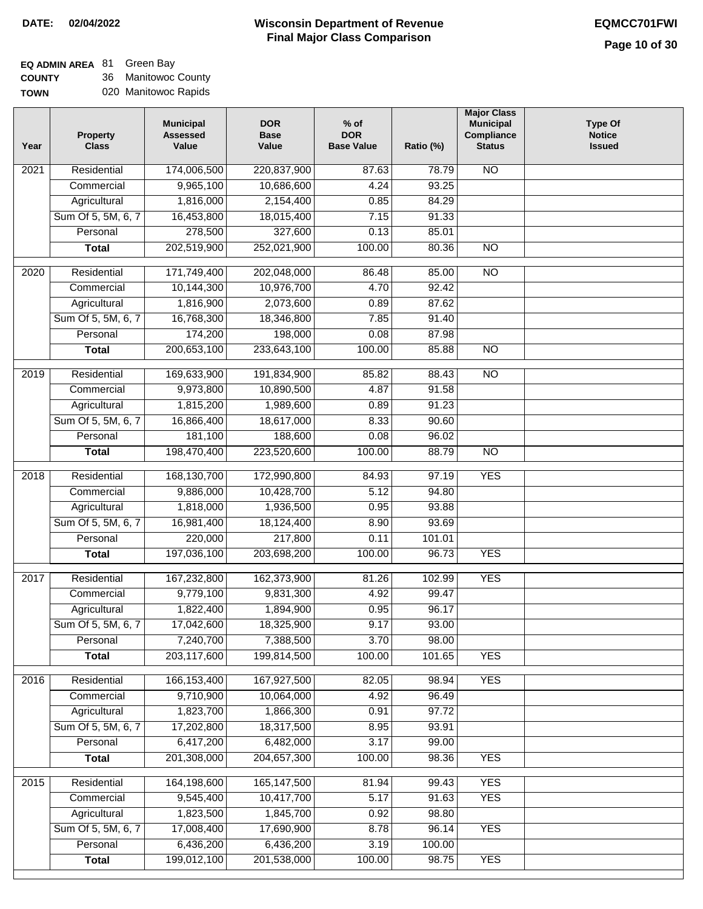**DATE: 02/04/2022**

# Wisconsin Department of Revenue
## Final Major Class Comparison

**EQMCC701FWI**

**EQ ADMIN AREA** 81 Green Bay
**COUNTY** 36 Manitowoc County
**TOWN** 020 Manitowoc Rapids

| Year | Property Class | Municipal Assessed Value | DOR Base Value | % of DOR Base Value | Ratio (%) | Major Class Municipal Compliance Status | Type Of Notice Issued |
|---|---|---|---|---|---|---|---|
| 2021 | Residential | 174,006,500 | 220,837,900 | 87.63 | 78.79 | NO | |
| | Commercial | 9,965,100 | 10,686,600 | 4.24 | 93.25 | | |
| | Agricultural | 1,816,000 | 2,154,400 | 0.85 | 84.29 | | |
| | Sum Of 5, 5M, 6, 7 | 16,453,800 | 18,015,400 | 7.15 | 91.33 | | |
| | Personal | 278,500 | 327,600 | 0.13 | 85.01 | | |
| | **Total** | 202,519,900 | 252,021,900 | 100.00 | 80.36 | NO | |
| 2020 | Residential | 171,749,400 | 202,048,000 | 86.48 | 85.00 | NO | |
| | Commercial | 10,144,300 | 10,976,700 | 4.70 | 92.42 | | |
| | Agricultural | 1,816,900 | 2,073,600 | 0.89 | 87.62 | | |
| | Sum Of 5, 5M, 6, 7 | 16,768,300 | 18,346,800 | 7.85 | 91.40 | | |
| | Personal | 174,200 | 198,000 | 0.08 | 87.98 | | |
| | **Total** | 200,653,100 | 233,643,100 | 100.00 | 85.88 | NO | |
| 2019 | Residential | 169,633,900 | 191,834,900 | 85.82 | 88.43 | NO | |
| | Commercial | 9,973,800 | 10,890,500 | 4.87 | 91.58 | | |
| | Agricultural | 1,815,200 | 1,989,600 | 0.89 | 91.23 | | |
| | Sum Of 5, 5M, 6, 7 | 16,866,400 | 18,617,000 | 8.33 | 90.60 | | |
| | Personal | 181,100 | 188,600 | 0.08 | 96.02 | | |
| | **Total** | 198,470,400 | 223,520,600 | 100.00 | 88.79 | NO | |
| 2018 | Residential | 168,130,700 | 172,990,800 | 84.93 | 97.19 | YES | |
| | Commercial | 9,886,000 | 10,428,700 | 5.12 | 94.80 | | |
| | Agricultural | 1,818,000 | 1,936,500 | 0.95 | 93.88 | | |
| | Sum Of 5, 5M, 6, 7 | 16,981,400 | 18,124,400 | 8.90 | 93.69 | | |
| | Personal | 220,000 | 217,800 | 0.11 | 101.01 | | |
| | **Total** | 197,036,100 | 203,698,200 | 100.00 | 96.73 | YES | |
| 2017 | Residential | 167,232,800 | 162,373,900 | 81.26 | 102.99 | YES | |
| | Commercial | 9,779,100 | 9,831,300 | 4.92 | 99.47 | | |
| | Agricultural | 1,822,400 | 1,894,900 | 0.95 | 96.17 | | |
| | Sum Of 5, 5M, 6, 7 | 17,042,600 | 18,325,900 | 9.17 | 93.00 | | |
| | Personal | 7,240,700 | 7,388,500 | 3.70 | 98.00 | | |
| | **Total** | 203,117,600 | 199,814,500 | 100.00 | 101.65 | YES | |
| 2016 | Residential | 166,153,400 | 167,927,500 | 82.05 | 98.94 | YES | |
| | Commercial | 9,710,900 | 10,064,000 | 4.92 | 96.49 | | |
| | Agricultural | 1,823,700 | 1,866,300 | 0.91 | 97.72 | | |
| | Sum Of 5, 5M, 6, 7 | 17,202,800 | 18,317,500 | 8.95 | 93.91 | | |
| | Personal | 6,417,200 | 6,482,000 | 3.17 | 99.00 | | |
| | **Total** | 201,308,000 | 204,657,300 | 100.00 | 98.36 | YES | |
| 2015 | Residential | 164,198,600 | 165,147,500 | 81.94 | 99.43 | YES | |
| | Commercial | 9,545,400 | 10,417,700 | 5.17 | 91.63 | YES | |
| | Agricultural | 1,823,500 | 1,845,700 | 0.92 | 98.80 | | |
| | Sum Of 5, 5M, 6, 7 | 17,008,400 | 17,690,900 | 8.78 | 96.14 | YES | |
| | Personal | 6,436,200 | 6,436,200 | 3.19 | 100.00 | | |
| | **Total** | 199,012,100 | 201,538,000 | 100.00 | 98.75 | YES | |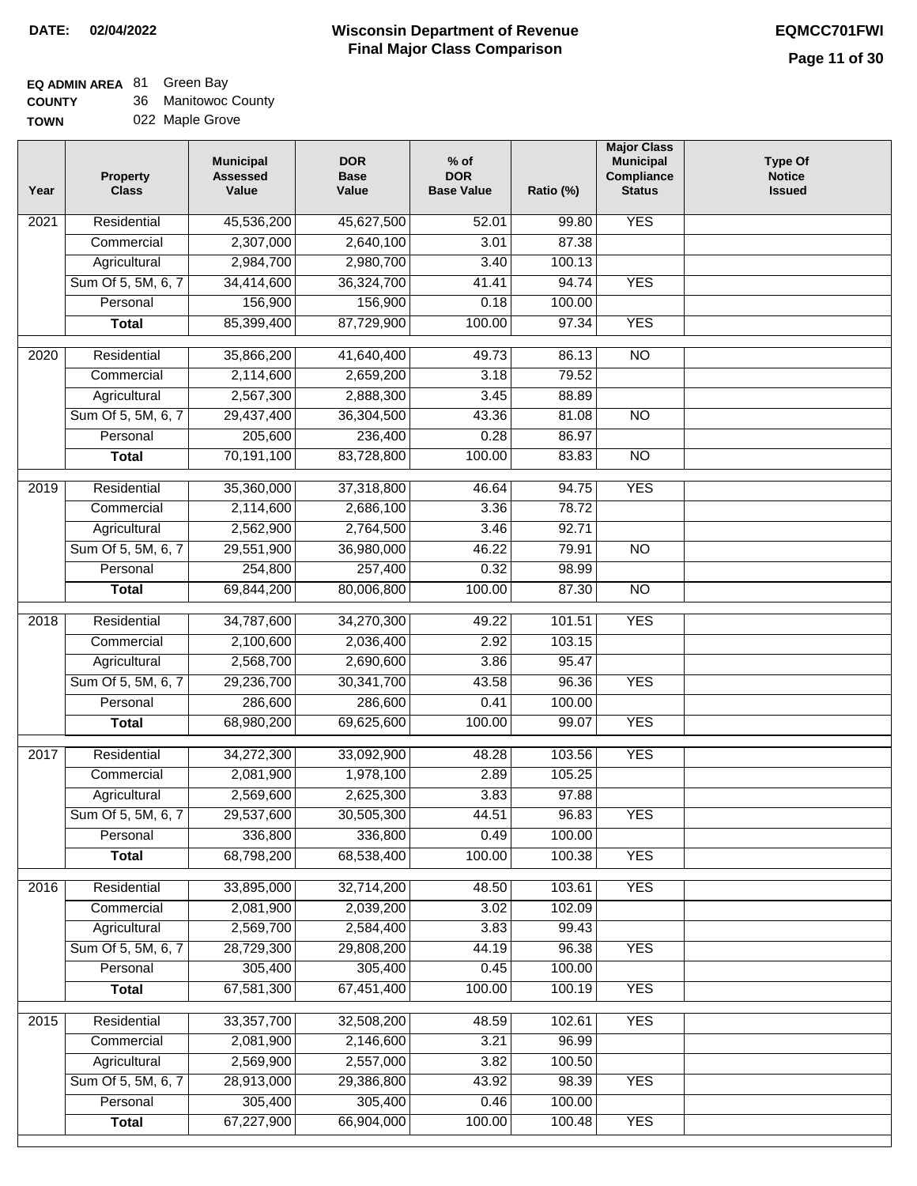**DATE: 02/04/2022**

# Wisconsin Department of Revenue
## Final Major Class Comparison

**EQMCC701FWI**

**EQ ADMIN AREA** 81 Green Bay
**COUNTY** 36 Manitowoc County
**TOWN** 022 Maple Grove

| Year | Property Class | Municipal Assessed Value | DOR Base Value | % of DOR Base Value | Ratio (%) | Major Class Municipal Compliance Status | Type Of Notice Issued |
|---|---|---|---|---|---|---|---|
| 2021 | Residential | 45,536,200 | 45,627,500 | 52.01 | 99.80 | YES | |
| | Commercial | 2,307,000 | 2,640,100 | 3.01 | 87.38 | | |
| | Agricultural | 2,984,700 | 2,980,700 | 3.40 | 100.13 | | |
| | Sum Of 5, 5M, 6, 7 | 34,414,600 | 36,324,700 | 41.41 | 94.74 | YES | |
| | Personal | 156,900 | 156,900 | 0.18 | 100.00 | | |
| | **Total** | 85,399,400 | 87,729,900 | 100.00 | 97.34 | YES | |
| 2020 | Residential | 35,866,200 | 41,640,400 | 49.73 | 86.13 | NO | |
| | Commercial | 2,114,600 | 2,659,200 | 3.18 | 79.52 | | |
| | Agricultural | 2,567,300 | 2,888,300 | 3.45 | 88.89 | | |
| | Sum Of 5, 5M, 6, 7 | 29,437,400 | 36,304,500 | 43.36 | 81.08 | NO | |
| | Personal | 205,600 | 236,400 | 0.28 | 86.97 | | |
| | **Total** | 70,191,100 | 83,728,800 | 100.00 | 83.83 | NO | |
| 2019 | Residential | 35,360,000 | 37,318,800 | 46.64 | 94.75 | YES | |
| | Commercial | 2,114,600 | 2,686,100 | 3.36 | 78.72 | | |
| | Agricultural | 2,562,900 | 2,764,500 | 3.46 | 92.71 | | |
| | Sum Of 5, 5M, 6, 7 | 29,551,900 | 36,980,000 | 46.22 | 79.91 | NO | |
| | Personal | 254,800 | 257,400 | 0.32 | 98.99 | | |
| | **Total** | 69,844,200 | 80,006,800 | 100.00 | 87.30 | NO | |
| 2018 | Residential | 34,787,600 | 34,270,300 | 49.22 | 101.51 | YES | |
| | Commercial | 2,100,600 | 2,036,400 | 2.92 | 103.15 | | |
| | Agricultural | 2,568,700 | 2,690,600 | 3.86 | 95.47 | | |
| | Sum Of 5, 5M, 6, 7 | 29,236,700 | 30,341,700 | 43.58 | 96.36 | YES | |
| | Personal | 286,600 | 286,600 | 0.41 | 100.00 | | |
| | **Total** | 68,980,200 | 69,625,600 | 100.00 | 99.07 | YES | |
| 2017 | Residential | 34,272,300 | 33,092,900 | 48.28 | 103.56 | YES | |
| | Commercial | 2,081,900 | 1,978,100 | 2.89 | 105.25 | | |
| | Agricultural | 2,569,600 | 2,625,300 | 3.83 | 97.88 | | |
| | Sum Of 5, 5M, 6, 7 | 29,537,600 | 30,505,300 | 44.51 | 96.83 | YES | |
| | Personal | 336,800 | 336,800 | 0.49 | 100.00 | | |
| | **Total** | 68,798,200 | 68,538,400 | 100.00 | 100.38 | YES | |
| 2016 | Residential | 33,895,000 | 32,714,200 | 48.50 | 103.61 | YES | |
| | Commercial | 2,081,900 | 2,039,200 | 3.02 | 102.09 | | |
| | Agricultural | 2,569,700 | 2,584,400 | 3.83 | 99.43 | | |
| | Sum Of 5, 5M, 6, 7 | 28,729,300 | 29,808,200 | 44.19 | 96.38 | YES | |
| | Personal | 305,400 | 305,400 | 0.45 | 100.00 | | |
| | **Total** | 67,581,300 | 67,451,400 | 100.00 | 100.19 | YES | |
| 2015 | Residential | 33,357,700 | 32,508,200 | 48.59 | 102.61 | YES | |
| | Commercial | 2,081,900 | 2,146,600 | 3.21 | 96.99 | | |
| | Agricultural | 2,569,900 | 2,557,000 | 3.82 | 100.50 | | |
| | Sum Of 5, 5M, 6, 7 | 28,913,000 | 29,386,800 | 43.92 | 98.39 | YES | |
| | Personal | 305,400 | 305,400 | 0.46 | 100.00 | | |
| | **Total** | 67,227,900 | 66,904,000 | 100.00 | 100.48 | YES | |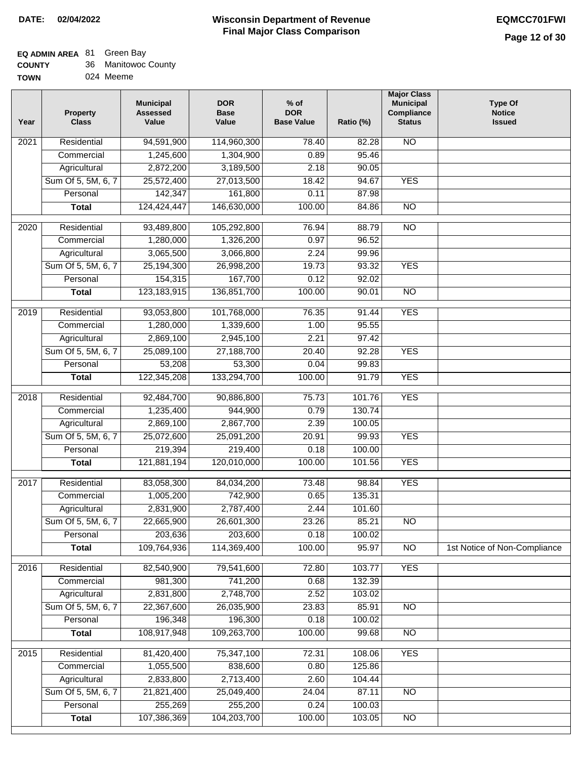**DATE:** 02/04/2022

# Wisconsin Department of Revenue
## Final Major Class Comparison

**EQMCC701FWI**

**EQ ADMIN AREA** 81 Green Bay
**COUNTY** 36 Manitowoc County
**TOWN** 024 Meeme

| Year | Property Class | Municipal Assessed Value | DOR Base Value | % of DOR Base Value | Ratio (%) | Major Class Municipal Compliance Status | Type Of Notice Issued |
|---|---|---|---|---|---|---|---|
| 2021 | Residential | 94,591,900 | 114,960,300 | 78.40 | 82.28 | NO | |
| | Commercial | 1,245,600 | 1,304,900 | 0.89 | 95.46 | | |
| | Agricultural | 2,872,200 | 3,189,500 | 2.18 | 90.05 | | |
| | Sum Of 5, 5M, 6, 7 | 25,572,400 | 27,013,500 | 18.42 | 94.67 | YES | |
| | Personal | 142,347 | 161,800 | 0.11 | 87.98 | | |
| | **Total** | 124,424,447 | 146,630,000 | 100.00 | 84.86 | NO | |
| 2020 | Residential | 93,489,800 | 105,292,800 | 76.94 | 88.79 | NO | |
| | Commercial | 1,280,000 | 1,326,200 | 0.97 | 96.52 | | |
| | Agricultural | 3,065,500 | 3,066,800 | 2.24 | 99.96 | | |
| | Sum Of 5, 5M, 6, 7 | 25,194,300 | 26,998,200 | 19.73 | 93.32 | YES | |
| | Personal | 154,315 | 167,700 | 0.12 | 92.02 | | |
| | **Total** | 123,183,915 | 136,851,700 | 100.00 | 90.01 | NO | |
| 2019 | Residential | 93,053,800 | 101,768,000 | 76.35 | 91.44 | YES | |
| | Commercial | 1,280,000 | 1,339,600 | 1.00 | 95.55 | | |
| | Agricultural | 2,869,100 | 2,945,100 | 2.21 | 97.42 | | |
| | Sum Of 5, 5M, 6, 7 | 25,089,100 | 27,188,700 | 20.40 | 92.28 | YES | |
| | Personal | 53,208 | 53,300 | 0.04 | 99.83 | | |
| | **Total** | 122,345,208 | 133,294,700 | 100.00 | 91.79 | YES | |
| 2018 | Residential | 92,484,700 | 90,886,800 | 75.73 | 101.76 | YES | |
| | Commercial | 1,235,400 | 944,900 | 0.79 | 130.74 | | |
| | Agricultural | 2,869,100 | 2,867,700 | 2.39 | 100.05 | | |
| | Sum Of 5, 5M, 6, 7 | 25,072,600 | 25,091,200 | 20.91 | 99.93 | YES | |
| | Personal | 219,394 | 219,400 | 0.18 | 100.00 | | |
| | **Total** | 121,881,194 | 120,010,000 | 100.00 | 101.56 | YES | |
| 2017 | Residential | 83,058,300 | 84,034,200 | 73.48 | 98.84 | YES | |
| | Commercial | 1,005,200 | 742,900 | 0.65 | 135.31 | | |
| | Agricultural | 2,831,900 | 2,787,400 | 2.44 | 101.60 | | |
| | Sum Of 5, 5M, 6, 7 | 22,665,900 | 26,601,300 | 23.26 | 85.21 | NO | |
| | Personal | 203,636 | 203,600 | 0.18 | 100.02 | | |
| | **Total** | 109,764,936 | 114,369,400 | 100.00 | 95.97 | NO | 1st Notice of Non-Compliance |
| 2016 | Residential | 82,540,900 | 79,541,600 | 72.80 | 103.77 | YES | |
| | Commercial | 981,300 | 741,200 | 0.68 | 132.39 | | |
| | Agricultural | 2,831,800 | 2,748,700 | 2.52 | 103.02 | | |
| | Sum Of 5, 5M, 6, 7 | 22,367,600 | 26,035,900 | 23.83 | 85.91 | NO | |
| | Personal | 196,348 | 196,300 | 0.18 | 100.02 | | |
| | **Total** | 108,917,948 | 109,263,700 | 100.00 | 99.68 | NO | |
| 2015 | Residential | 81,420,400 | 75,347,100 | 72.31 | 108.06 | YES | |
| | Commercial | 1,055,500 | 838,600 | 0.80 | 125.86 | | |
| | Agricultural | 2,833,800 | 2,713,400 | 2.60 | 104.44 | | |
| | Sum Of 5, 5M, 6, 7 | 21,821,400 | 25,049,400 | 24.04 | 87.11 | NO | |
| | Personal | 255,269 | 255,200 | 0.24 | 100.03 | | |
| | **Total** | 107,386,369 | 104,203,700 | 100.00 | 103.05 | NO | |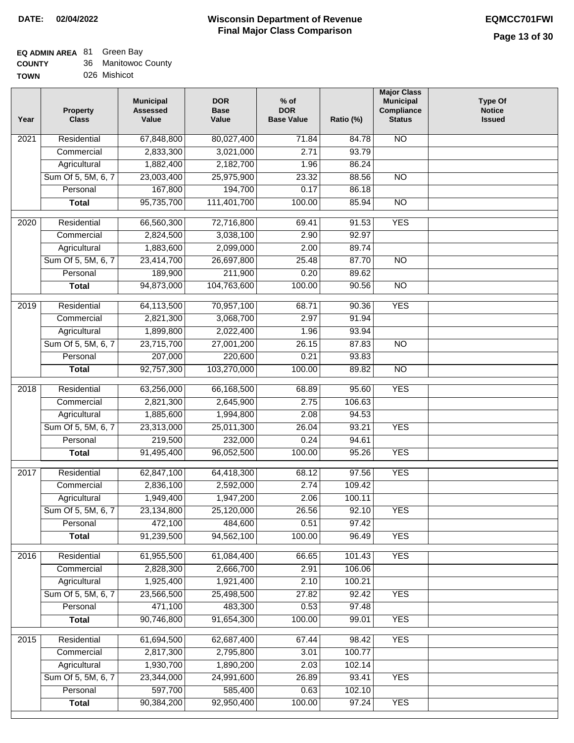**DATE: 02/04/2022**

# Wisconsin Department of Revenue
## Final Major Class Comparison

**EQMCC701FWI**

**EQ ADMIN AREA** 81 Green Bay
**COUNTY** 36 Manitowoc County
**TOWN** 026 Mishicot

| Year | Property Class | Municipal Assessed Value | DOR Base Value | % of DOR Base Value | Ratio (%) | Major Class Municipal Compliance Status | Type Of Notice Issued |
|---|---|---|---|---|---|---|---|
| 2021 | Residential | 67,848,800 | 80,027,400 | 71.84 | 84.78 | NO | |
| | Commercial | 2,833,300 | 3,021,000 | 2.71 | 93.79 | | |
| | Agricultural | 1,882,400 | 2,182,700 | 1.96 | 86.24 | | |
| | Sum Of 5, 5M, 6, 7 | 23,003,400 | 25,975,900 | 23.32 | 88.56 | NO | |
| | Personal | 167,800 | 194,700 | 0.17 | 86.18 | | |
| | **Total** | 95,735,700 | 111,401,700 | 100.00 | 85.94 | NO | |
| 2020 | Residential | 66,560,300 | 72,716,800 | 69.41 | 91.53 | YES | |
| | Commercial | 2,824,500 | 3,038,100 | 2.90 | 92.97 | | |
| | Agricultural | 1,883,600 | 2,099,000 | 2.00 | 89.74 | | |
| | Sum Of 5, 5M, 6, 7 | 23,414,700 | 26,697,800 | 25.48 | 87.70 | NO | |
| | Personal | 189,900 | 211,900 | 0.20 | 89.62 | | |
| | **Total** | 94,873,000 | 104,763,600 | 100.00 | 90.56 | NO | |
| 2019 | Residential | 64,113,500 | 70,957,100 | 68.71 | 90.36 | YES | |
| | Commercial | 2,821,300 | 3,068,700 | 2.97 | 91.94 | | |
| | Agricultural | 1,899,800 | 2,022,400 | 1.96 | 93.94 | | |
| | Sum Of 5, 5M, 6, 7 | 23,715,700 | 27,001,200 | 26.15 | 87.83 | NO | |
| | Personal | 207,000 | 220,600 | 0.21 | 93.83 | | |
| | **Total** | 92,757,300 | 103,270,000 | 100.00 | 89.82 | NO | |
| 2018 | Residential | 63,256,000 | 66,168,500 | 68.89 | 95.60 | YES | |
| | Commercial | 2,821,300 | 2,645,900 | 2.75 | 106.63 | | |
| | Agricultural | 1,885,600 | 1,994,800 | 2.08 | 94.53 | | |
| | Sum Of 5, 5M, 6, 7 | 23,313,000 | 25,011,300 | 26.04 | 93.21 | YES | |
| | Personal | 219,500 | 232,000 | 0.24 | 94.61 | | |
| | **Total** | 91,495,400 | 96,052,500 | 100.00 | 95.26 | YES | |
| 2017 | Residential | 62,847,100 | 64,418,300 | 68.12 | 97.56 | YES | |
| | Commercial | 2,836,100 | 2,592,000 | 2.74 | 109.42 | | |
| | Agricultural | 1,949,400 | 1,947,200 | 2.06 | 100.11 | | |
| | Sum Of 5, 5M, 6, 7 | 23,134,800 | 25,120,000 | 26.56 | 92.10 | YES | |
| | Personal | 472,100 | 484,600 | 0.51 | 97.42 | | |
| | **Total** | 91,239,500 | 94,562,100 | 100.00 | 96.49 | YES | |
| 2016 | Residential | 61,955,500 | 61,084,400 | 66.65 | 101.43 | YES | |
| | Commercial | 2,828,300 | 2,666,700 | 2.91 | 106.06 | | |
| | Agricultural | 1,925,400 | 1,921,400 | 2.10 | 100.21 | | |
| | Sum Of 5, 5M, 6, 7 | 23,566,500 | 25,498,500 | 27.82 | 92.42 | YES | |
| | Personal | 471,100 | 483,300 | 0.53 | 97.48 | | |
| | **Total** | 90,746,800 | 91,654,300 | 100.00 | 99.01 | YES | |
| 2015 | Residential | 61,694,500 | 62,687,400 | 67.44 | 98.42 | YES | |
| | Commercial | 2,817,300 | 2,795,800 | 3.01 | 100.77 | | |
| | Agricultural | 1,930,700 | 1,890,200 | 2.03 | 102.14 | | |
| | Sum Of 5, 5M, 6, 7 | 23,344,000 | 24,991,600 | 26.89 | 93.41 | YES | |
| | Personal | 597,700 | 585,400 | 0.63 | 102.10 | | |
| | **Total** | 90,384,200 | 92,950,400 | 100.00 | 97.24 | YES | |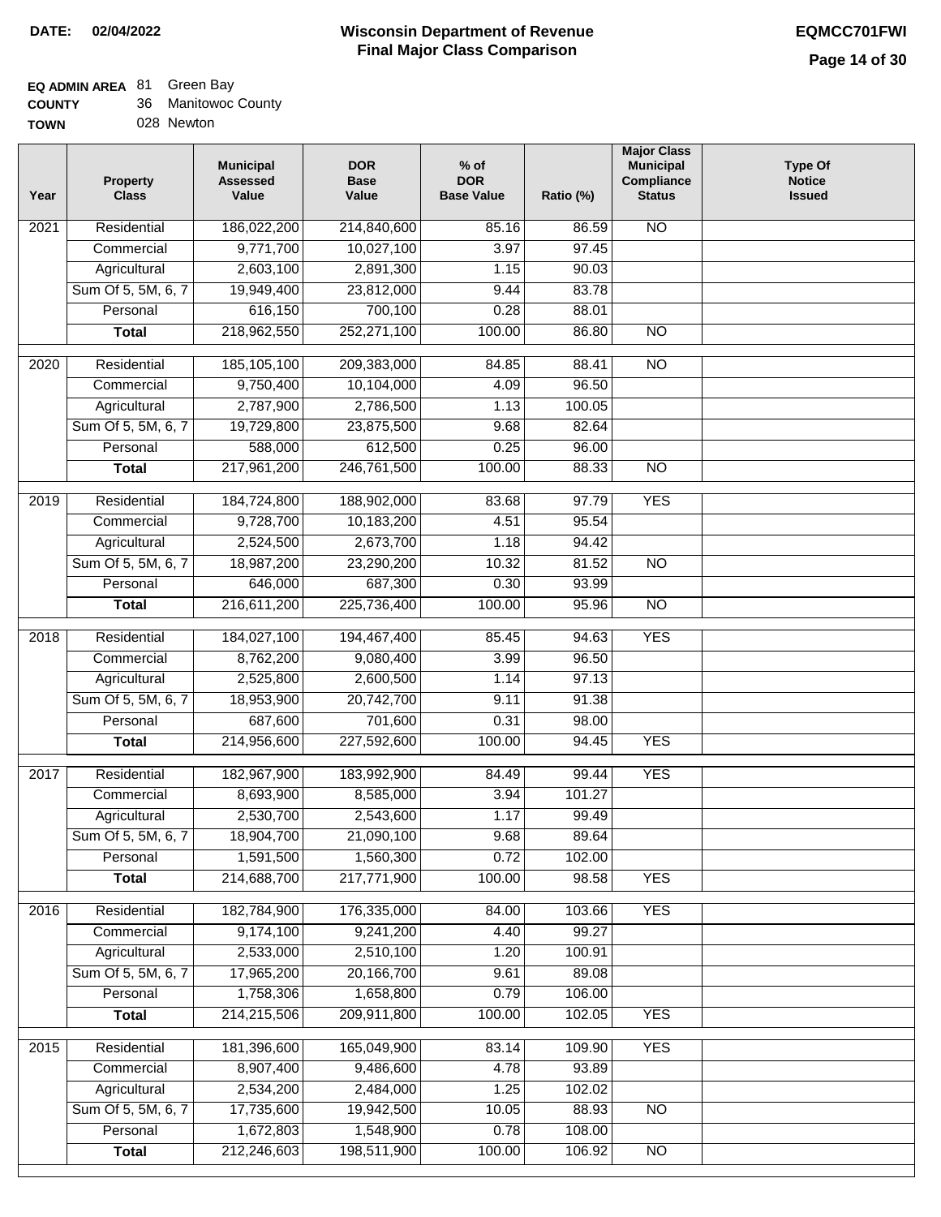**DATE:** 02/04/2022

# Wisconsin Department of Revenue
## Final Major Class Comparison

**EQMCC701FWI**

**EQ ADMIN AREA** 81 Green Bay
**COUNTY** 36 Manitowoc County
**TOWN** 028 Newton

| Year | Property Class | Municipal Assessed Value | DOR Base Value | % of DOR Base Value | Ratio (%) | Major Class Municipal Compliance Status | Type Of Notice Issued |
|---|---|---|---|---|---|---|---|
| 2021 | Residential | 186,022,200 | 214,840,600 | 85.16 | 86.59 | NO | |
| | Commercial | 9,771,700 | 10,027,100 | 3.97 | 97.45 | | |
| | Agricultural | 2,603,100 | 2,891,300 | 1.15 | 90.03 | | |
| | Sum Of 5, 5M, 6, 7 | 19,949,400 | 23,812,000 | 9.44 | 83.78 | | |
| | Personal | 616,150 | 700,100 | 0.28 | 88.01 | | |
| | **Total** | 218,962,550 | 252,271,100 | 100.00 | 86.80 | NO | |
| 2020 | Residential | 185,105,100 | 209,383,000 | 84.85 | 88.41 | NO | |
| | Commercial | 9,750,400 | 10,104,000 | 4.09 | 96.50 | | |
| | Agricultural | 2,787,900 | 2,786,500 | 1.13 | 100.05 | | |
| | Sum Of 5, 5M, 6, 7 | 19,729,800 | 23,875,500 | 9.68 | 82.64 | | |
| | Personal | 588,000 | 612,500 | 0.25 | 96.00 | | |
| | **Total** | 217,961,200 | 246,761,500 | 100.00 | 88.33 | NO | |
| 2019 | Residential | 184,724,800 | 188,902,000 | 83.68 | 97.79 | YES | |
| | Commercial | 9,728,700 | 10,183,200 | 4.51 | 95.54 | | |
| | Agricultural | 2,524,500 | 2,673,700 | 1.18 | 94.42 | | |
| | Sum Of 5, 5M, 6, 7 | 18,987,200 | 23,290,200 | 10.32 | 81.52 | NO | |
| | Personal | 646,000 | 687,300 | 0.30 | 93.99 | | |
| | **Total** | 216,611,200 | 225,736,400 | 100.00 | 95.96 | NO | |
| 2018 | Residential | 184,027,100 | 194,467,400 | 85.45 | 94.63 | YES | |
| | Commercial | 8,762,200 | 9,080,400 | 3.99 | 96.50 | | |
| | Agricultural | 2,525,800 | 2,600,500 | 1.14 | 97.13 | | |
| | Sum Of 5, 5M, 6, 7 | 18,953,900 | 20,742,700 | 9.11 | 91.38 | | |
| | Personal | 687,600 | 701,600 | 0.31 | 98.00 | | |
| | **Total** | 214,956,600 | 227,592,600 | 100.00 | 94.45 | YES | |
| 2017 | Residential | 182,967,900 | 183,992,900 | 84.49 | 99.44 | YES | |
| | Commercial | 8,693,900 | 8,585,000 | 3.94 | 101.27 | | |
| | Agricultural | 2,530,700 | 2,543,600 | 1.17 | 99.49 | | |
| | Sum Of 5, 5M, 6, 7 | 18,904,700 | 21,090,100 | 9.68 | 89.64 | | |
| | Personal | 1,591,500 | 1,560,300 | 0.72 | 102.00 | | |
| | **Total** | 214,688,700 | 217,771,900 | 100.00 | 98.58 | YES | |
| 2016 | Residential | 182,784,900 | 176,335,000 | 84.00 | 103.66 | YES | |
| | Commercial | 9,174,100 | 9,241,200 | 4.40 | 99.27 | | |
| | Agricultural | 2,533,000 | 2,510,100 | 1.20 | 100.91 | | |
| | Sum Of 5, 5M, 6, 7 | 17,965,200 | 20,166,700 | 9.61 | 89.08 | | |
| | Personal | 1,758,306 | 1,658,800 | 0.79 | 106.00 | | |
| | **Total** | 214,215,506 | 209,911,800 | 100.00 | 102.05 | YES | |
| 2015 | Residential | 181,396,600 | 165,049,900 | 83.14 | 109.90 | YES | |
| | Commercial | 8,907,400 | 9,486,600 | 4.78 | 93.89 | | |
| | Agricultural | 2,534,200 | 2,484,000 | 1.25 | 102.02 | | |
| | Sum Of 5, 5M, 6, 7 | 17,735,600 | 19,942,500 | 10.05 | 88.93 | NO | |
| | Personal | 1,672,803 | 1,548,900 | 0.78 | 108.00 | | |
| | **Total** | 212,246,603 | 198,511,900 | 100.00 | 106.92 | NO | |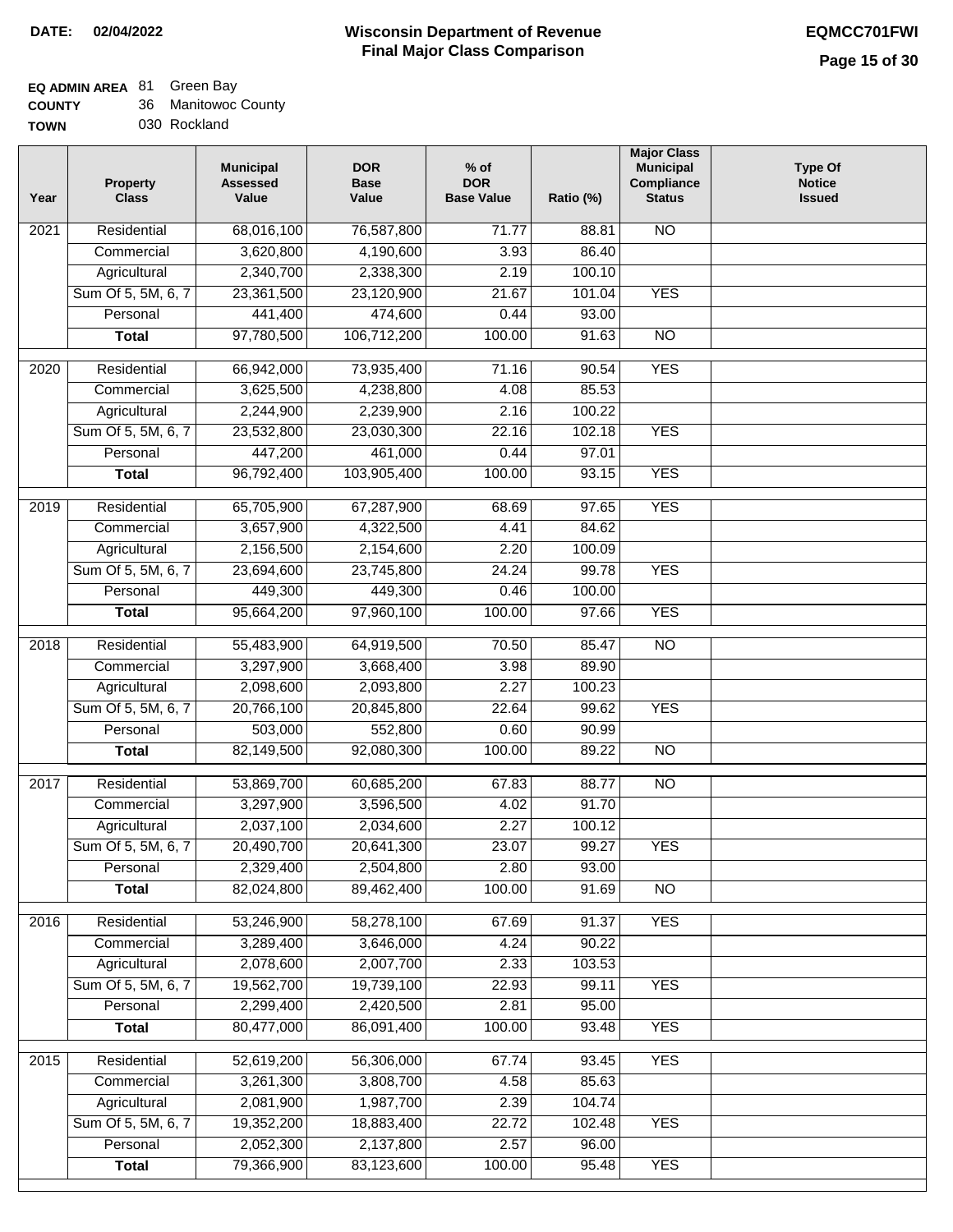**DATE: 02/04/2022**

# Wisconsin Department of Revenue
## Final Major Class Comparison

**EQMCC701FWI**

**EQ ADMIN AREA** 81 Green Bay
**COUNTY** 36 Manitowoc County
**TOWN** 030 Rockland

| Year | Property Class | Municipal Assessed Value | DOR Base Value | % of DOR Base Value | Ratio (%) | Major Class Municipal Compliance Status | Type Of Notice Issued |
|---|---|---|---|---|---|---|---|
| 2021 | Residential | 68,016,100 | 76,587,800 | 71.77 | 88.81 | NO | |
| | Commercial | 3,620,800 | 4,190,600 | 3.93 | 86.40 | | |
| | Agricultural | 2,340,700 | 2,338,300 | 2.19 | 100.10 | | |
| | Sum Of 5, 5M, 6, 7 | 23,361,500 | 23,120,900 | 21.67 | 101.04 | YES | |
| | Personal | 441,400 | 474,600 | 0.44 | 93.00 | | |
| | **Total** | 97,780,500 | 106,712,200 | 100.00 | 91.63 | NO | |
| 2020 | Residential | 66,942,000 | 73,935,400 | 71.16 | 90.54 | YES | |
| | Commercial | 3,625,500 | 4,238,800 | 4.08 | 85.53 | | |
| | Agricultural | 2,244,900 | 2,239,900 | 2.16 | 100.22 | | |
| | Sum Of 5, 5M, 6, 7 | 23,532,800 | 23,030,300 | 22.16 | 102.18 | YES | |
| | Personal | 447,200 | 461,000 | 0.44 | 97.01 | | |
| | **Total** | 96,792,400 | 103,905,400 | 100.00 | 93.15 | YES | |
| 2019 | Residential | 65,705,900 | 67,287,900 | 68.69 | 97.65 | YES | |
| | Commercial | 3,657,900 | 4,322,500 | 4.41 | 84.62 | | |
| | Agricultural | 2,156,500 | 2,154,600 | 2.20 | 100.09 | | |
| | Sum Of 5, 5M, 6, 7 | 23,694,600 | 23,745,800 | 24.24 | 99.78 | YES | |
| | Personal | 449,300 | 449,300 | 0.46 | 100.00 | | |
| | **Total** | 95,664,200 | 97,960,100 | 100.00 | 97.66 | YES | |
| 2018 | Residential | 55,483,900 | 64,919,500 | 70.50 | 85.47 | NO | |
| | Commercial | 3,297,900 | 3,668,400 | 3.98 | 89.90 | | |
| | Agricultural | 2,098,600 | 2,093,800 | 2.27 | 100.23 | | |
| | Sum Of 5, 5M, 6, 7 | 20,766,100 | 20,845,800 | 22.64 | 99.62 | YES | |
| | Personal | 503,000 | 552,800 | 0.60 | 90.99 | | |
| | **Total** | 82,149,500 | 92,080,300 | 100.00 | 89.22 | NO | |
| 2017 | Residential | 53,869,700 | 60,685,200 | 67.83 | 88.77 | NO | |
| | Commercial | 3,297,900 | 3,596,500 | 4.02 | 91.70 | | |
| | Agricultural | 2,037,100 | 2,034,600 | 2.27 | 100.12 | | |
| | Sum Of 5, 5M, 6, 7 | 20,490,700 | 20,641,300 | 23.07 | 99.27 | YES | |
| | Personal | 2,329,400 | 2,504,800 | 2.80 | 93.00 | | |
| | **Total** | 82,024,800 | 89,462,400 | 100.00 | 91.69 | NO | |
| 2016 | Residential | 53,246,900 | 58,278,100 | 67.69 | 91.37 | YES | |
| | Commercial | 3,289,400 | 3,646,000 | 4.24 | 90.22 | | |
| | Agricultural | 2,078,600 | 2,007,700 | 2.33 | 103.53 | | |
| | Sum Of 5, 5M, 6, 7 | 19,562,700 | 19,739,100 | 22.93 | 99.11 | YES | |
| | Personal | 2,299,400 | 2,420,500 | 2.81 | 95.00 | | |
| | **Total** | 80,477,000 | 86,091,400 | 100.00 | 93.48 | YES | |
| 2015 | Residential | 52,619,200 | 56,306,000 | 67.74 | 93.45 | YES | |
| | Commercial | 3,261,300 | 3,808,700 | 4.58 | 85.63 | | |
| | Agricultural | 2,081,900 | 1,987,700 | 2.39 | 104.74 | | |
| | Sum Of 5, 5M, 6, 7 | 19,352,200 | 18,883,400 | 22.72 | 102.48 | YES | |
| | Personal | 2,052,300 | 2,137,800 | 2.57 | 96.00 | | |
| | **Total** | 79,366,900 | 83,123,600 | 100.00 | 95.48 | YES | |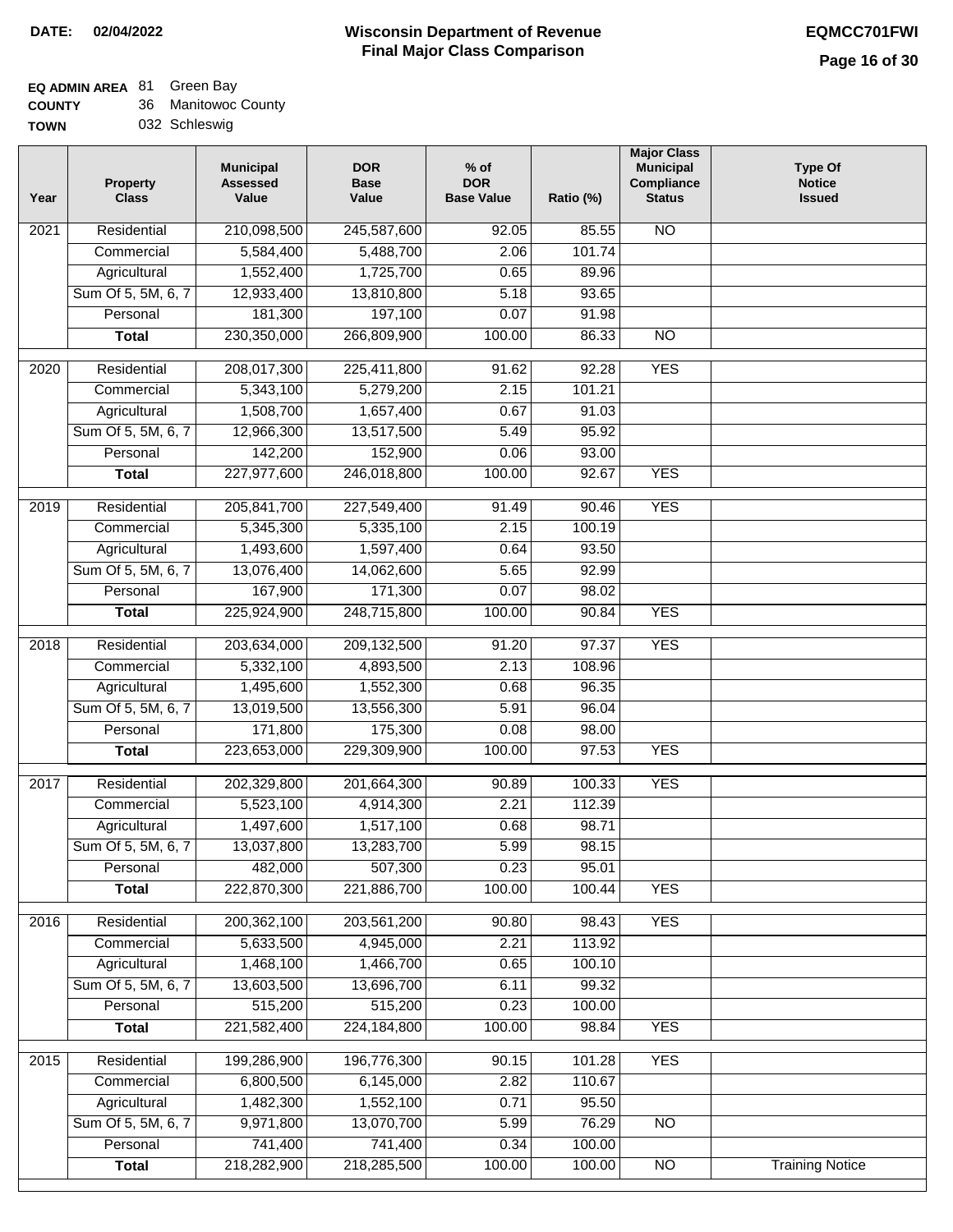**DATE:** 02/04/2022

# Wisconsin Department of Revenue
## Final Major Class Comparison

**EQMCC701FWI**

**EQ ADMIN AREA** 81 Green Bay
**COUNTY** 36 Manitowoc County
**TOWN** 032 Schleswig

| Year | Property Class | Municipal Assessed Value | DOR Base Value | % of DOR Base Value | Ratio (%) | Major Class Municipal Compliance Status | Type Of Notice Issued |
|---|---|---|---|---|---|---|---|
| 2021 | Residential | 210,098,500 | 245,587,600 | 92.05 | 85.55 | NO | |
| | Commercial | 5,584,400 | 5,488,700 | 2.06 | 101.74 | | |
| | Agricultural | 1,552,400 | 1,725,700 | 0.65 | 89.96 | | |
| | Sum Of 5, 5M, 6, 7 | 12,933,400 | 13,810,800 | 5.18 | 93.65 | | |
| | Personal | 181,300 | 197,100 | 0.07 | 91.98 | | |
| | **Total** | 230,350,000 | 266,809,900 | 100.00 | 86.33 | NO | |
| 2020 | Residential | 208,017,300 | 225,411,800 | 91.62 | 92.28 | YES | |
| | Commercial | 5,343,100 | 5,279,200 | 2.15 | 101.21 | | |
| | Agricultural | 1,508,700 | 1,657,400 | 0.67 | 91.03 | | |
| | Sum Of 5, 5M, 6, 7 | 12,966,300 | 13,517,500 | 5.49 | 95.92 | | |
| | Personal | 142,200 | 152,900 | 0.06 | 93.00 | | |
| | **Total** | 227,977,600 | 246,018,800 | 100.00 | 92.67 | YES | |
| 2019 | Residential | 205,841,700 | 227,549,400 | 91.49 | 90.46 | YES | |
| | Commercial | 5,345,300 | 5,335,100 | 2.15 | 100.19 | | |
| | Agricultural | 1,493,600 | 1,597,400 | 0.64 | 93.50 | | |
| | Sum Of 5, 5M, 6, 7 | 13,076,400 | 14,062,600 | 5.65 | 92.99 | | |
| | Personal | 167,900 | 171,300 | 0.07 | 98.02 | | |
| | **Total** | 225,924,900 | 248,715,800 | 100.00 | 90.84 | YES | |
| 2018 | Residential | 203,634,000 | 209,132,500 | 91.20 | 97.37 | YES | |
| | Commercial | 5,332,100 | 4,893,500 | 2.13 | 108.96 | | |
| | Agricultural | 1,495,600 | 1,552,300 | 0.68 | 96.35 | | |
| | Sum Of 5, 5M, 6, 7 | 13,019,500 | 13,556,300 | 5.91 | 96.04 | | |
| | Personal | 171,800 | 175,300 | 0.08 | 98.00 | | |
| | **Total** | 223,653,000 | 229,309,900 | 100.00 | 97.53 | YES | |
| 2017 | Residential | 202,329,800 | 201,664,300 | 90.89 | 100.33 | YES | |
| | Commercial | 5,523,100 | 4,914,300 | 2.21 | 112.39 | | |
| | Agricultural | 1,497,600 | 1,517,100 | 0.68 | 98.71 | | |
| | Sum Of 5, 5M, 6, 7 | 13,037,800 | 13,283,700 | 5.99 | 98.15 | | |
| | Personal | 482,000 | 507,300 | 0.23 | 95.01 | | |
| | **Total** | 222,870,300 | 221,886,700 | 100.00 | 100.44 | YES | |
| 2016 | Residential | 200,362,100 | 203,561,200 | 90.80 | 98.43 | YES | |
| | Commercial | 5,633,500 | 4,945,000 | 2.21 | 113.92 | | |
| | Agricultural | 1,468,100 | 1,466,700 | 0.65 | 100.10 | | |
| | Sum Of 5, 5M, 6, 7 | 13,603,500 | 13,696,700 | 6.11 | 99.32 | | |
| | Personal | 515,200 | 515,200 | 0.23 | 100.00 | | |
| | **Total** | 221,582,400 | 224,184,800 | 100.00 | 98.84 | YES | |
| 2015 | Residential | 199,286,900 | 196,776,300 | 90.15 | 101.28 | YES | |
| | Commercial | 6,800,500 | 6,145,000 | 2.82 | 110.67 | | |
| | Agricultural | 1,482,300 | 1,552,100 | 0.71 | 95.50 | | |
| | Sum Of 5, 5M, 6, 7 | 9,971,800 | 13,070,700 | 5.99 | 76.29 | NO | |
| | Personal | 741,400 | 741,400 | 0.34 | 100.00 | | |
| | **Total** | 218,282,900 | 218,285,500 | 100.00 | 100.00 | NO | Training Notice |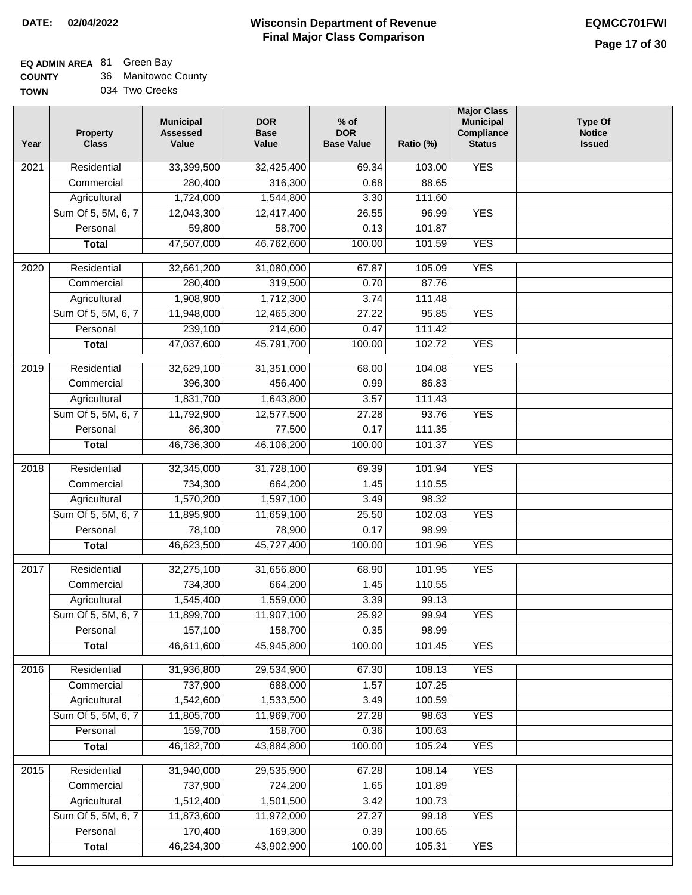**DATE: 02/04/2022**

# Wisconsin Department of Revenue
## Final Major Class Comparison

**EQMCC701FWI**

**EQ ADMIN AREA** 81 Green Bay
**COUNTY** 36 Manitowoc County
**TOWN** 034 Two Creeks

| Year | Property Class | Municipal Assessed Value | DOR Base Value | % of DOR Base Value | Ratio (%) | Major Class Municipal Compliance Status | Type Of Notice Issued |
|---|---|---|---|---|---|---|---|
| 2021 | Residential | 33,399,500 | 32,425,400 | 69.34 | 103.00 | YES | |
| | Commercial | 280,400 | 316,300 | 0.68 | 88.65 | | |
| | Agricultural | 1,724,000 | 1,544,800 | 3.30 | 111.60 | | |
| | Sum Of 5, 5M, 6, 7 | 12,043,300 | 12,417,400 | 26.55 | 96.99 | YES | |
| | Personal | 59,800 | 58,700 | 0.13 | 101.87 | | |
| | **Total** | 47,507,000 | 46,762,600 | 100.00 | 101.59 | YES | |
| 2020 | Residential | 32,661,200 | 31,080,000 | 67.87 | 105.09 | YES | |
| | Commercial | 280,400 | 319,500 | 0.70 | 87.76 | | |
| | Agricultural | 1,908,900 | 1,712,300 | 3.74 | 111.48 | | |
| | Sum Of 5, 5M, 6, 7 | 11,948,000 | 12,465,300 | 27.22 | 95.85 | YES | |
| | Personal | 239,100 | 214,600 | 0.47 | 111.42 | | |
| | **Total** | 47,037,600 | 45,791,700 | 100.00 | 102.72 | YES | |
| 2019 | Residential | 32,629,100 | 31,351,000 | 68.00 | 104.08 | YES | |
| | Commercial | 396,300 | 456,400 | 0.99 | 86.83 | | |
| | Agricultural | 1,831,700 | 1,643,800 | 3.57 | 111.43 | | |
| | Sum Of 5, 5M, 6, 7 | 11,792,900 | 12,577,500 | 27.28 | 93.76 | YES | |
| | Personal | 86,300 | 77,500 | 0.17 | 111.35 | | |
| | **Total** | 46,736,300 | 46,106,200 | 100.00 | 101.37 | YES | |
| 2018 | Residential | 32,345,000 | 31,728,100 | 69.39 | 101.94 | YES | |
| | Commercial | 734,300 | 664,200 | 1.45 | 110.55 | | |
| | Agricultural | 1,570,200 | 1,597,100 | 3.49 | 98.32 | | |
| | Sum Of 5, 5M, 6, 7 | 11,895,900 | 11,659,100 | 25.50 | 102.03 | YES | |
| | Personal | 78,100 | 78,900 | 0.17 | 98.99 | | |
| | **Total** | 46,623,500 | 45,727,400 | 100.00 | 101.96 | YES | |
| 2017 | Residential | 32,275,100 | 31,656,800 | 68.90 | 101.95 | YES | |
| | Commercial | 734,300 | 664,200 | 1.45 | 110.55 | | |
| | Agricultural | 1,545,400 | 1,559,000 | 3.39 | 99.13 | | |
| | Sum Of 5, 5M, 6, 7 | 11,899,700 | 11,907,100 | 25.92 | 99.94 | YES | |
| | Personal | 157,100 | 158,700 | 0.35 | 98.99 | | |
| | **Total** | 46,611,600 | 45,945,800 | 100.00 | 101.45 | YES | |
| 2016 | Residential | 31,936,800 | 29,534,900 | 67.30 | 108.13 | YES | |
| | Commercial | 737,900 | 688,000 | 1.57 | 107.25 | | |
| | Agricultural | 1,542,600 | 1,533,500 | 3.49 | 100.59 | | |
| | Sum Of 5, 5M, 6, 7 | 11,805,700 | 11,969,700 | 27.28 | 98.63 | YES | |
| | Personal | 159,700 | 158,700 | 0.36 | 100.63 | | |
| | **Total** | 46,182,700 | 43,884,800 | 100.00 | 105.24 | YES | |
| 2015 | Residential | 31,940,000 | 29,535,900 | 67.28 | 108.14 | YES | |
| | Commercial | 737,900 | 724,200 | 1.65 | 101.89 | | |
| | Agricultural | 1,512,400 | 1,501,500 | 3.42 | 100.73 | | |
| | Sum Of 5, 5M, 6, 7 | 11,873,600 | 11,972,000 | 27.27 | 99.18 | YES | |
| | Personal | 170,400 | 169,300 | 0.39 | 100.65 | | |
| | **Total** | 46,234,300 | 43,902,900 | 100.00 | 105.31 | YES | |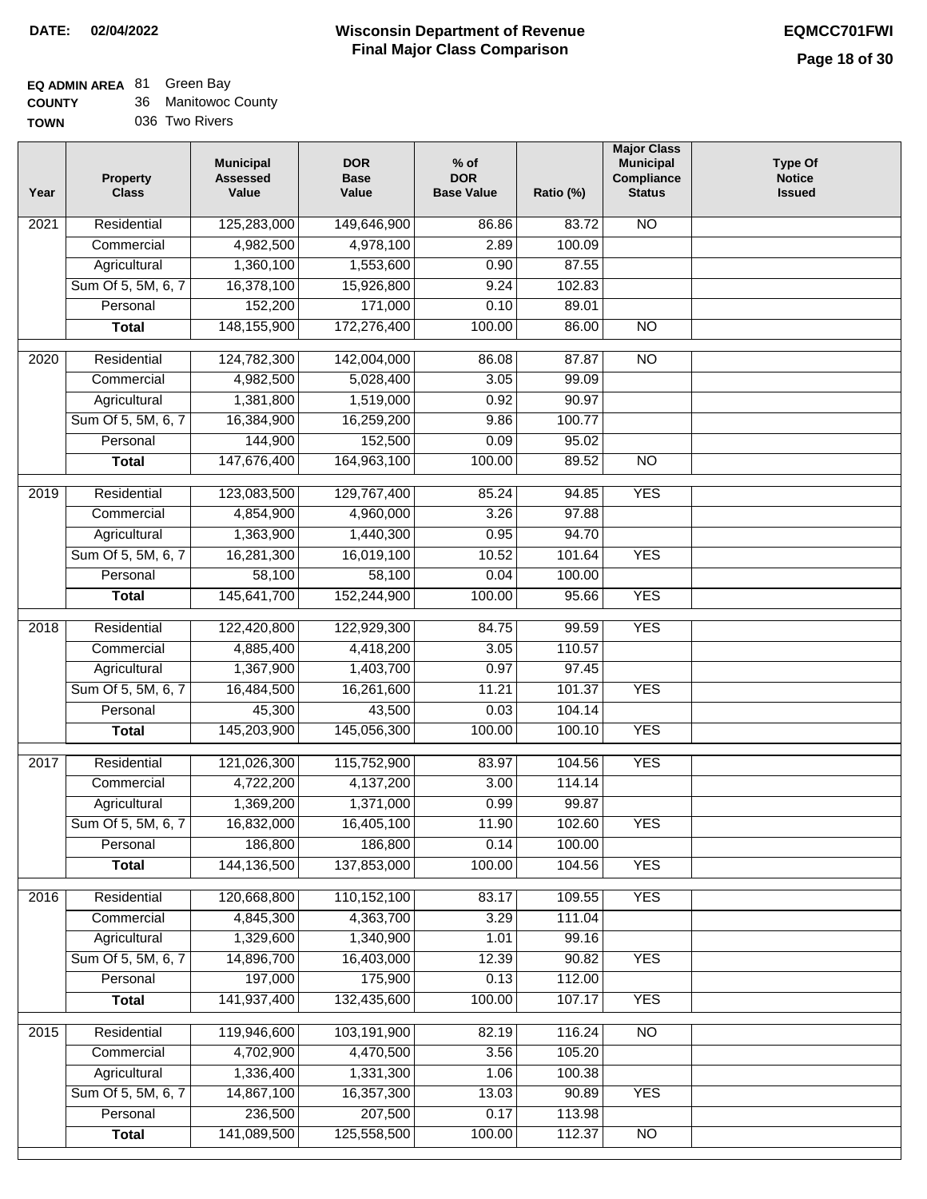**DATE:** 02/04/2022

# Wisconsin Department of Revenue
## Final Major Class Comparison

**EQMCC701FWI**

**EQ ADMIN AREA** 81 Green Bay
**COUNTY** 36 Manitowoc County
**TOWN** 036 Two Rivers

| Year | Property Class | Municipal Assessed Value | DOR Base Value | % of DOR Base Value | Ratio (%) | Major Class Municipal Compliance Status | Type Of Notice Issued |
|---|---|---|---|---|---|---|---|
| 2021 | Residential | 125,283,000 | 149,646,900 | 86.86 | 83.72 | NO | |
| | Commercial | 4,982,500 | 4,978,100 | 2.89 | 100.09 | | |
| | Agricultural | 1,360,100 | 1,553,600 | 0.90 | 87.55 | | |
| | Sum Of 5, 5M, 6, 7 | 16,378,100 | 15,926,800 | 9.24 | 102.83 | | |
| | Personal | 152,200 | 171,000 | 0.10 | 89.01 | | |
| | **Total** | 148,155,900 | 172,276,400 | 100.00 | 86.00 | NO | |
| 2020 | Residential | 124,782,300 | 142,004,000 | 86.08 | 87.87 | NO | |
| | Commercial | 4,982,500 | 5,028,400 | 3.05 | 99.09 | | |
| | Agricultural | 1,381,800 | 1,519,000 | 0.92 | 90.97 | | |
| | Sum Of 5, 5M, 6, 7 | 16,384,900 | 16,259,200 | 9.86 | 100.77 | | |
| | Personal | 144,900 | 152,500 | 0.09 | 95.02 | | |
| | **Total** | 147,676,400 | 164,963,100 | 100.00 | 89.52 | NO | |
| 2019 | Residential | 123,083,500 | 129,767,400 | 85.24 | 94.85 | YES | |
| | Commercial | 4,854,900 | 4,960,000 | 3.26 | 97.88 | | |
| | Agricultural | 1,363,900 | 1,440,300 | 0.95 | 94.70 | | |
| | Sum Of 5, 5M, 6, 7 | 16,281,300 | 16,019,100 | 10.52 | 101.64 | YES | |
| | Personal | 58,100 | 58,100 | 0.04 | 100.00 | | |
| | **Total** | 145,641,700 | 152,244,900 | 100.00 | 95.66 | YES | |
| 2018 | Residential | 122,420,800 | 122,929,300 | 84.75 | 99.59 | YES | |
| | Commercial | 4,885,400 | 4,418,200 | 3.05 | 110.57 | | |
| | Agricultural | 1,367,900 | 1,403,700 | 0.97 | 97.45 | | |
| | Sum Of 5, 5M, 6, 7 | 16,484,500 | 16,261,600 | 11.21 | 101.37 | YES | |
| | Personal | 45,300 | 43,500 | 0.03 | 104.14 | | |
| | **Total** | 145,203,900 | 145,056,300 | 100.00 | 100.10 | YES | |
| 2017 | Residential | 121,026,300 | 115,752,900 | 83.97 | 104.56 | YES | |
| | Commercial | 4,722,200 | 4,137,200 | 3.00 | 114.14 | | |
| | Agricultural | 1,369,200 | 1,371,000 | 0.99 | 99.87 | | |
| | Sum Of 5, 5M, 6, 7 | 16,832,000 | 16,405,100 | 11.90 | 102.60 | YES | |
| | Personal | 186,800 | 186,800 | 0.14 | 100.00 | | |
| | **Total** | 144,136,500 | 137,853,000 | 100.00 | 104.56 | YES | |
| 2016 | Residential | 120,668,800 | 110,152,100 | 83.17 | 109.55 | YES | |
| | Commercial | 4,845,300 | 4,363,700 | 3.29 | 111.04 | | |
| | Agricultural | 1,329,600 | 1,340,900 | 1.01 | 99.16 | | |
| | Sum Of 5, 5M, 6, 7 | 14,896,700 | 16,403,000 | 12.39 | 90.82 | YES | |
| | Personal | 197,000 | 175,900 | 0.13 | 112.00 | | |
| | **Total** | 141,937,400 | 132,435,600 | 100.00 | 107.17 | YES | |
| 2015 | Residential | 119,946,600 | 103,191,900 | 82.19 | 116.24 | NO | |
| | Commercial | 4,702,900 | 4,470,500 | 3.56 | 105.20 | | |
| | Agricultural | 1,336,400 | 1,331,300 | 1.06 | 100.38 | | |
| | Sum Of 5, 5M, 6, 7 | 14,867,100 | 16,357,300 | 13.03 | 90.89 | YES | |
| | Personal | 236,500 | 207,500 | 0.17 | 113.98 | | |
| | **Total** | 141,089,500 | 125,558,500 | 100.00 | 112.37 | NO | |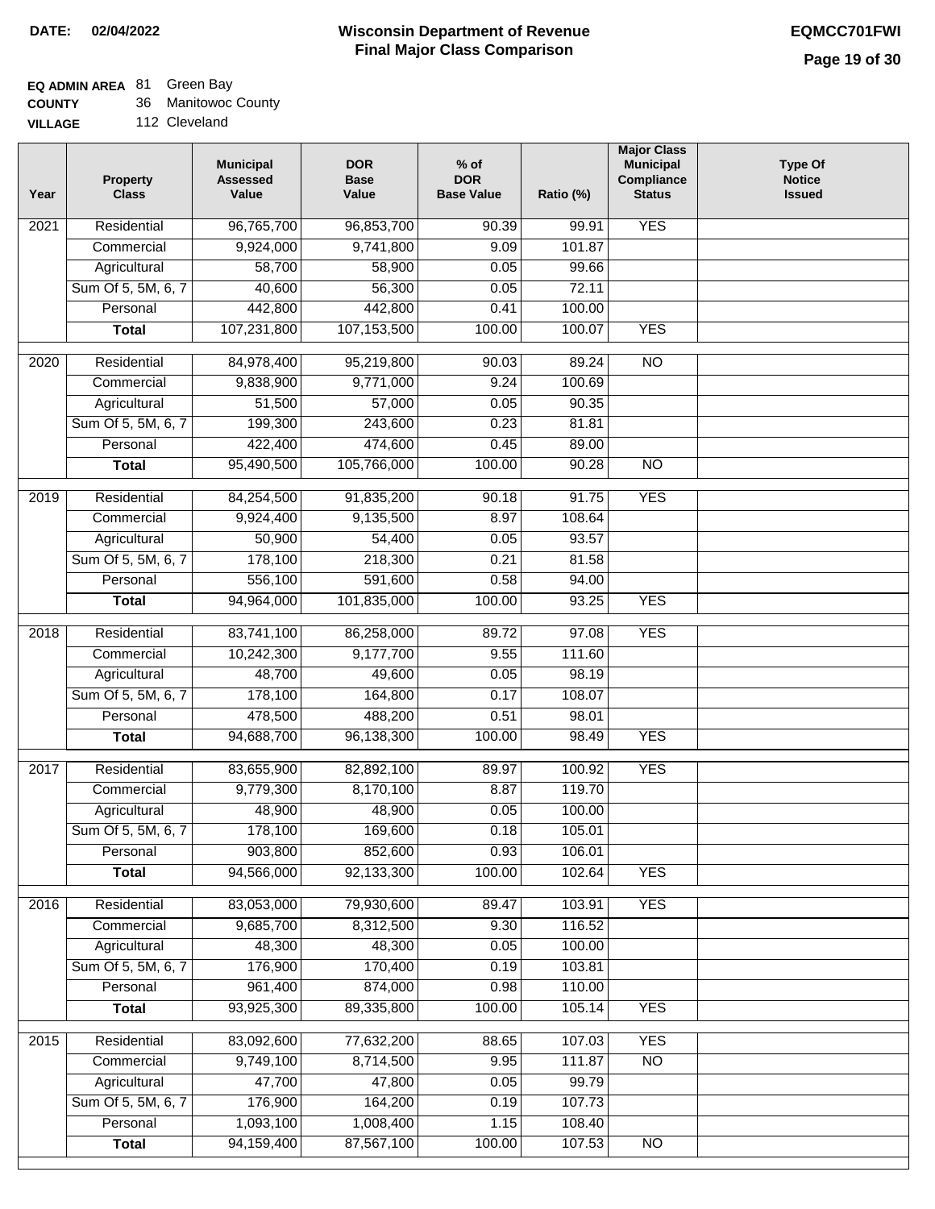**DATE:** 02/04/2022

# Wisconsin Department of Revenue
## Final Major Class Comparison

**EQMCC701FWI**

**EQ ADMIN AREA** 81 Green Bay
**COUNTY** 36 Manitowoc County
**VILLAGE** 112 Cleveland

| Year | Property Class | Municipal Assessed Value | DOR Base Value | % of DOR Base Value | Ratio (%) | Major Class Municipal Compliance Status | Type Of Notice Issued |
|---|---|---|---|---|---|---|---|
| 2021 | Residential | 96,765,700 | 96,853,700 | 90.39 | 99.91 | YES | |
| | Commercial | 9,924,000 | 9,741,800 | 9.09 | 101.87 | | |
| | Agricultural | 58,700 | 58,900 | 0.05 | 99.66 | | |
| | Sum Of 5, 5M, 6, 7 | 40,600 | 56,300 | 0.05 | 72.11 | | |
| | Personal | 442,800 | 442,800 | 0.41 | 100.00 | | |
| | **Total** | 107,231,800 | 107,153,500 | 100.00 | 100.07 | YES | |
| 2020 | Residential | 84,978,400 | 95,219,800 | 90.03 | 89.24 | NO | |
| | Commercial | 9,838,900 | 9,771,000 | 9.24 | 100.69 | | |
| | Agricultural | 51,500 | 57,000 | 0.05 | 90.35 | | |
| | Sum Of 5, 5M, 6, 7 | 199,300 | 243,600 | 0.23 | 81.81 | | |
| | Personal | 422,400 | 474,600 | 0.45 | 89.00 | | |
| | **Total** | 95,490,500 | 105,766,000 | 100.00 | 90.28 | NO | |
| 2019 | Residential | 84,254,500 | 91,835,200 | 90.18 | 91.75 | YES | |
| | Commercial | 9,924,400 | 9,135,500 | 8.97 | 108.64 | | |
| | Agricultural | 50,900 | 54,400 | 0.05 | 93.57 | | |
| | Sum Of 5, 5M, 6, 7 | 178,100 | 218,300 | 0.21 | 81.58 | | |
| | Personal | 556,100 | 591,600 | 0.58 | 94.00 | | |
| | **Total** | 94,964,000 | 101,835,000 | 100.00 | 93.25 | YES | |
| 2018 | Residential | 83,741,100 | 86,258,000 | 89.72 | 97.08 | YES | |
| | Commercial | 10,242,300 | 9,177,700 | 9.55 | 111.60 | | |
| | Agricultural | 48,700 | 49,600 | 0.05 | 98.19 | | |
| | Sum Of 5, 5M, 6, 7 | 178,100 | 164,800 | 0.17 | 108.07 | | |
| | Personal | 478,500 | 488,200 | 0.51 | 98.01 | | |
| | **Total** | 94,688,700 | 96,138,300 | 100.00 | 98.49 | YES | |
| 2017 | Residential | 83,655,900 | 82,892,100 | 89.97 | 100.92 | YES | |
| | Commercial | 9,779,300 | 8,170,100 | 8.87 | 119.70 | | |
| | Agricultural | 48,900 | 48,900 | 0.05 | 100.00 | | |
| | Sum Of 5, 5M, 6, 7 | 178,100 | 169,600 | 0.18 | 105.01 | | |
| | Personal | 903,800 | 852,600 | 0.93 | 106.01 | | |
| | **Total** | 94,566,000 | 92,133,300 | 100.00 | 102.64 | YES | |
| 2016 | Residential | 83,053,000 | 79,930,600 | 89.47 | 103.91 | YES | |
| | Commercial | 9,685,700 | 8,312,500 | 9.30 | 116.52 | | |
| | Agricultural | 48,300 | 48,300 | 0.05 | 100.00 | | |
| | Sum Of 5, 5M, 6, 7 | 176,900 | 170,400 | 0.19 | 103.81 | | |
| | Personal | 961,400 | 874,000 | 0.98 | 110.00 | | |
| | **Total** | 93,925,300 | 89,335,800 | 100.00 | 105.14 | YES | |
| 2015 | Residential | 83,092,600 | 77,632,200 | 88.65 | 107.03 | YES | |
| | Commercial | 9,749,100 | 8,714,500 | 9.95 | 111.87 | NO | |
| | Agricultural | 47,700 | 47,800 | 0.05 | 99.79 | | |
| | Sum Of 5, 5M, 6, 7 | 176,900 | 164,200 | 0.19 | 107.73 | | |
| | Personal | 1,093,100 | 1,008,400 | 1.15 | 108.40 | | |
| | **Total** | 94,159,400 | 87,567,100 | 100.00 | 107.53 | NO | |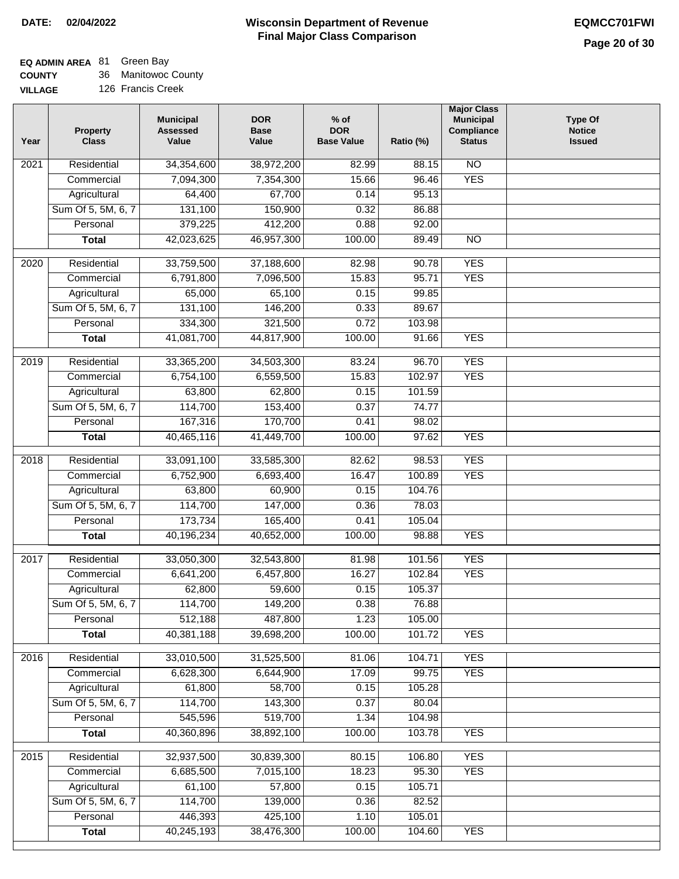**DATE: 02/04/2022**

# Wisconsin Department of Revenue
## Final Major Class Comparison

**EQMCC701FWI**

**EQ ADMIN AREA** 81 Green Bay
**COUNTY** 36 Manitowoc County
**VILLAGE** 126 Francis Creek

| Year | Property Class | Municipal Assessed Value | DOR Base Value | % of DOR Base Value | Ratio (%) | Major Class Municipal Compliance Status | Type Of Notice Issued |
|---|---|---|---|---|---|---|---|
| 2021 | Residential | 34,354,600 | 38,972,200 | 82.99 | 88.15 | NO | |
| | Commercial | 7,094,300 | 7,354,300 | 15.66 | 96.46 | YES | |
| | Agricultural | 64,400 | 67,700 | 0.14 | 95.13 | | |
| | Sum Of 5, 5M, 6, 7 | 131,100 | 150,900 | 0.32 | 86.88 | | |
| | Personal | 379,225 | 412,200 | 0.88 | 92.00 | | |
| | **Total** | 42,023,625 | 46,957,300 | 100.00 | 89.49 | NO | |
| 2020 | Residential | 33,759,500 | 37,188,600 | 82.98 | 90.78 | YES | |
| | Commercial | 6,791,800 | 7,096,500 | 15.83 | 95.71 | YES | |
| | Agricultural | 65,000 | 65,100 | 0.15 | 99.85 | | |
| | Sum Of 5, 5M, 6, 7 | 131,100 | 146,200 | 0.33 | 89.67 | | |
| | Personal | 334,300 | 321,500 | 0.72 | 103.98 | | |
| | **Total** | 41,081,700 | 44,817,900 | 100.00 | 91.66 | YES | |
| 2019 | Residential | 33,365,200 | 34,503,300 | 83.24 | 96.70 | YES | |
| | Commercial | 6,754,100 | 6,559,500 | 15.83 | 102.97 | YES | |
| | Agricultural | 63,800 | 62,800 | 0.15 | 101.59 | | |
| | Sum Of 5, 5M, 6, 7 | 114,700 | 153,400 | 0.37 | 74.77 | | |
| | Personal | 167,316 | 170,700 | 0.41 | 98.02 | | |
| | **Total** | 40,465,116 | 41,449,700 | 100.00 | 97.62 | YES | |
| 2018 | Residential | 33,091,100 | 33,585,300 | 82.62 | 98.53 | YES | |
| | Commercial | 6,752,900 | 6,693,400 | 16.47 | 100.89 | YES | |
| | Agricultural | 63,800 | 60,900 | 0.15 | 104.76 | | |
| | Sum Of 5, 5M, 6, 7 | 114,700 | 147,000 | 0.36 | 78.03 | | |
| | Personal | 173,734 | 165,400 | 0.41 | 105.04 | | |
| | **Total** | 40,196,234 | 40,652,000 | 100.00 | 98.88 | YES | |
| 2017 | Residential | 33,050,300 | 32,543,800 | 81.98 | 101.56 | YES | |
| | Commercial | 6,641,200 | 6,457,800 | 16.27 | 102.84 | YES | |
| | Agricultural | 62,800 | 59,600 | 0.15 | 105.37 | | |
| | Sum Of 5, 5M, 6, 7 | 114,700 | 149,200 | 0.38 | 76.88 | | |
| | Personal | 512,188 | 487,800 | 1.23 | 105.00 | | |
| | **Total** | 40,381,188 | 39,698,200 | 100.00 | 101.72 | YES | |
| 2016 | Residential | 33,010,500 | 31,525,500 | 81.06 | 104.71 | YES | |
| | Commercial | 6,628,300 | 6,644,900 | 17.09 | 99.75 | YES | |
| | Agricultural | 61,800 | 58,700 | 0.15 | 105.28 | | |
| | Sum Of 5, 5M, 6, 7 | 114,700 | 143,300 | 0.37 | 80.04 | | |
| | Personal | 545,596 | 519,700 | 1.34 | 104.98 | | |
| | **Total** | 40,360,896 | 38,892,100 | 100.00 | 103.78 | YES | |
| 2015 | Residential | 32,937,500 | 30,839,300 | 80.15 | 106.80 | YES | |
| | Commercial | 6,685,500 | 7,015,100 | 18.23 | 95.30 | YES | |
| | Agricultural | 61,100 | 57,800 | 0.15 | 105.71 | | |
| | Sum Of 5, 5M, 6, 7 | 114,700 | 139,000 | 0.36 | 82.52 | | |
| | Personal | 446,393 | 425,100 | 1.10 | 105.01 | | |
| | **Total** | 40,245,193 | 38,476,300 | 100.00 | 104.60 | YES | |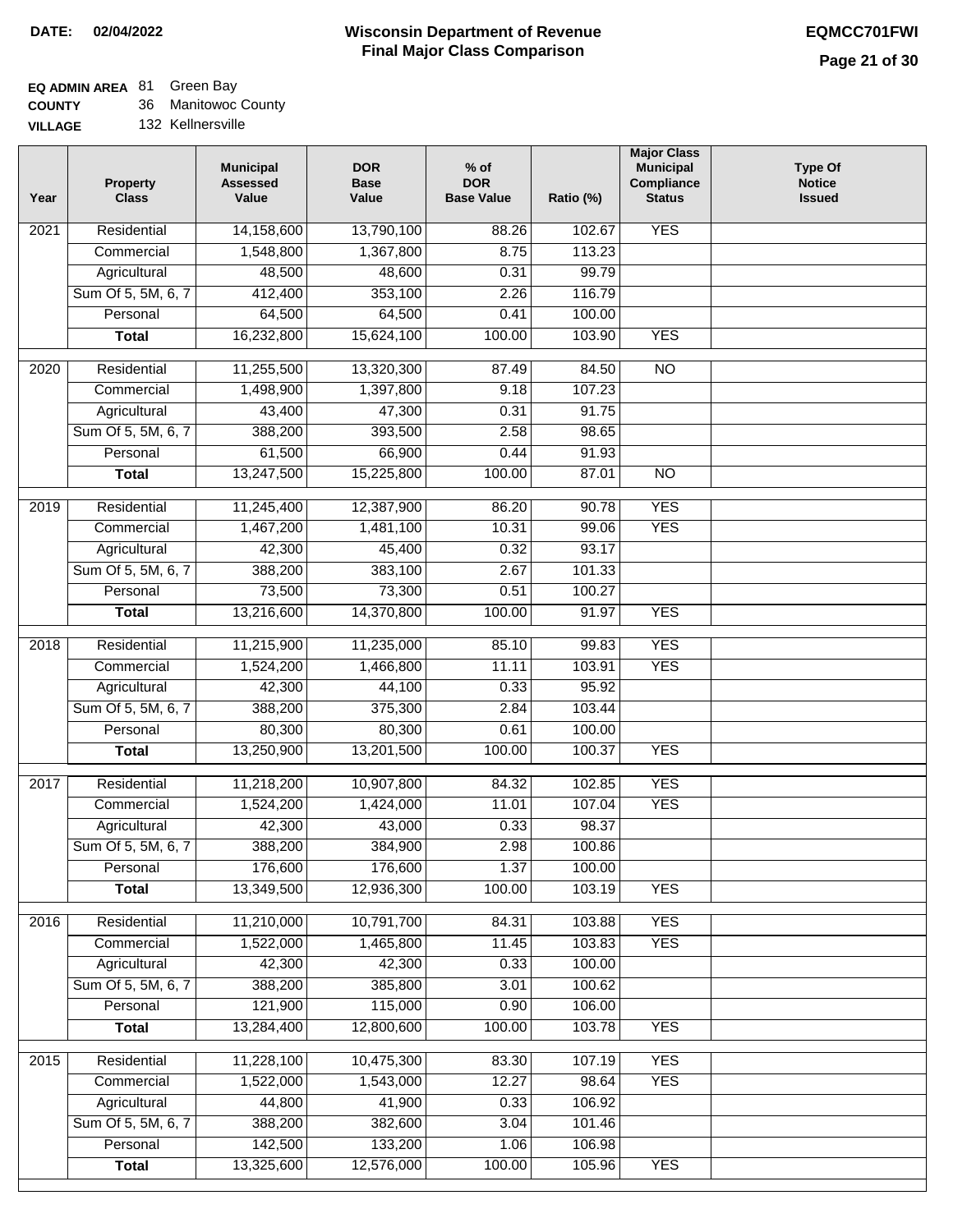**DATE:** 02/04/2022

# Wisconsin Department of Revenue
## Final Major Class Comparison

**EQMCC701FWI**

**EQ ADMIN AREA** 81 Green Bay
**COUNTY** 36 Manitowoc County
**VILLAGE** 132 Kellnersville

| Year | Property Class | Municipal Assessed Value | DOR Base Value | % of DOR Base Value | Ratio (%) | Major Class Municipal Compliance Status | Type Of Notice Issued |
|---|---|---|---|---|---|---|---|
| 2021 | Residential | 14,158,600 | 13,790,100 | 88.26 | 102.67 | YES | |
| | Commercial | 1,548,800 | 1,367,800 | 8.75 | 113.23 | | |
| | Agricultural | 48,500 | 48,600 | 0.31 | 99.79 | | |
| | Sum Of 5, 5M, 6, 7 | 412,400 | 353,100 | 2.26 | 116.79 | | |
| | Personal | 64,500 | 64,500 | 0.41 | 100.00 | | |
| | **Total** | 16,232,800 | 15,624,100 | 100.00 | 103.90 | YES | |
| 2020 | Residential | 11,255,500 | 13,320,300 | 87.49 | 84.50 | NO | |
| | Commercial | 1,498,900 | 1,397,800 | 9.18 | 107.23 | | |
| | Agricultural | 43,400 | 47,300 | 0.31 | 91.75 | | |
| | Sum Of 5, 5M, 6, 7 | 388,200 | 393,500 | 2.58 | 98.65 | | |
| | Personal | 61,500 | 66,900 | 0.44 | 91.93 | | |
| | **Total** | 13,247,500 | 15,225,800 | 100.00 | 87.01 | NO | |
| 2019 | Residential | 11,245,400 | 12,387,900 | 86.20 | 90.78 | YES | |
| | Commercial | 1,467,200 | 1,481,100 | 10.31 | 99.06 | YES | |
| | Agricultural | 42,300 | 45,400 | 0.32 | 93.17 | | |
| | Sum Of 5, 5M, 6, 7 | 388,200 | 383,100 | 2.67 | 101.33 | | |
| | Personal | 73,500 | 73,300 | 0.51 | 100.27 | | |
| | **Total** | 13,216,600 | 14,370,800 | 100.00 | 91.97 | YES | |
| 2018 | Residential | 11,215,900 | 11,235,000 | 85.10 | 99.83 | YES | |
| | Commercial | 1,524,200 | 1,466,800 | 11.11 | 103.91 | YES | |
| | Agricultural | 42,300 | 44,100 | 0.33 | 95.92 | | |
| | Sum Of 5, 5M, 6, 7 | 388,200 | 375,300 | 2.84 | 103.44 | | |
| | Personal | 80,300 | 80,300 | 0.61 | 100.00 | | |
| | **Total** | 13,250,900 | 13,201,500 | 100.00 | 100.37 | YES | |
| 2017 | Residential | 11,218,200 | 10,907,800 | 84.32 | 102.85 | YES | |
| | Commercial | 1,524,200 | 1,424,000 | 11.01 | 107.04 | YES | |
| | Agricultural | 42,300 | 43,000 | 0.33 | 98.37 | | |
| | Sum Of 5, 5M, 6, 7 | 388,200 | 384,900 | 2.98 | 100.86 | | |
| | Personal | 176,600 | 176,600 | 1.37 | 100.00 | | |
| | **Total** | 13,349,500 | 12,936,300 | 100.00 | 103.19 | YES | |
| 2016 | Residential | 11,210,000 | 10,791,700 | 84.31 | 103.88 | YES | |
| | Commercial | 1,522,000 | 1,465,800 | 11.45 | 103.83 | YES | |
| | Agricultural | 42,300 | 42,300 | 0.33 | 100.00 | | |
| | Sum Of 5, 5M, 6, 7 | 388,200 | 385,800 | 3.01 | 100.62 | | |
| | Personal | 121,900 | 115,000 | 0.90 | 106.00 | | |
| | **Total** | 13,284,400 | 12,800,600 | 100.00 | 103.78 | YES | |
| 2015 | Residential | 11,228,100 | 10,475,300 | 83.30 | 107.19 | YES | |
| | Commercial | 1,522,000 | 1,543,000 | 12.27 | 98.64 | YES | |
| | Agricultural | 44,800 | 41,900 | 0.33 | 106.92 | | |
| | Sum Of 5, 5M, 6, 7 | 388,200 | 382,600 | 3.04 | 101.46 | | |
| | Personal | 142,500 | 133,200 | 1.06 | 106.98 | | |
| | **Total** | 13,325,600 | 12,576,000 | 100.00 | 105.96 | YES | |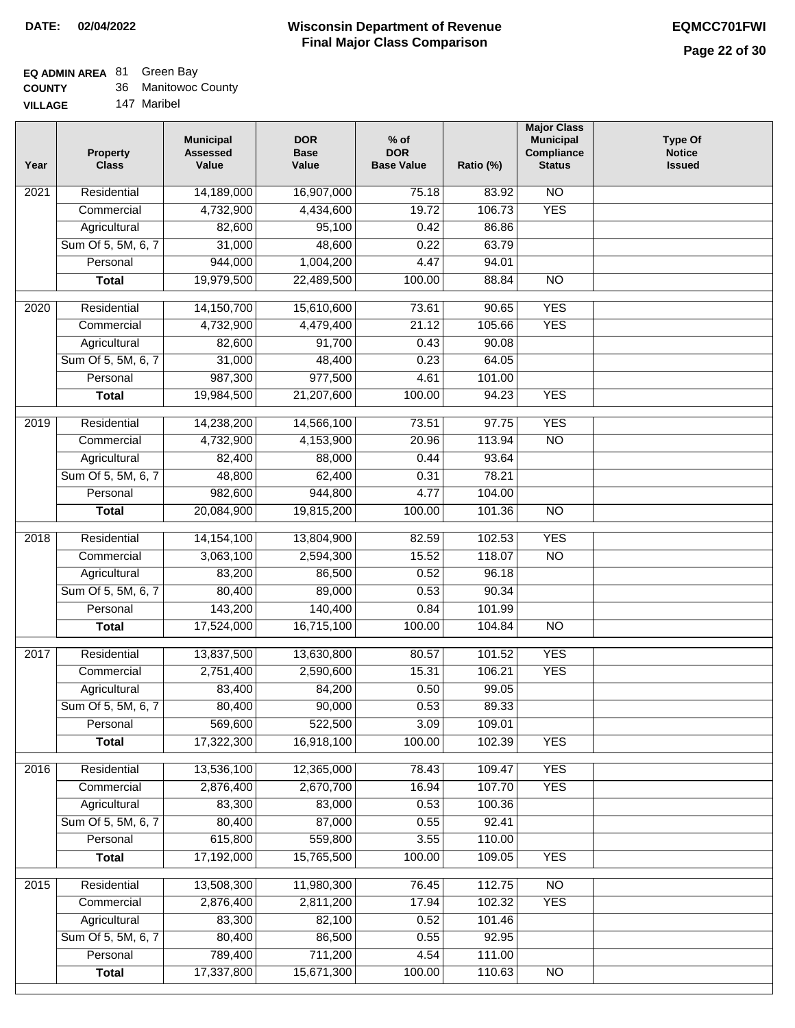**DATE: 02/04/2022**

# Wisconsin Department of Revenue
## Final Major Class Comparison

**EQMCC701FWI**

**EQ ADMIN AREA** 81 Green Bay
**COUNTY** 36 Manitowoc County
**VILLAGE** 147 Maribel

| Year | Property Class | Municipal Assessed Value | DOR Base Value | % of DOR Base Value | Ratio (%) | Major Class Municipal Compliance Status | Type Of Notice Issued |
|---|---|---|---|---|---|---|---|
| 2021 | Residential | 14,189,000 | 16,907,000 | 75.18 | 83.92 | NO | |
| | Commercial | 4,732,900 | 4,434,600 | 19.72 | 106.73 | YES | |
| | Agricultural | 82,600 | 95,100 | 0.42 | 86.86 | | |
| | Sum Of 5, 5M, 6, 7 | 31,000 | 48,600 | 0.22 | 63.79 | | |
| | Personal | 944,000 | 1,004,200 | 4.47 | 94.01 | | |
| | **Total** | 19,979,500 | 22,489,500 | 100.00 | 88.84 | NO | |
| 2020 | Residential | 14,150,700 | 15,610,600 | 73.61 | 90.65 | YES | |
| | Commercial | 4,732,900 | 4,479,400 | 21.12 | 105.66 | YES | |
| | Agricultural | 82,600 | 91,700 | 0.43 | 90.08 | | |
| | Sum Of 5, 5M, 6, 7 | 31,000 | 48,400 | 0.23 | 64.05 | | |
| | Personal | 987,300 | 977,500 | 4.61 | 101.00 | | |
| | **Total** | 19,984,500 | 21,207,600 | 100.00 | 94.23 | YES | |
| 2019 | Residential | 14,238,200 | 14,566,100 | 73.51 | 97.75 | YES | |
| | Commercial | 4,732,900 | 4,153,900 | 20.96 | 113.94 | NO | |
| | Agricultural | 82,400 | 88,000 | 0.44 | 93.64 | | |
| | Sum Of 5, 5M, 6, 7 | 48,800 | 62,400 | 0.31 | 78.21 | | |
| | Personal | 982,600 | 944,800 | 4.77 | 104.00 | | |
| | **Total** | 20,084,900 | 19,815,200 | 100.00 | 101.36 | NO | |
| 2018 | Residential | 14,154,100 | 13,804,900 | 82.59 | 102.53 | YES | |
| | Commercial | 3,063,100 | 2,594,300 | 15.52 | 118.07 | NO | |
| | Agricultural | 83,200 | 86,500 | 0.52 | 96.18 | | |
| | Sum Of 5, 5M, 6, 7 | 80,400 | 89,000 | 0.53 | 90.34 | | |
| | Personal | 143,200 | 140,400 | 0.84 | 101.99 | | |
| | **Total** | 17,524,000 | 16,715,100 | 100.00 | 104.84 | NO | |
| 2017 | Residential | 13,837,500 | 13,630,800 | 80.57 | 101.52 | YES | |
| | Commercial | 2,751,400 | 2,590,600 | 15.31 | 106.21 | YES | |
| | Agricultural | 83,400 | 84,200 | 0.50 | 99.05 | | |
| | Sum Of 5, 5M, 6, 7 | 80,400 | 90,000 | 0.53 | 89.33 | | |
| | Personal | 569,600 | 522,500 | 3.09 | 109.01 | | |
| | **Total** | 17,322,300 | 16,918,100 | 100.00 | 102.39 | YES | |
| 2016 | Residential | 13,536,100 | 12,365,000 | 78.43 | 109.47 | YES | |
| | Commercial | 2,876,400 | 2,670,700 | 16.94 | 107.70 | YES | |
| | Agricultural | 83,300 | 83,000 | 0.53 | 100.36 | | |
| | Sum Of 5, 5M, 6, 7 | 80,400 | 87,000 | 0.55 | 92.41 | | |
| | Personal | 615,800 | 559,800 | 3.55 | 110.00 | | |
| | **Total** | 17,192,000 | 15,765,500 | 100.00 | 109.05 | YES | |
| 2015 | Residential | 13,508,300 | 11,980,300 | 76.45 | 112.75 | NO | |
| | Commercial | 2,876,400 | 2,811,200 | 17.94 | 102.32 | YES | |
| | Agricultural | 83,300 | 82,100 | 0.52 | 101.46 | | |
| | Sum Of 5, 5M, 6, 7 | 80,400 | 86,500 | 0.55 | 92.95 | | |
| | Personal | 789,400 | 711,200 | 4.54 | 111.00 | | |
| | **Total** | 17,337,800 | 15,671,300 | 100.00 | 110.63 | NO | |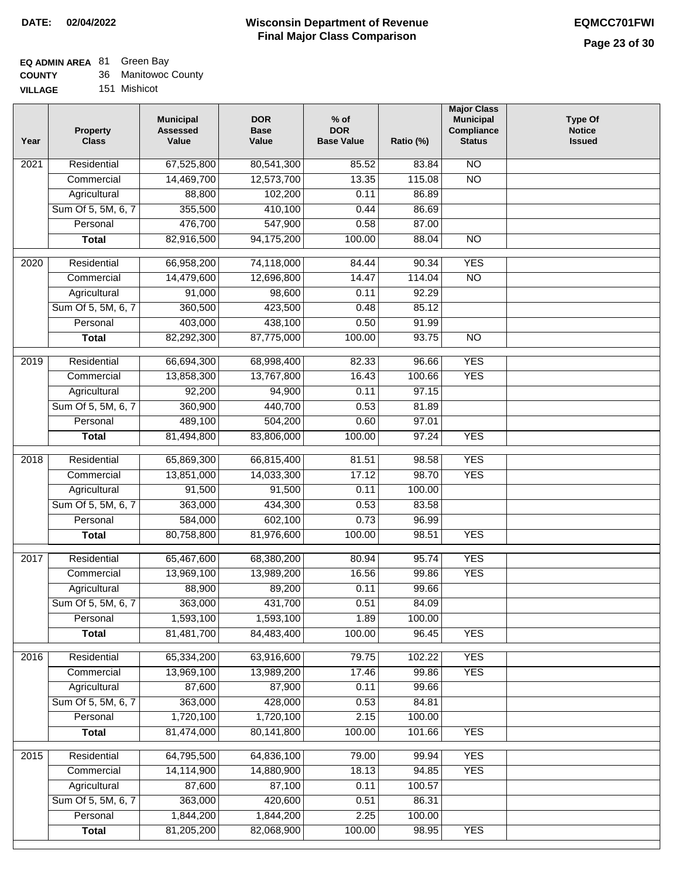**DATE: 02/04/2022**

# Wisconsin Department of Revenue
## Final Major Class Comparison

**EQMCC701FWI**

**EQ ADMIN AREA** 81 Green Bay
**COUNTY** 36 Manitowoc County
**VILLAGE** 151 Mishicot

| Year | Property Class | Municipal Assessed Value | DOR Base Value | % of DOR Base Value | Ratio (%) | Major Class Municipal Compliance Status | Type Of Notice Issued |
|---|---|---|---|---|---|---|---|
| 2021 | Residential | 67,525,800 | 80,541,300 | 85.52 | 83.84 | NO | |
| | Commercial | 14,469,700 | 12,573,700 | 13.35 | 115.08 | NO | |
| | Agricultural | 88,800 | 102,200 | 0.11 | 86.89 | | |
| | Sum Of 5, 5M, 6, 7 | 355,500 | 410,100 | 0.44 | 86.69 | | |
| | Personal | 476,700 | 547,900 | 0.58 | 87.00 | | |
| | **Total** | 82,916,500 | 94,175,200 | 100.00 | 88.04 | NO | |
| 2020 | Residential | 66,958,200 | 74,118,000 | 84.44 | 90.34 | YES | |
| | Commercial | 14,479,600 | 12,696,800 | 14.47 | 114.04 | NO | |
| | Agricultural | 91,000 | 98,600 | 0.11 | 92.29 | | |
| | Sum Of 5, 5M, 6, 7 | 360,500 | 423,500 | 0.48 | 85.12 | | |
| | Personal | 403,000 | 438,100 | 0.50 | 91.99 | | |
| | **Total** | 82,292,300 | 87,775,000 | 100.00 | 93.75 | NO | |
| 2019 | Residential | 66,694,300 | 68,998,400 | 82.33 | 96.66 | YES | |
| | Commercial | 13,858,300 | 13,767,800 | 16.43 | 100.66 | YES | |
| | Agricultural | 92,200 | 94,900 | 0.11 | 97.15 | | |
| | Sum Of 5, 5M, 6, 7 | 360,900 | 440,700 | 0.53 | 81.89 | | |
| | Personal | 489,100 | 504,200 | 0.60 | 97.01 | | |
| | **Total** | 81,494,800 | 83,806,000 | 100.00 | 97.24 | YES | |
| 2018 | Residential | 65,869,300 | 66,815,400 | 81.51 | 98.58 | YES | |
| | Commercial | 13,851,000 | 14,033,300 | 17.12 | 98.70 | YES | |
| | Agricultural | 91,500 | 91,500 | 0.11 | 100.00 | | |
| | Sum Of 5, 5M, 6, 7 | 363,000 | 434,300 | 0.53 | 83.58 | | |
| | Personal | 584,000 | 602,100 | 0.73 | 96.99 | | |
| | **Total** | 80,758,800 | 81,976,600 | 100.00 | 98.51 | YES | |
| 2017 | Residential | 65,467,600 | 68,380,200 | 80.94 | 95.74 | YES | |
| | Commercial | 13,969,100 | 13,989,200 | 16.56 | 99.86 | YES | |
| | Agricultural | 88,900 | 89,200 | 0.11 | 99.66 | | |
| | Sum Of 5, 5M, 6, 7 | 363,000 | 431,700 | 0.51 | 84.09 | | |
| | Personal | 1,593,100 | 1,593,100 | 1.89 | 100.00 | | |
| | **Total** | 81,481,700 | 84,483,400 | 100.00 | 96.45 | YES | |
| 2016 | Residential | 65,334,200 | 63,916,600 | 79.75 | 102.22 | YES | |
| | Commercial | 13,969,100 | 13,989,200 | 17.46 | 99.86 | YES | |
| | Agricultural | 87,600 | 87,900 | 0.11 | 99.66 | | |
| | Sum Of 5, 5M, 6, 7 | 363,000 | 428,000 | 0.53 | 84.81 | | |
| | Personal | 1,720,100 | 1,720,100 | 2.15 | 100.00 | | |
| | **Total** | 81,474,000 | 80,141,800 | 100.00 | 101.66 | YES | |
| 2015 | Residential | 64,795,500 | 64,836,100 | 79.00 | 99.94 | YES | |
| | Commercial | 14,114,900 | 14,880,900 | 18.13 | 94.85 | YES | |
| | Agricultural | 87,600 | 87,100 | 0.11 | 100.57 | | |
| | Sum Of 5, 5M, 6, 7 | 363,000 | 420,600 | 0.51 | 86.31 | | |
| | Personal | 1,844,200 | 1,844,200 | 2.25 | 100.00 | | |
| | **Total** | 81,205,200 | 82,068,900 | 100.00 | 98.95 | YES | |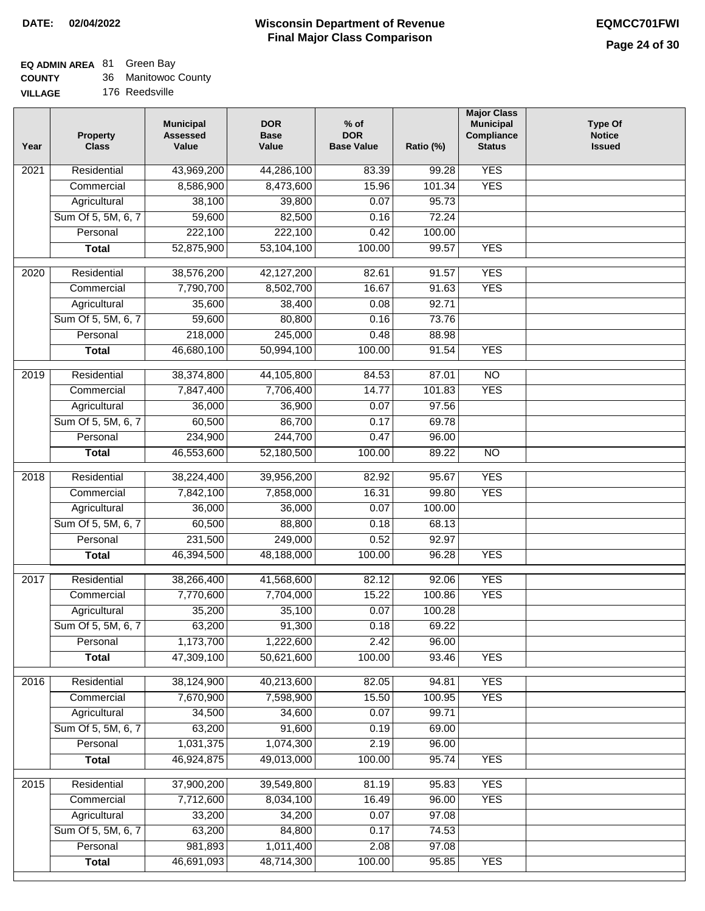**DATE: 02/04/2022**

# Wisconsin Department of Revenue
## Final Major Class Comparison

**EQMCC701FWI**

**EQ ADMIN AREA** 81 Green Bay
**COUNTY** 36 Manitowoc County
**VILLAGE** 176 Reedsville

| Year | Property Class | Municipal Assessed Value | DOR Base Value | % of DOR Base Value | Ratio (%) | Major Class Municipal Compliance Status | Type Of Notice Issued |
|---|---|---|---|---|---|---|---|
| 2021 | Residential | 43,969,200 | 44,286,100 | 83.39 | 99.28 | YES | |
| | Commercial | 8,586,900 | 8,473,600 | 15.96 | 101.34 | YES | |
| | Agricultural | 38,100 | 39,800 | 0.07 | 95.73 | | |
| | Sum Of 5, 5M, 6, 7 | 59,600 | 82,500 | 0.16 | 72.24 | | |
| | Personal | 222,100 | 222,100 | 0.42 | 100.00 | | |
| | **Total** | 52,875,900 | 53,104,100 | 100.00 | 99.57 | YES | |
| 2020 | Residential | 38,576,200 | 42,127,200 | 82.61 | 91.57 | YES | |
| | Commercial | 7,790,700 | 8,502,700 | 16.67 | 91.63 | YES | |
| | Agricultural | 35,600 | 38,400 | 0.08 | 92.71 | | |
| | Sum Of 5, 5M, 6, 7 | 59,600 | 80,800 | 0.16 | 73.76 | | |
| | Personal | 218,000 | 245,000 | 0.48 | 88.98 | | |
| | **Total** | 46,680,100 | 50,994,100 | 100.00 | 91.54 | YES | |
| 2019 | Residential | 38,374,800 | 44,105,800 | 84.53 | 87.01 | NO | |
| | Commercial | 7,847,400 | 7,706,400 | 14.77 | 101.83 | YES | |
| | Agricultural | 36,000 | 36,900 | 0.07 | 97.56 | | |
| | Sum Of 5, 5M, 6, 7 | 60,500 | 86,700 | 0.17 | 69.78 | | |
| | Personal | 234,900 | 244,700 | 0.47 | 96.00 | | |
| | **Total** | 46,553,600 | 52,180,500 | 100.00 | 89.22 | NO | |
| 2018 | Residential | 38,224,400 | 39,956,200 | 82.92 | 95.67 | YES | |
| | Commercial | 7,842,100 | 7,858,000 | 16.31 | 99.80 | YES | |
| | Agricultural | 36,000 | 36,000 | 0.07 | 100.00 | | |
| | Sum Of 5, 5M, 6, 7 | 60,500 | 88,800 | 0.18 | 68.13 | | |
| | Personal | 231,500 | 249,000 | 0.52 | 92.97 | | |
| | **Total** | 46,394,500 | 48,188,000 | 100.00 | 96.28 | YES | |
| 2017 | Residential | 38,266,400 | 41,568,600 | 82.12 | 92.06 | YES | |
| | Commercial | 7,770,600 | 7,704,000 | 15.22 | 100.86 | YES | |
| | Agricultural | 35,200 | 35,100 | 0.07 | 100.28 | | |
| | Sum Of 5, 5M, 6, 7 | 63,200 | 91,300 | 0.18 | 69.22 | | |
| | Personal | 1,173,700 | 1,222,600 | 2.42 | 96.00 | | |
| | **Total** | 47,309,100 | 50,621,600 | 100.00 | 93.46 | YES | |
| 2016 | Residential | 38,124,900 | 40,213,600 | 82.05 | 94.81 | YES | |
| | Commercial | 7,670,900 | 7,598,900 | 15.50 | 100.95 | YES | |
| | Agricultural | 34,500 | 34,600 | 0.07 | 99.71 | | |
| | Sum Of 5, 5M, 6, 7 | 63,200 | 91,600 | 0.19 | 69.00 | | |
| | Personal | 1,031,375 | 1,074,300 | 2.19 | 96.00 | | |
| | **Total** | 46,924,875 | 49,013,000 | 100.00 | 95.74 | YES | |
| 2015 | Residential | 37,900,200 | 39,549,800 | 81.19 | 95.83 | YES | |
| | Commercial | 7,712,600 | 8,034,100 | 16.49 | 96.00 | YES | |
| | Agricultural | 33,200 | 34,200 | 0.07 | 97.08 | | |
| | Sum Of 5, 5M, 6, 7 | 63,200 | 84,800 | 0.17 | 74.53 | | |
| | Personal | 981,893 | 1,011,400 | 2.08 | 97.08 | | |
| | **Total** | 46,691,093 | 48,714,300 | 100.00 | 95.85 | YES | |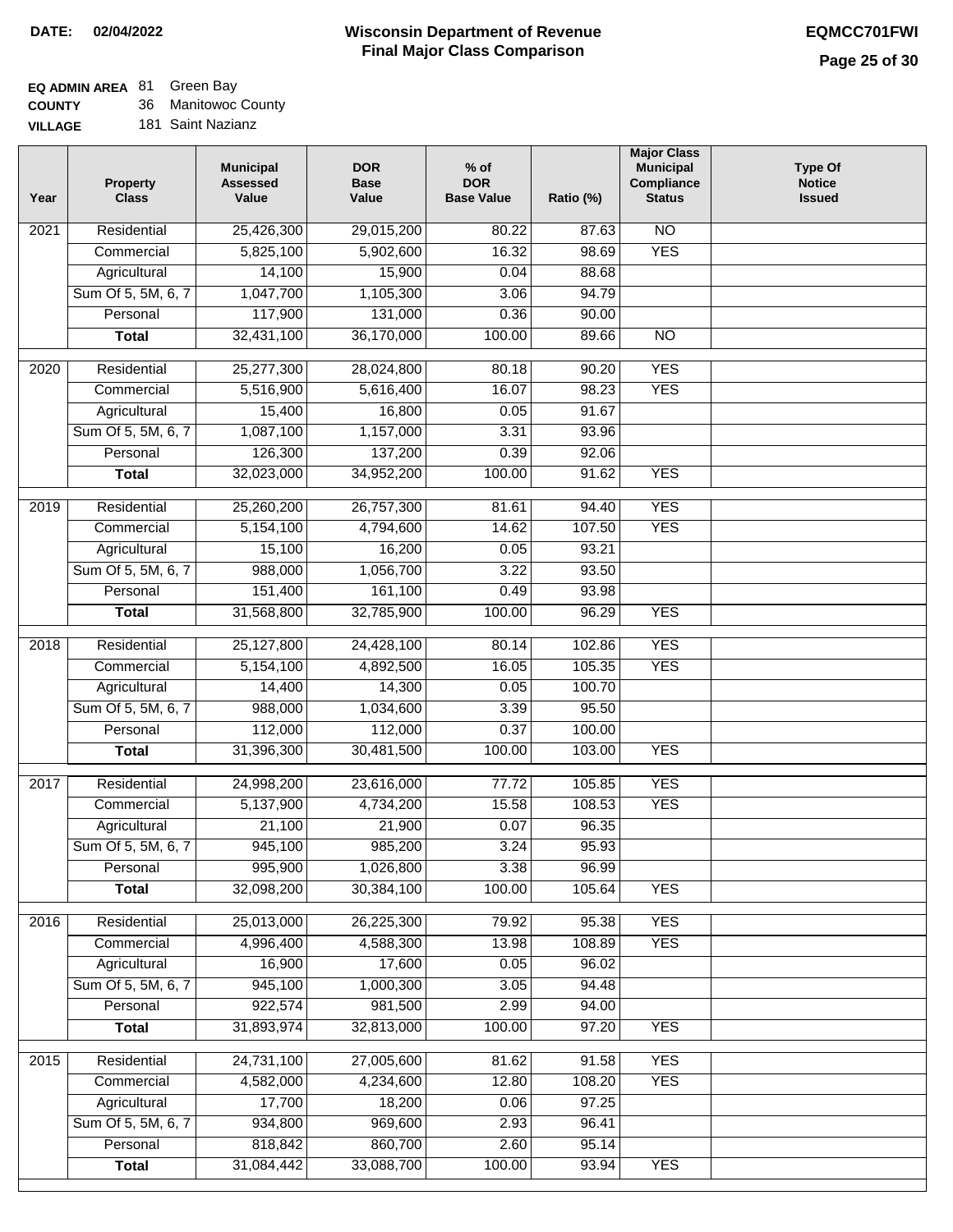**DATE: 02/04/2022**

# Wisconsin Department of Revenue
## Final Major Class Comparison

**EQMCC701FWI**

**EQ ADMIN AREA** 81 Green Bay
**COUNTY** 36 Manitowoc County
**VILLAGE** 181 Saint Nazianz

| Year | Property Class | Municipal Assessed Value | DOR Base Value | % of DOR Base Value | Ratio (%) | Major Class Municipal Compliance Status | Type Of Notice Issued |
|---|---|---|---|---|---|---|---|
| 2021 | Residential | 25,426,300 | 29,015,200 | 80.22 | 87.63 | NO | |
| | Commercial | 5,825,100 | 5,902,600 | 16.32 | 98.69 | YES | |
| | Agricultural | 14,100 | 15,900 | 0.04 | 88.68 | | |
| | Sum Of 5, 5M, 6, 7 | 1,047,700 | 1,105,300 | 3.06 | 94.79 | | |
| | Personal | 117,900 | 131,000 | 0.36 | 90.00 | | |
| | **Total** | 32,431,100 | 36,170,000 | 100.00 | 89.66 | NO | |
| 2020 | Residential | 25,277,300 | 28,024,800 | 80.18 | 90.20 | YES | |
| | Commercial | 5,516,900 | 5,616,400 | 16.07 | 98.23 | YES | |
| | Agricultural | 15,400 | 16,800 | 0.05 | 91.67 | | |
| | Sum Of 5, 5M, 6, 7 | 1,087,100 | 1,157,000 | 3.31 | 93.96 | | |
| | Personal | 126,300 | 137,200 | 0.39 | 92.06 | | |
| | **Total** | 32,023,000 | 34,952,200 | 100.00 | 91.62 | YES | |
| 2019 | Residential | 25,260,200 | 26,757,300 | 81.61 | 94.40 | YES | |
| | Commercial | 5,154,100 | 4,794,600 | 14.62 | 107.50 | YES | |
| | Agricultural | 15,100 | 16,200 | 0.05 | 93.21 | | |
| | Sum Of 5, 5M, 6, 7 | 988,000 | 1,056,700 | 3.22 | 93.50 | | |
| | Personal | 151,400 | 161,100 | 0.49 | 93.98 | | |
| | **Total** | 31,568,800 | 32,785,900 | 100.00 | 96.29 | YES | |
| 2018 | Residential | 25,127,800 | 24,428,100 | 80.14 | 102.86 | YES | |
| | Commercial | 5,154,100 | 4,892,500 | 16.05 | 105.35 | YES | |
| | Agricultural | 14,400 | 14,300 | 0.05 | 100.70 | | |
| | Sum Of 5, 5M, 6, 7 | 988,000 | 1,034,600 | 3.39 | 95.50 | | |
| | Personal | 112,000 | 112,000 | 0.37 | 100.00 | | |
| | **Total** | 31,396,300 | 30,481,500 | 100.00 | 103.00 | YES | |
| 2017 | Residential | 24,998,200 | 23,616,000 | 77.72 | 105.85 | YES | |
| | Commercial | 5,137,900 | 4,734,200 | 15.58 | 108.53 | YES | |
| | Agricultural | 21,100 | 21,900 | 0.07 | 96.35 | | |
| | Sum Of 5, 5M, 6, 7 | 945,100 | 985,200 | 3.24 | 95.93 | | |
| | Personal | 995,900 | 1,026,800 | 3.38 | 96.99 | | |
| | **Total** | 32,098,200 | 30,384,100 | 100.00 | 105.64 | YES | |
| 2016 | Residential | 25,013,000 | 26,225,300 | 79.92 | 95.38 | YES | |
| | Commercial | 4,996,400 | 4,588,300 | 13.98 | 108.89 | YES | |
| | Agricultural | 16,900 | 17,600 | 0.05 | 96.02 | | |
| | Sum Of 5, 5M, 6, 7 | 945,100 | 1,000,300 | 3.05 | 94.48 | | |
| | Personal | 922,574 | 981,500 | 2.99 | 94.00 | | |
| | **Total** | 31,893,974 | 32,813,000 | 100.00 | 97.20 | YES | |
| 2015 | Residential | 24,731,100 | 27,005,600 | 81.62 | 91.58 | YES | |
| | Commercial | 4,582,000 | 4,234,600 | 12.80 | 108.20 | YES | |
| | Agricultural | 17,700 | 18,200 | 0.06 | 97.25 | | |
| | Sum Of 5, 5M, 6, 7 | 934,800 | 969,600 | 2.93 | 96.41 | | |
| | Personal | 818,842 | 860,700 | 2.60 | 95.14 | | |
| | **Total** | 31,084,442 | 33,088,700 | 100.00 | 93.94 | YES | |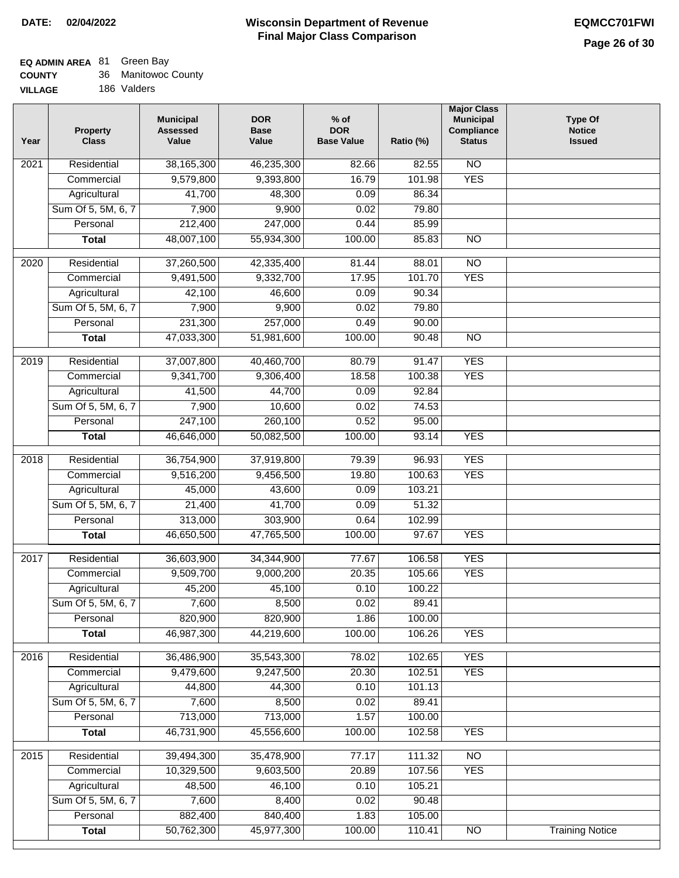**DATE:** 02/04/2022

# Wisconsin Department of Revenue
## Final Major Class Comparison

**EQMCC701FWI**

**EQ ADMIN AREA** 81 Green Bay
**COUNTY** 36 Manitowoc County
**VILLAGE** 186 Valders

| Year | Property Class | Municipal Assessed Value | DOR Base Value | % of DOR Base Value | Ratio (%) | Major Class Municipal Compliance Status | Type Of Notice Issued |
|---|---|---|---|---|---|---|---|
| 2021 | Residential | 38,165,300 | 46,235,300 | 82.66 | 82.55 | NO | |
| | Commercial | 9,579,800 | 9,393,800 | 16.79 | 101.98 | YES | |
| | Agricultural | 41,700 | 48,300 | 0.09 | 86.34 | | |
| | Sum Of 5, 5M, 6, 7 | 7,900 | 9,900 | 0.02 | 79.80 | | |
| | Personal | 212,400 | 247,000 | 0.44 | 85.99 | | |
| | **Total** | 48,007,100 | 55,934,300 | 100.00 | 85.83 | NO | |
| 2020 | Residential | 37,260,500 | 42,335,400 | 81.44 | 88.01 | NO | |
| | Commercial | 9,491,500 | 9,332,700 | 17.95 | 101.70 | YES | |
| | Agricultural | 42,100 | 46,600 | 0.09 | 90.34 | | |
| | Sum Of 5, 5M, 6, 7 | 7,900 | 9,900 | 0.02 | 79.80 | | |
| | Personal | 231,300 | 257,000 | 0.49 | 90.00 | | |
| | **Total** | 47,033,300 | 51,981,600 | 100.00 | 90.48 | NO | |
| 2019 | Residential | 37,007,800 | 40,460,700 | 80.79 | 91.47 | YES | |
| | Commercial | 9,341,700 | 9,306,400 | 18.58 | 100.38 | YES | |
| | Agricultural | 41,500 | 44,700 | 0.09 | 92.84 | | |
| | Sum Of 5, 5M, 6, 7 | 7,900 | 10,600 | 0.02 | 74.53 | | |
| | Personal | 247,100 | 260,100 | 0.52 | 95.00 | | |
| | **Total** | 46,646,000 | 50,082,500 | 100.00 | 93.14 | YES | |
| 2018 | Residential | 36,754,900 | 37,919,800 | 79.39 | 96.93 | YES | |
| | Commercial | 9,516,200 | 9,456,500 | 19.80 | 100.63 | YES | |
| | Agricultural | 45,000 | 43,600 | 0.09 | 103.21 | | |
| | Sum Of 5, 5M, 6, 7 | 21,400 | 41,700 | 0.09 | 51.32 | | |
| | Personal | 313,000 | 303,900 | 0.64 | 102.99 | | |
| | **Total** | 46,650,500 | 47,765,500 | 100.00 | 97.67 | YES | |
| 2017 | Residential | 36,603,900 | 34,344,900 | 77.67 | 106.58 | YES | |
| | Commercial | 9,509,700 | 9,000,200 | 20.35 | 105.66 | YES | |
| | Agricultural | 45,200 | 45,100 | 0.10 | 100.22 | | |
| | Sum Of 5, 5M, 6, 7 | 7,600 | 8,500 | 0.02 | 89.41 | | |
| | Personal | 820,900 | 820,900 | 1.86 | 100.00 | | |
| | **Total** | 46,987,300 | 44,219,600 | 100.00 | 106.26 | YES | |
| 2016 | Residential | 36,486,900 | 35,543,300 | 78.02 | 102.65 | YES | |
| | Commercial | 9,479,600 | 9,247,500 | 20.30 | 102.51 | YES | |
| | Agricultural | 44,800 | 44,300 | 0.10 | 101.13 | | |
| | Sum Of 5, 5M, 6, 7 | 7,600 | 8,500 | 0.02 | 89.41 | | |
| | Personal | 713,000 | 713,000 | 1.57 | 100.00 | | |
| | **Total** | 46,731,900 | 45,556,600 | 100.00 | 102.58 | YES | |
| 2015 | Residential | 39,494,300 | 35,478,900 | 77.17 | 111.32 | NO | |
| | Commercial | 10,329,500 | 9,603,500 | 20.89 | 107.56 | YES | |
| | Agricultural | 48,500 | 46,100 | 0.10 | 105.21 | | |
| | Sum Of 5, 5M, 6, 7 | 7,600 | 8,400 | 0.02 | 90.48 | | |
| | Personal | 882,400 | 840,400 | 1.83 | 105.00 | | |
| | **Total** | 50,762,300 | 45,977,300 | 100.00 | 110.41 | NO | Training Notice |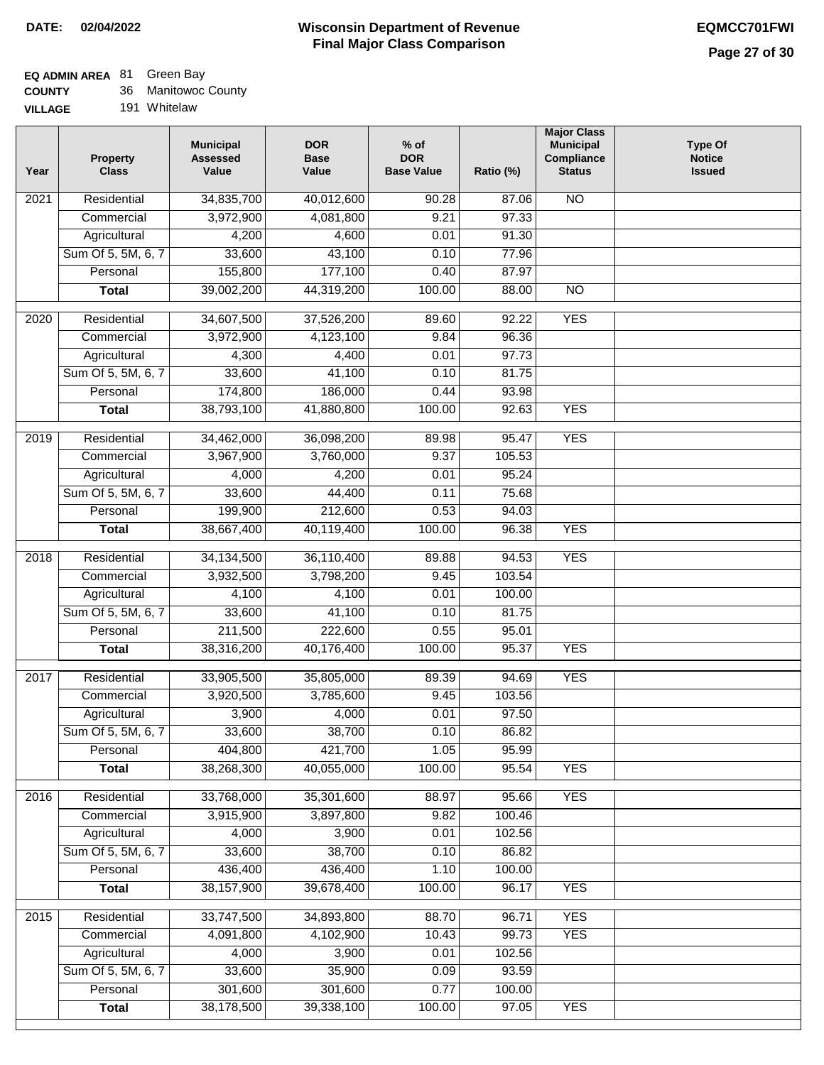**DATE: 02/04/2022**

# Wisconsin Department of Revenue
## Final Major Class Comparison

**EQMCC701FWI**

**EQ ADMIN AREA** 81 Green Bay
**COUNTY** 36 Manitowoc County
**VILLAGE** 191 Whitelaw

| Year | Property Class | Municipal Assessed Value | DOR Base Value | % of DOR Base Value | Ratio (%) | Major Class Municipal Compliance Status | Type Of Notice Issued |
|---|---|---|---|---|---|---|---|
| 2021 | Residential | 34,835,700 | 40,012,600 | 90.28 | 87.06 | NO | |
| | Commercial | 3,972,900 | 4,081,800 | 9.21 | 97.33 | | |
| | Agricultural | 4,200 | 4,600 | 0.01 | 91.30 | | |
| | Sum Of 5, 5M, 6, 7 | 33,600 | 43,100 | 0.10 | 77.96 | | |
| | Personal | 155,800 | 177,100 | 0.40 | 87.97 | | |
| | **Total** | 39,002,200 | 44,319,200 | 100.00 | 88.00 | NO | |
| 2020 | Residential | 34,607,500 | 37,526,200 | 89.60 | 92.22 | YES | |
| | Commercial | 3,972,900 | 4,123,100 | 9.84 | 96.36 | | |
| | Agricultural | 4,300 | 4,400 | 0.01 | 97.73 | | |
| | Sum Of 5, 5M, 6, 7 | 33,600 | 41,100 | 0.10 | 81.75 | | |
| | Personal | 174,800 | 186,000 | 0.44 | 93.98 | | |
| | **Total** | 38,793,100 | 41,880,800 | 100.00 | 92.63 | YES | |
| 2019 | Residential | 34,462,000 | 36,098,200 | 89.98 | 95.47 | YES | |
| | Commercial | 3,967,900 | 3,760,000 | 9.37 | 105.53 | | |
| | Agricultural | 4,000 | 4,200 | 0.01 | 95.24 | | |
| | Sum Of 5, 5M, 6, 7 | 33,600 | 44,400 | 0.11 | 75.68 | | |
| | Personal | 199,900 | 212,600 | 0.53 | 94.03 | | |
| | **Total** | 38,667,400 | 40,119,400 | 100.00 | 96.38 | YES | |
| 2018 | Residential | 34,134,500 | 36,110,400 | 89.88 | 94.53 | YES | |
| | Commercial | 3,932,500 | 3,798,200 | 9.45 | 103.54 | | |
| | Agricultural | 4,100 | 4,100 | 0.01 | 100.00 | | |
| | Sum Of 5, 5M, 6, 7 | 33,600 | 41,100 | 0.10 | 81.75 | | |
| | Personal | 211,500 | 222,600 | 0.55 | 95.01 | | |
| | **Total** | 38,316,200 | 40,176,400 | 100.00 | 95.37 | YES | |
| 2017 | Residential | 33,905,500 | 35,805,000 | 89.39 | 94.69 | YES | |
| | Commercial | 3,920,500 | 3,785,600 | 9.45 | 103.56 | | |
| | Agricultural | 3,900 | 4,000 | 0.01 | 97.50 | | |
| | Sum Of 5, 5M, 6, 7 | 33,600 | 38,700 | 0.10 | 86.82 | | |
| | Personal | 404,800 | 421,700 | 1.05 | 95.99 | | |
| | **Total** | 38,268,300 | 40,055,000 | 100.00 | 95.54 | YES | |
| 2016 | Residential | 33,768,000 | 35,301,600 | 88.97 | 95.66 | YES | |
| | Commercial | 3,915,900 | 3,897,800 | 9.82 | 100.46 | | |
| | Agricultural | 4,000 | 3,900 | 0.01 | 102.56 | | |
| | Sum Of 5, 5M, 6, 7 | 33,600 | 38,700 | 0.10 | 86.82 | | |
| | Personal | 436,400 | 436,400 | 1.10 | 100.00 | | |
| | **Total** | 38,157,900 | 39,678,400 | 100.00 | 96.17 | YES | |
| 2015 | Residential | 33,747,500 | 34,893,800 | 88.70 | 96.71 | YES | |
| | Commercial | 4,091,800 | 4,102,900 | 10.43 | 99.73 | YES | |
| | Agricultural | 4,000 | 3,900 | 0.01 | 102.56 | | |
| | Sum Of 5, 5M, 6, 7 | 33,600 | 35,900 | 0.09 | 93.59 | | |
| | Personal | 301,600 | 301,600 | 0.77 | 100.00 | | |
| | **Total** | 38,178,500 | 39,338,100 | 100.00 | 97.05 | YES | |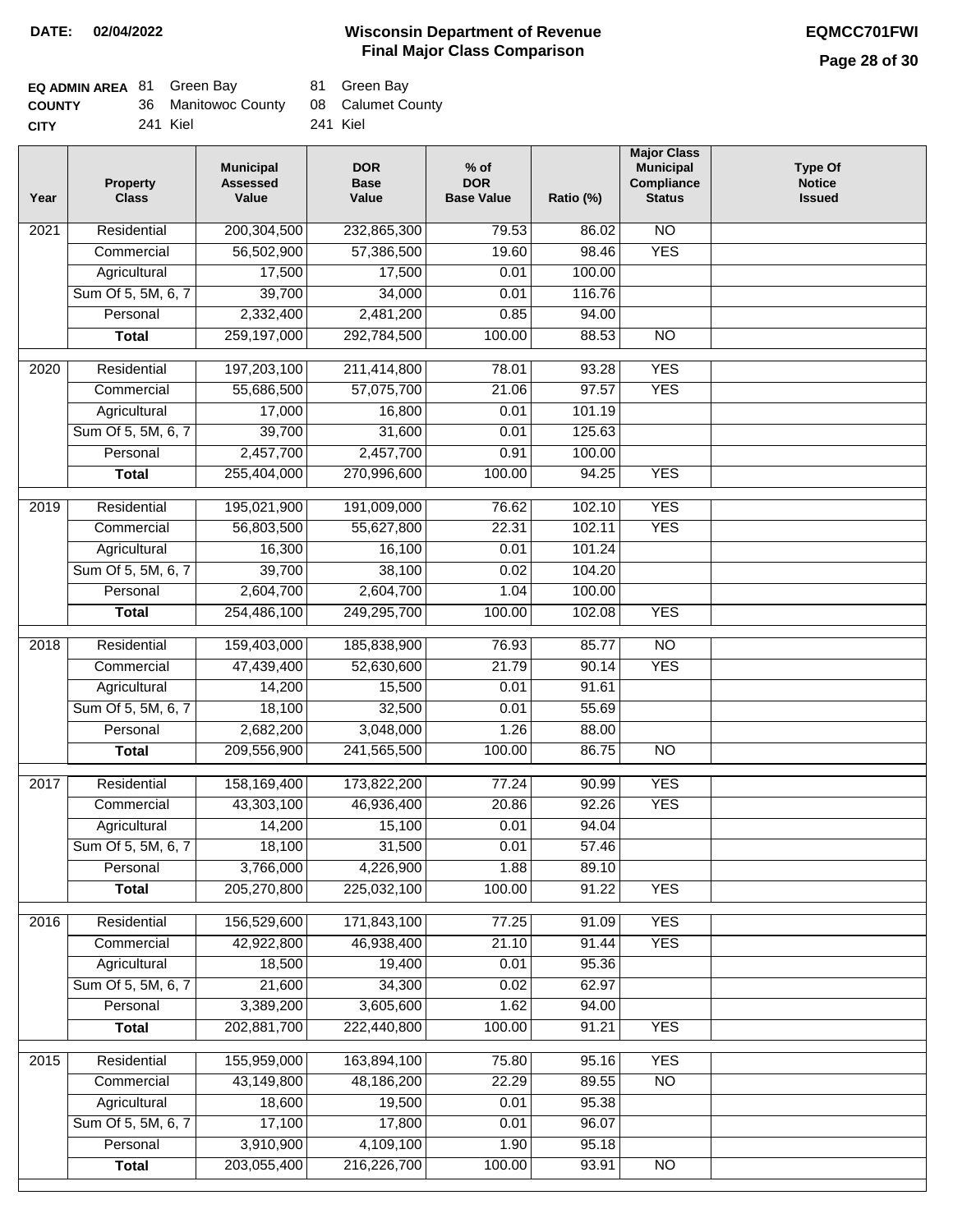**DATE: 02/04/2022**

# Wisconsin Department of Revenue
## Final Major Class Comparison

**EQMCC701FWI**

| | | | | |
|---|---|---|---|---|
| **EQ ADMIN AREA** | 81 | Green Bay | 81 | Green Bay |
| **COUNTY** | 36 | Manitowoc County | 08 | Calumet County |
| **CITY** | 241 | Kiel | 241 | Kiel |

| Year | Property Class | Municipal Assessed Value | DOR Base Value | % of DOR Base Value | Ratio (%) | Major Class Municipal Compliance Status | Type Of Notice Issued |
|---|---|---|---|---|---|---|---|
| 2021 | Residential | 200,304,500 | 232,865,300 | 79.53 | 86.02 | NO | |
| | Commercial | 56,502,900 | 57,386,500 | 19.60 | 98.46 | YES | |
| | Agricultural | 17,500 | 17,500 | 0.01 | 100.00 | | |
| | Sum Of 5, 5M, 6, 7 | 39,700 | 34,000 | 0.01 | 116.76 | | |
| | Personal | 2,332,400 | 2,481,200 | 0.85 | 94.00 | | |
| | **Total** | 259,197,000 | 292,784,500 | 100.00 | 88.53 | NO | |
| 2020 | Residential | 197,203,100 | 211,414,800 | 78.01 | 93.28 | YES | |
| | Commercial | 55,686,500 | 57,075,700 | 21.06 | 97.57 | YES | |
| | Agricultural | 17,000 | 16,800 | 0.01 | 101.19 | | |
| | Sum Of 5, 5M, 6, 7 | 39,700 | 31,600 | 0.01 | 125.63 | | |
| | Personal | 2,457,700 | 2,457,700 | 0.91 | 100.00 | | |
| | **Total** | 255,404,000 | 270,996,600 | 100.00 | 94.25 | YES | |
| 2019 | Residential | 195,021,900 | 191,009,000 | 76.62 | 102.10 | YES | |
| | Commercial | 56,803,500 | 55,627,800 | 22.31 | 102.11 | YES | |
| | Agricultural | 16,300 | 16,100 | 0.01 | 101.24 | | |
| | Sum Of 5, 5M, 6, 7 | 39,700 | 38,100 | 0.02 | 104.20 | | |
| | Personal | 2,604,700 | 2,604,700 | 1.04 | 100.00 | | |
| | **Total** | 254,486,100 | 249,295,700 | 100.00 | 102.08 | YES | |
| 2018 | Residential | 159,403,000 | 185,838,900 | 76.93 | 85.77 | NO | |
| | Commercial | 47,439,400 | 52,630,600 | 21.79 | 90.14 | YES | |
| | Agricultural | 14,200 | 15,500 | 0.01 | 91.61 | | |
| | Sum Of 5, 5M, 6, 7 | 18,100 | 32,500 | 0.01 | 55.69 | | |
| | Personal | 2,682,200 | 3,048,000 | 1.26 | 88.00 | | |
| | **Total** | 209,556,900 | 241,565,500 | 100.00 | 86.75 | NO | |
| 2017 | Residential | 158,169,400 | 173,822,200 | 77.24 | 90.99 | YES | |
| | Commercial | 43,303,100 | 46,936,400 | 20.86 | 92.26 | YES | |
| | Agricultural | 14,200 | 15,100 | 0.01 | 94.04 | | |
| | Sum Of 5, 5M, 6, 7 | 18,100 | 31,500 | 0.01 | 57.46 | | |
| | Personal | 3,766,000 | 4,226,900 | 1.88 | 89.10 | | |
| | **Total** | 205,270,800 | 225,032,100 | 100.00 | 91.22 | YES | |
| 2016 | Residential | 156,529,600 | 171,843,100 | 77.25 | 91.09 | YES | |
| | Commercial | 42,922,800 | 46,938,400 | 21.10 | 91.44 | YES | |
| | Agricultural | 18,500 | 19,400 | 0.01 | 95.36 | | |
| | Sum Of 5, 5M, 6, 7 | 21,600 | 34,300 | 0.02 | 62.97 | | |
| | Personal | 3,389,200 | 3,605,600 | 1.62 | 94.00 | | |
| | **Total** | 202,881,700 | 222,440,800 | 100.00 | 91.21 | YES | |
| 2015 | Residential | 155,959,000 | 163,894,100 | 75.80 | 95.16 | YES | |
| | Commercial | 43,149,800 | 48,186,200 | 22.29 | 89.55 | NO | |
| | Agricultural | 18,600 | 19,500 | 0.01 | 95.38 | | |
| | Sum Of 5, 5M, 6, 7 | 17,100 | 17,800 | 0.01 | 96.07 | | |
| | Personal | 3,910,900 | 4,109,100 | 1.90 | 95.18 | | |
| | **Total** | 203,055,400 | 216,226,700 | 100.00 | 93.91 | NO | |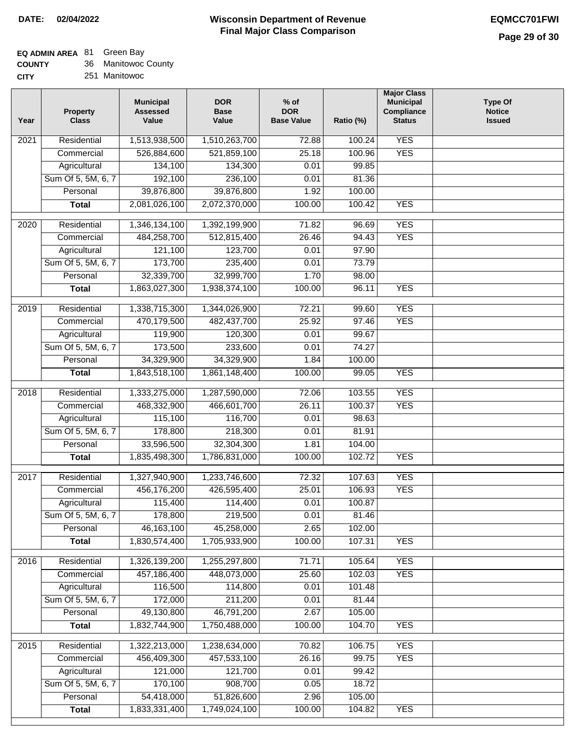**DATE: 02/04/2022**

# Wisconsin Department of Revenue
## Final Major Class Comparison

**EQMCC701FWI**

**EQ ADMIN AREA** 81 Green Bay
**COUNTY** 36 Manitowoc County
**CITY** 251 Manitowoc

| Year | Property Class | Municipal Assessed Value | DOR Base Value | % of DOR Base Value | Ratio (%) | Major Class Municipal Compliance Status | Type Of Notice Issued |
|---|---|---|---|---|---|---|---|
| 2021 | Residential | 1,513,938,500 | 1,510,263,700 | 72.88 | 100.24 | YES | |
| | Commercial | 526,884,600 | 521,859,100 | 25.18 | 100.96 | YES | |
| | Agricultural | 134,100 | 134,300 | 0.01 | 99.85 | | |
| | Sum Of 5, 5M, 6, 7 | 192,100 | 236,100 | 0.01 | 81.36 | | |
| | Personal | 39,876,800 | 39,876,800 | 1.92 | 100.00 | | |
| | **Total** | 2,081,026,100 | 2,072,370,000 | 100.00 | 100.42 | YES | |
| 2020 | Residential | 1,346,134,100 | 1,392,199,900 | 71.82 | 96.69 | YES | |
| | Commercial | 484,258,700 | 512,815,400 | 26.46 | 94.43 | YES | |
| | Agricultural | 121,100 | 123,700 | 0.01 | 97.90 | | |
| | Sum Of 5, 5M, 6, 7 | 173,700 | 235,400 | 0.01 | 73.79 | | |
| | Personal | 32,339,700 | 32,999,700 | 1.70 | 98.00 | | |
| | **Total** | 1,863,027,300 | 1,938,374,100 | 100.00 | 96.11 | YES | |
| 2019 | Residential | 1,338,715,300 | 1,344,026,900 | 72.21 | 99.60 | YES | |
| | Commercial | 470,179,500 | 482,437,700 | 25.92 | 97.46 | YES | |
| | Agricultural | 119,900 | 120,300 | 0.01 | 99.67 | | |
| | Sum Of 5, 5M, 6, 7 | 173,500 | 233,600 | 0.01 | 74.27 | | |
| | Personal | 34,329,900 | 34,329,900 | 1.84 | 100.00 | | |
| | **Total** | 1,843,518,100 | 1,861,148,400 | 100.00 | 99.05 | YES | |
| 2018 | Residential | 1,333,275,000 | 1,287,590,000 | 72.06 | 103.55 | YES | |
| | Commercial | 468,332,900 | 466,601,700 | 26.11 | 100.37 | YES | |
| | Agricultural | 115,100 | 116,700 | 0.01 | 98.63 | | |
| | Sum Of 5, 5M, 6, 7 | 178,800 | 218,300 | 0.01 | 81.91 | | |
| | Personal | 33,596,500 | 32,304,300 | 1.81 | 104.00 | | |
| | **Total** | 1,835,498,300 | 1,786,831,000 | 100.00 | 102.72 | YES | |
| 2017 | Residential | 1,327,940,900 | 1,233,746,600 | 72.32 | 107.63 | YES | |
| | Commercial | 456,176,200 | 426,595,400 | 25.01 | 106.93 | YES | |
| | Agricultural | 115,400 | 114,400 | 0.01 | 100.87 | | |
| | Sum Of 5, 5M, 6, 7 | 178,800 | 219,500 | 0.01 | 81.46 | | |
| | Personal | 46,163,100 | 45,258,000 | 2.65 | 102.00 | | |
| | **Total** | 1,830,574,400 | 1,705,933,900 | 100.00 | 107.31 | YES | |
| 2016 | Residential | 1,326,139,200 | 1,255,297,800 | 71.71 | 105.64 | YES | |
| | Commercial | 457,186,400 | 448,073,000 | 25.60 | 102.03 | YES | |
| | Agricultural | 116,500 | 114,800 | 0.01 | 101.48 | | |
| | Sum Of 5, 5M, 6, 7 | 172,000 | 211,200 | 0.01 | 81.44 | | |
| | Personal | 49,130,800 | 46,791,200 | 2.67 | 105.00 | | |
| | **Total** | 1,832,744,900 | 1,750,488,000 | 100.00 | 104.70 | YES | |
| 2015 | Residential | 1,322,213,000 | 1,238,634,000 | 70.82 | 106.75 | YES | |
| | Commercial | 456,409,300 | 457,533,100 | 26.16 | 99.75 | YES | |
| | Agricultural | 121,000 | 121,700 | 0.01 | 99.42 | | |
| | Sum Of 5, 5M, 6, 7 | 170,100 | 908,700 | 0.05 | 18.72 | | |
| | Personal | 54,418,000 | 51,826,600 | 2.96 | 105.00 | | |
| | **Total** | 1,833,331,400 | 1,749,024,100 | 100.00 | 104.82 | YES | |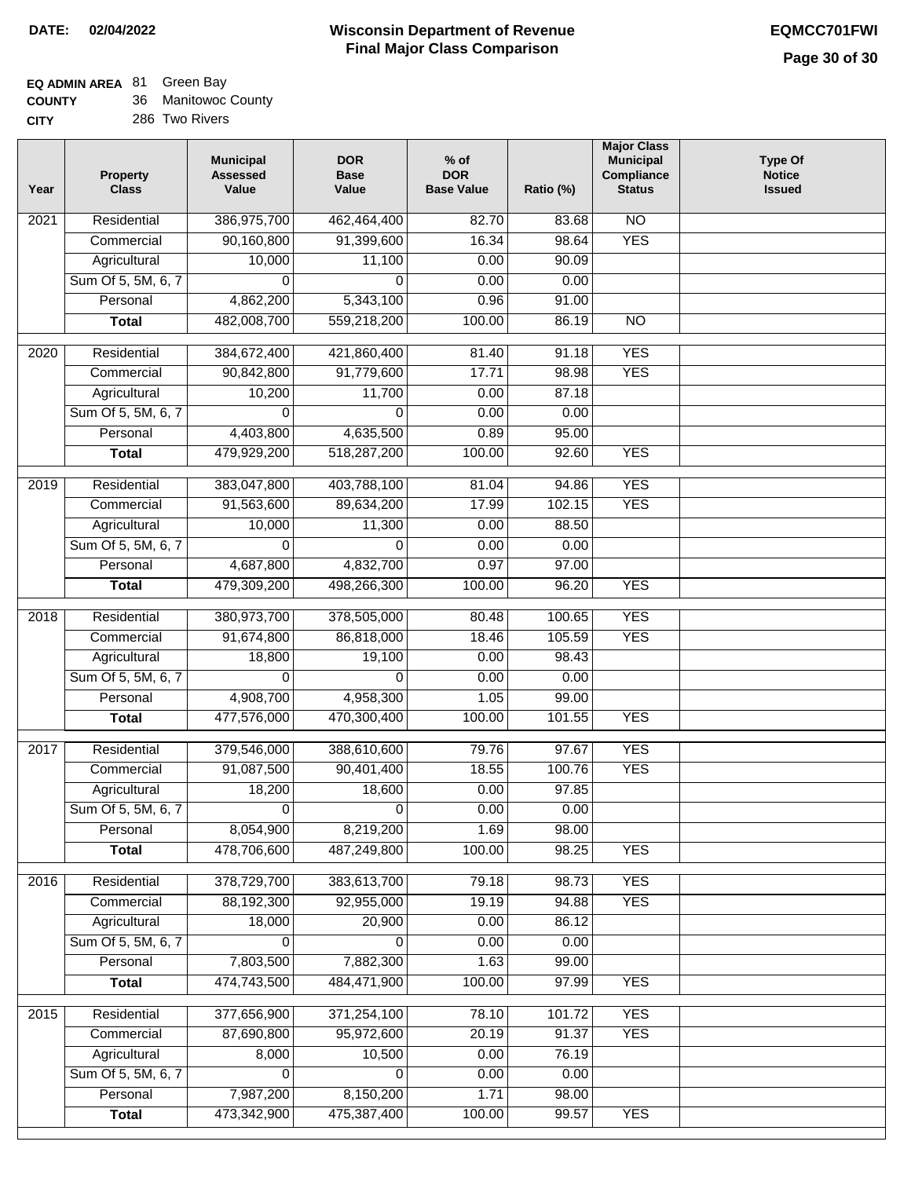**DATE: 02/04/2022**

# Wisconsin Department of Revenue
## Final Major Class Comparison

**EQMCC701FWI**

**EQ ADMIN AREA** 81 Green Bay
**COUNTY** 36 Manitowoc County
**CITY** 286 Two Rivers

| Year | Property Class | Municipal Assessed Value | DOR Base Value | % of DOR Base Value | Ratio (%) | Major Class Municipal Compliance Status | Type Of Notice Issued |
|---|---|---|---|---|---|---|---|
| 2021 | Residential | 386,975,700 | 462,464,400 | 82.70 | 83.68 | NO | |
| | Commercial | 90,160,800 | 91,399,600 | 16.34 | 98.64 | YES | |
| | Agricultural | 10,000 | 11,100 | 0.00 | 90.09 | | |
| | Sum Of 5, 5M, 6, 7 | 0 | 0 | 0.00 | 0.00 | | |
| | Personal | 4,862,200 | 5,343,100 | 0.96 | 91.00 | | |
| | **Total** | 482,008,700 | 559,218,200 | 100.00 | 86.19 | NO | |
| 2020 | Residential | 384,672,400 | 421,860,400 | 81.40 | 91.18 | YES | |
| | Commercial | 90,842,800 | 91,779,600 | 17.71 | 98.98 | YES | |
| | Agricultural | 10,200 | 11,700 | 0.00 | 87.18 | | |
| | Sum Of 5, 5M, 6, 7 | 0 | 0 | 0.00 | 0.00 | | |
| | Personal | 4,403,800 | 4,635,500 | 0.89 | 95.00 | | |
| | **Total** | 479,929,200 | 518,287,200 | 100.00 | 92.60 | YES | |
| 2019 | Residential | 383,047,800 | 403,788,100 | 81.04 | 94.86 | YES | |
| | Commercial | 91,563,600 | 89,634,200 | 17.99 | 102.15 | YES | |
| | Agricultural | 10,000 | 11,300 | 0.00 | 88.50 | | |
| | Sum Of 5, 5M, 6, 7 | 0 | 0 | 0.00 | 0.00 | | |
| | Personal | 4,687,800 | 4,832,700 | 0.97 | 97.00 | | |
| | **Total** | 479,309,200 | 498,266,300 | 100.00 | 96.20 | YES | |
| 2018 | Residential | 380,973,700 | 378,505,000 | 80.48 | 100.65 | YES | |
| | Commercial | 91,674,800 | 86,818,000 | 18.46 | 105.59 | YES | |
| | Agricultural | 18,800 | 19,100 | 0.00 | 98.43 | | |
| | Sum Of 5, 5M, 6, 7 | 0 | 0 | 0.00 | 0.00 | | |
| | Personal | 4,908,700 | 4,958,300 | 1.05 | 99.00 | | |
| | **Total** | 477,576,000 | 470,300,400 | 100.00 | 101.55 | YES | |
| 2017 | Residential | 379,546,000 | 388,610,600 | 79.76 | 97.67 | YES | |
| | Commercial | 91,087,500 | 90,401,400 | 18.55 | 100.76 | YES | |
| | Agricultural | 18,200 | 18,600 | 0.00 | 97.85 | | |
| | Sum Of 5, 5M, 6, 7 | 0 | 0 | 0.00 | 0.00 | | |
| | Personal | 8,054,900 | 8,219,200 | 1.69 | 98.00 | | |
| | **Total** | 478,706,600 | 487,249,800 | 100.00 | 98.25 | YES | |
| 2016 | Residential | 378,729,700 | 383,613,700 | 79.18 | 98.73 | YES | |
| | Commercial | 88,192,300 | 92,955,000 | 19.19 | 94.88 | YES | |
| | Agricultural | 18,000 | 20,900 | 0.00 | 86.12 | | |
| | Sum Of 5, 5M, 6, 7 | 0 | 0 | 0.00 | 0.00 | | |
| | Personal | 7,803,500 | 7,882,300 | 1.63 | 99.00 | | |
| | **Total** | 474,743,500 | 484,471,900 | 100.00 | 97.99 | YES | |
| 2015 | Residential | 377,656,900 | 371,254,100 | 78.10 | 101.72 | YES | |
| | Commercial | 87,690,800 | 95,972,600 | 20.19 | 91.37 | YES | |
| | Agricultural | 8,000 | 10,500 | 0.00 | 76.19 | | |
| | Sum Of 5, 5M, 6, 7 | 0 | 0 | 0.00 | 0.00 | | |
| | Personal | 7,987,200 | 8,150,200 | 1.71 | 98.00 | | |
| | **Total** | 473,342,900 | 475,387,400 | 100.00 | 99.57 | YES | |